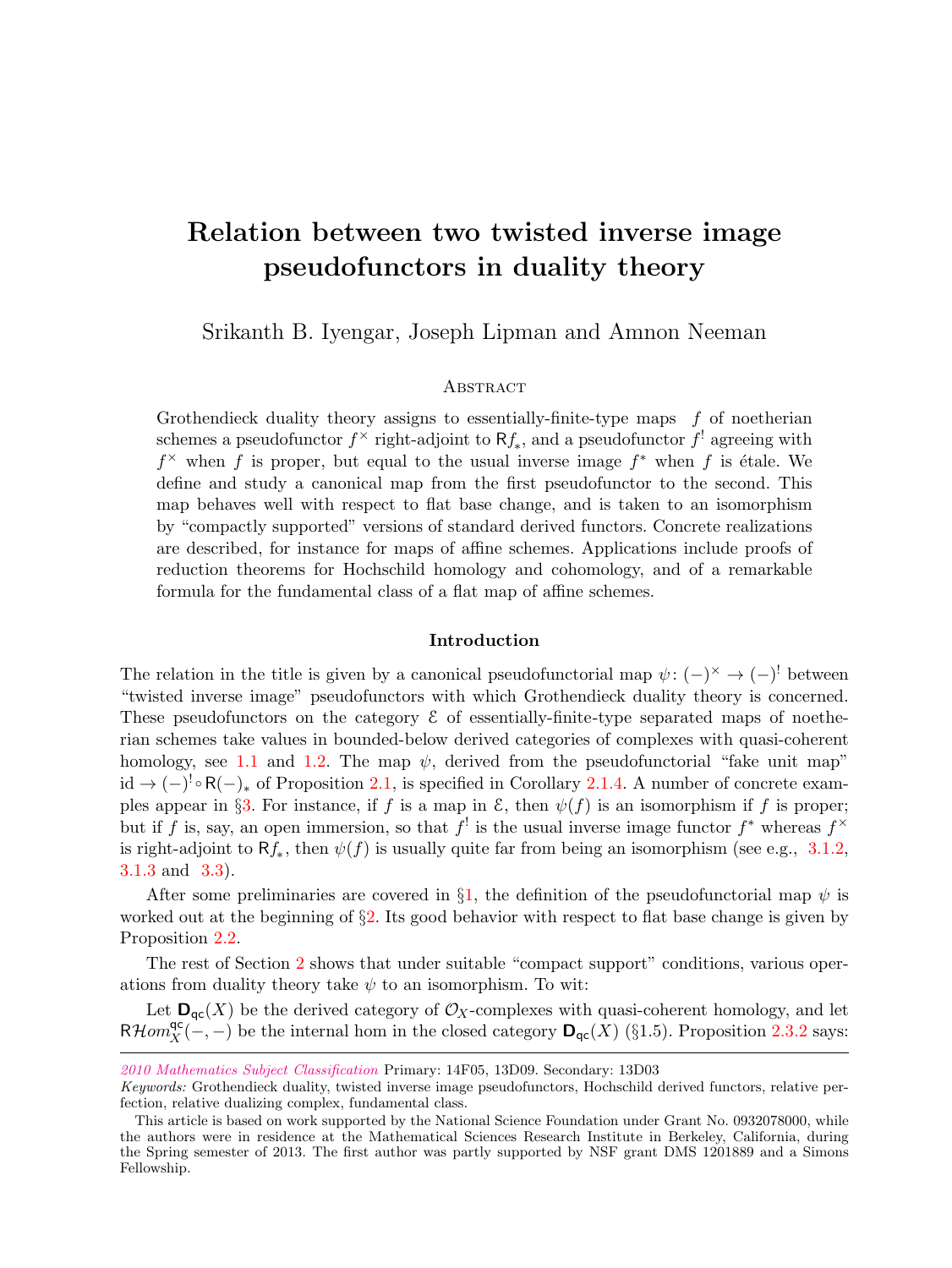# Relation between two twisted inverse image pseudofunctors in duality theory

Srikanth B. Iyengar, Joseph Lipman and Amnon Neeman

## Abstract

Grothendieck duality theory assigns to essentially-finite-type maps $f$ of noetherian schemes a pseudofunctor $f^\times$ right-adjoint to $\mathsf{R}f_*$, and a pseudofunctor $f^!$ agreeing with $f^\times$ when $f$ is proper, but equal to the usual inverse image $f^*$ when $f$ is étale. We define and study a canonical map from the first pseudofunctor to the second. This map behaves well with respect to flat base change, and is taken to an isomorphism by "compactly supported" versions of standard derived functors. Concrete realizations are described, for instance for maps of affine schemes. Applications include proofs of reduction theorems for Hochschild homology and cohomology, and of a remarkable formula for the fundamental class of a flat map of affine schemes.

## Introduction

The relation in the title is given by a canonical pseudofunctorial map $\psi\colon (-)^\times \to (-)^!$ between "twisted inverse image" pseudofunctors with which Grothendieck duality theory is concerned. These pseudofunctors on the category $\mathcal{E}$ of essentially-finite-type separated maps of noetherian schemes take values in bounded-below derived categories of complexes with quasi-coherent homology, see 1.1 and 1.2. The map $\psi$, derived from the pseudofunctorial "fake unit map" $\mathrm{id} \to (-)^! \circ \mathsf{R}(-)_*$ of Proposition 2.1, is specified in Corollary 2.1.4. A number of concrete examples appear in §3. For instance, if $f$ is a map in $\mathcal{E}$, then $\psi(f)$ is an isomorphism if $f$ is proper; but if $f$ is, say, an open immersion, so that $f^!$ is the usual inverse image functor $f^*$ whereas $f^\times$ is right-adjoint to $\mathsf{R}f_*$, then $\psi(f)$ is usually quite far from being an isomorphism (see e.g., 3.1.2, 3.1.3 and 3.3).

After some preliminaries are covered in §1, the definition of the pseudofunctorial map $\psi$ is worked out at the beginning of §2. Its good behavior with respect to flat base change is given by Proposition 2.2.

The rest of Section 2 shows that under suitable "compact support" conditions, various operations from duality theory take $\psi$ to an isomorphism. To wit:

Let $\mathbf{D}_{\mathsf{qc}}(X)$ be the derived category of $\mathcal{O}_X$-complexes with quasi-coherent homology, and let $\mathsf{R}\mathcal{H}om^{\mathsf{qc}}_X(-,-)$ be the internal hom in the closed category $\mathbf{D}_{\mathsf{qc}}(X)$ (§1.5). Proposition 2.3.2 says:

---

*2010 Mathematics Subject Classification* Primary: 14F05, 13D09. Secondary: 13D03

*Keywords:* Grothendieck duality, twisted inverse image pseudofunctors, Hochschild derived functors, relative perfection, relative dualizing complex, fundamental class.

This article is based on work supported by the National Science Foundation under Grant No. 0932078000, while the authors were in residence at the Mathematical Sciences Research Institute in Berkeley, California, during the Spring semester of 2013. The first author was partly supported by NSF grant DMS 1201889 and a Simons Fellowship.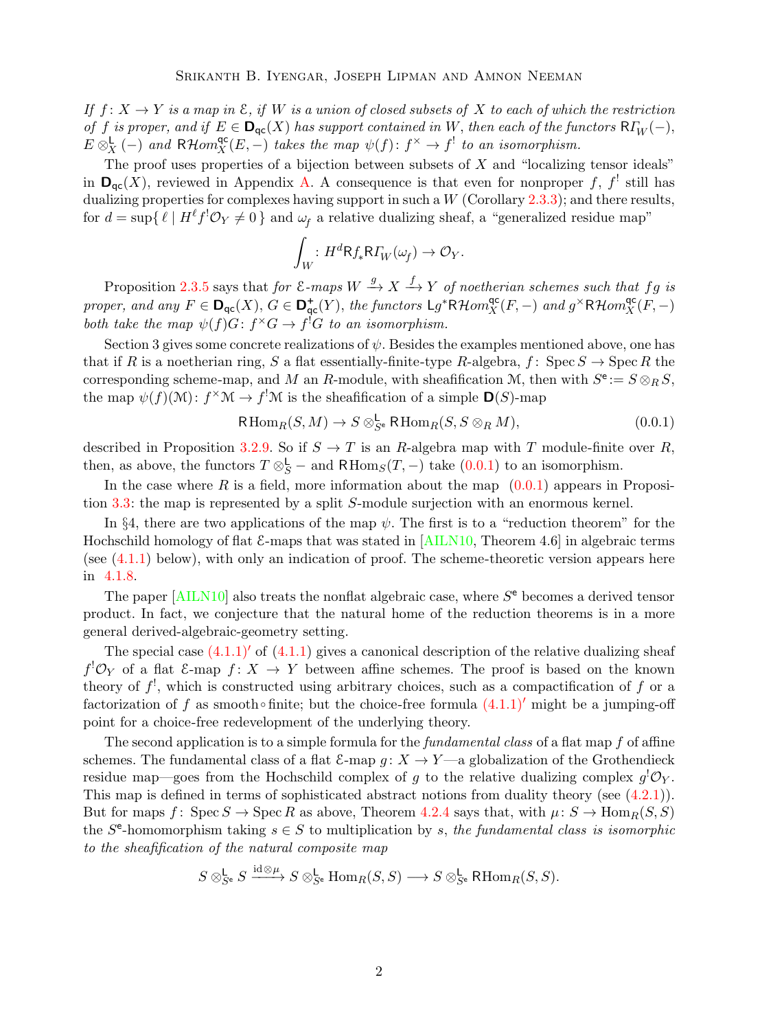*If $f\colon X \to Y$ is a map in $\mathcal{E}$, if $W$ is a union of closed subsets of $X$ to each of which the restriction of $f$ is proper, and if $E \in \mathbf{D}_{\mathsf{qc}}(X)$ has support contained in $W$, then each of the functors $\mathsf{R}\varGamma_W(-)$, $E \otimes^{\mathsf{L}}_X (-)$ and $\mathsf{R}\mathcal{H}om^{\mathsf{qc}}_X(E,-)$ takes the map $\psi(f)\colon f^\times \to f^!$ to an isomorphism.*

The proof uses properties of a bijection between subsets of $X$ and "localizing tensor ideals" in $\mathbf{D}_{\mathsf{qc}}(X)$, reviewed in Appendix A. A consequence is that even for nonproper $f$, $f^!$ still has dualizing properties for complexes having support in such a $W$ (Corollary 2.3.3); and there results, for $d = \sup\{\, \ell \mid H^\ell f^! \mathcal{O}_Y \neq 0 \,\}$ and $\omega_f$ a relative dualizing sheaf, a "generalized residue map"

$$\int_W \colon H^d \mathsf{R}f_* \mathsf{R}\varGamma_W(\omega_f) \to \mathcal{O}_Y.$$

Proposition 2.3.5 says that *for $\mathcal{E}$-maps $W \xrightarrow{\,g\,} X \xrightarrow{\,f\,} Y$ of noetherian schemes such that $fg$ is proper, and any $F \in \mathbf{D}_{\mathsf{qc}}(X)$, $G \in \mathbf{D}^+_{\mathsf{qc}}(Y)$, the functors $\mathsf{L}g^* \mathsf{R}\mathcal{H}om^{\mathsf{qc}}_X(F,-)$ and $g^\times \mathsf{R}\mathcal{H}om^{\mathsf{qc}}_X(F,-)$ both take the map $\psi(f)G\colon f^\times G \to f^! G$ to an isomorphism.*

Section 3 gives some concrete realizations of $\psi$. Besides the examples mentioned above, one has that if $R$ is a noetherian ring, $S$ a flat essentially-finite-type $R$-algebra, $f\colon \operatorname{Spec} S \to \operatorname{Spec} R$ the corresponding scheme-map, and $M$ an $R$-module, with sheafification $\mathcal{M}$, then with $S^{\mathsf{e}} := S \otimes_R S$, the map $\psi(f)(\mathcal{M})\colon f^\times \mathcal{M} \to f^! \mathcal{M}$ is the sheafification of a simple $\mathbf{D}(S)$-map

$$\mathsf{R}\operatorname{Hom}_R(S, M) \to S \otimes^{\mathsf{L}}_{S^{\mathsf{e}}} \mathsf{R}\operatorname{Hom}_R(S, S \otimes_R M), \tag{0.0.1}$$

described in Proposition 3.2.9. So if $S \to T$ is an $R$-algebra map with $T$ module-finite over $R$, then, as above, the functors $T \otimes^{\mathsf{L}}_S -$ and $\mathsf{R}\operatorname{Hom}_S(T, -)$ take (0.0.1) to an isomorphism.

In the case where $R$ is a field, more information about the map (0.0.1) appears in Proposition 3.3: the map is represented by a split $S$-module surjection with an enormous kernel.

In §4, there are two applications of the map $\psi$. The first is to a "reduction theorem" for the Hochschild homology of flat $\mathcal{E}$-maps that was stated in [AILN10, Theorem 4.6] in algebraic terms (see (4.1.1) below), with only an indication of proof. The scheme-theoretic version appears here in 4.1.8.

The paper [AILN10] also treats the nonflat algebraic case, where $S^{\mathsf{e}}$ becomes a derived tensor product. In fact, we conjecture that the natural home of the reduction theorems is in a more general derived-algebraic-geometry setting.

The special case (4.1.1)′ of (4.1.1) gives a canonical description of the relative dualizing sheaf $f^! \mathcal{O}_Y$ of a flat $\mathcal{E}$-map $f\colon X \to Y$ between affine schemes. The proof is based on the known theory of $f^!$, which is constructed using arbitrary choices, such as a compactification of $f$ or a factorization of $f$ as smooth$\circ$finite; but the choice-free formula (4.1.1)′ might be a jumping-off point for a choice-free redevelopment of the underlying theory.

The second application is to a simple formula for the *fundamental class* of a flat map $f$ of affine schemes. The fundamental class of a flat $\mathcal{E}$-map $g\colon X \to Y$—a globalization of the Grothendieck residue map—goes from the Hochschild complex of $g$ to the relative dualizing complex $g^! \mathcal{O}_Y$. This map is defined in terms of sophisticated abstract notions from duality theory (see (4.2.1)). But for maps $f\colon \operatorname{Spec} S \to \operatorname{Spec} R$ as above, Theorem 4.2.4 says that, with $\mu\colon S \to \operatorname{Hom}_R(S, S)$ the $S^{\mathsf{e}}$-homomorphism taking $s \in S$ to multiplication by $s$, *the fundamental class is isomorphic to the sheafification of the natural composite map*

$$S \otimes^{\mathsf{L}}_{S^{\mathsf{e}}} S \xrightarrow{\ \mathrm{id}\otimes\mu\ } S \otimes^{\mathsf{L}}_{S^{\mathsf{e}}} \operatorname{Hom}_R(S,S) \longrightarrow S \otimes^{\mathsf{L}}_{S^{\mathsf{e}}} \mathsf{R}\operatorname{Hom}_R(S,S).$$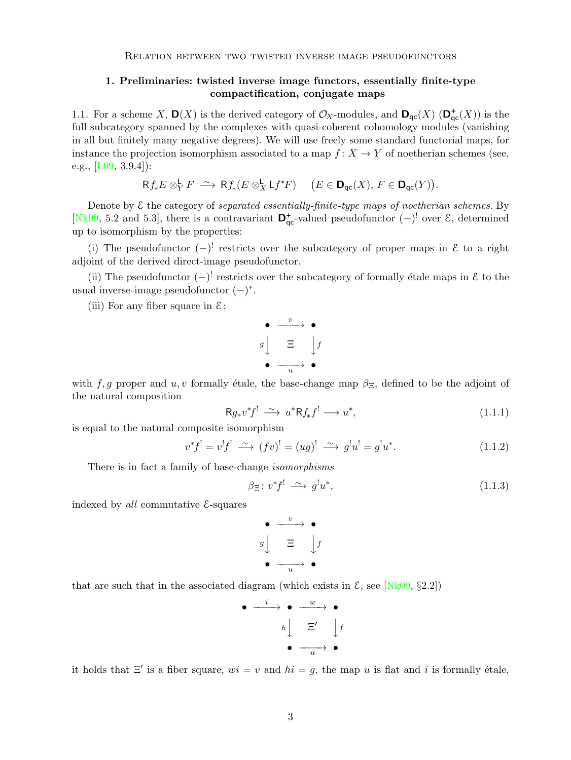## 1. Preliminaries: twisted inverse image functors, essentially finite-type compactification, conjugate maps

1.1. For a scheme $X$, $\mathbf{D}(X)$ is the derived category of $\mathcal{O}_X$-modules, and $\mathbf{D}_{\mathsf{qc}}(X)$ ($\mathbf{D}^+_{\mathsf{qc}}(X)$) is the full subcategory spanned by the complexes with quasi-coherent cohomology modules (vanishing in all but finitely many negative degrees). We will use freely some standard functorial maps, for instance the projection isomorphism associated to a map $f\colon X \to Y$ of noetherian schemes (see, e.g., [L09, 3.9.4]):

$$\mathsf{R}f_*E \otimes^{\mathsf{L}}_Y F \xrightarrow{\ \sim\ } \mathsf{R}f_*(E \otimes^{\mathsf{L}}_X \mathsf{L}f^*F) \qquad \big(E \in \mathbf{D}_{\mathsf{qc}}(X),\ F \in \mathbf{D}_{\mathsf{qc}}(Y)\big).$$

Denote by $\mathcal{E}$ the category of *separated essentially-finite-type maps of noetherian schemes*. By [Nk09, 5.2 and 5.3], there is a contravariant $\mathbf{D}^+_{\mathsf{qc}}$-valued pseudofunctor $(-)^!$ over $\mathcal{E}$, determined up to isomorphism by the properties:

(i) The pseudofunctor $(-)^!$ restricts over the subcategory of proper maps in $\mathcal{E}$ to a right adjoint of the derived direct-image pseudofunctor.

(ii) The pseudofunctor $(-)^!$ restricts over the subcategory of formally étale maps in $\mathcal{E}$ to the usual inverse-image pseudofunctor $(-)^*$.

(iii) For any fiber square in $\mathcal{E}$:

$$\begin{array}{ccc} \bullet & \xrightarrow{\ v\ } & \bullet \\ {\scriptstyle g}\downarrow & \Xi & \downarrow{\scriptstyle f} \\ \bullet & \xrightarrow[\ u\ ]{} & \bullet \end{array}$$

with $f, g$ proper and $u, v$ formally étale, the base-change map $\beta_\Xi$, defined to be the adjoint of the natural composition

$$\mathsf{R}g_*v^*f^! \xrightarrow{\ \sim\ } u^*\mathsf{R}f_*f^! \longrightarrow u^*, \tag{1.1.1}$$

is equal to the natural composite isomorphism

$$v^*f^! = v^!f^! \xrightarrow{\ \sim\ } (fv)^! = (ug)^! \xrightarrow{\ \sim\ } g^!u^! = g^!u^*. \tag{1.1.2}$$

There is in fact a family of base-change *isomorphisms*

$$\beta_\Xi\colon v^*f^! \xrightarrow{\ \sim\ } g^!u^*, \tag{1.1.3}$$

indexed by *all* commutative $\mathcal{E}$-squares

$$\begin{array}{ccc} \bullet & \xrightarrow{\ v\ } & \bullet \\ {\scriptstyle g}\downarrow & \Xi & \downarrow{\scriptstyle f} \\ \bullet & \xrightarrow[\ u\ ]{} & \bullet \end{array}$$

that are such that in the associated diagram (which exists in $\mathcal{E}$, see [Nk09, §2.2])

$$\begin{array}{ccccc} \bullet & \xrightarrow{\ i\ } & \bullet & \xrightarrow{\ w\ } & \bullet \\ & & {\scriptstyle h}\downarrow & \Xi' & \downarrow{\scriptstyle f} \\ & & \bullet & \xrightarrow[\ u\ ]{} & \bullet \end{array}$$

it holds that $\Xi'$ is a fiber square, $wi = v$ and $hi = g$, the map $u$ is flat and $i$ is formally étale,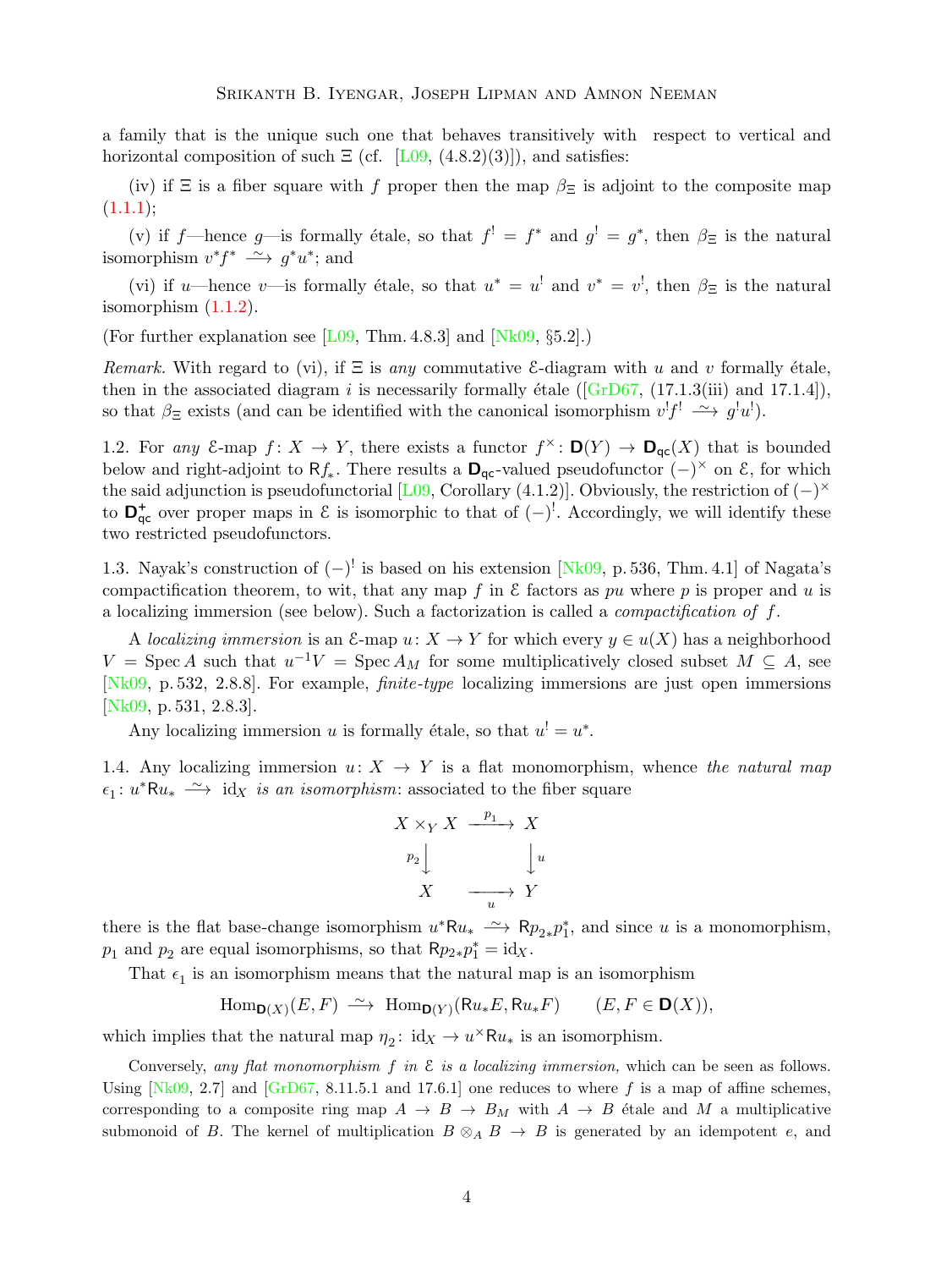a family that is the unique such one that behaves transitively with respect to vertical and horizontal composition of such $\Xi$ (cf. [L09, (4.8.2)(3)]), and satisfies:

(iv) if $\Xi$ is a fiber square with $f$ proper then the map $\beta_\Xi$ is adjoint to the composite map (1.1.1);

(v) if $f$—hence $g$—is formally étale, so that $f^! = f^*$ and $g^! = g^*$, then $\beta_\Xi$ is the natural isomorphism $v^*f^* \xrightarrow{\sim} g^*u^*$; and

(vi) if $u$—hence $v$—is formally étale, so that $u^* = u^!$ and $v^* = v^!$, then $\beta_\Xi$ is the natural isomorphism (1.1.2).

(For further explanation see [L09, Thm. 4.8.3] and [Nk09, §5.2].)

*Remark.* With regard to (vi), if $\Xi$ is *any* commutative $\mathcal{E}$-diagram with $u$ and $v$ formally étale, then in the associated diagram $i$ is necessarily formally étale ([GrD67, (17.1.3(iii) and 17.1.4]), so that $\beta_\Xi$ exists (and can be identified with the canonical isomorphism $v^!f^! \xrightarrow{\sim} g^!u^!$).

1.2. For *any* $\mathcal{E}$-map $f\colon X \to Y$, there exists a functor $f^\times\colon \mathbf{D}(Y) \to \mathbf{D}_{\mathsf{qc}}(X)$ that is bounded below and right-adjoint to $\mathsf{R}f_*$. There results a $\mathbf{D}_{\mathsf{qc}}$-valued pseudofunctor $(-)^\times$ on $\mathcal{E}$, for which the said adjunction is pseudofunctorial [L09, Corollary (4.1.2)]. Obviously, the restriction of $(-)^\times$ to $\mathbf{D}^+_{\mathsf{qc}}$ over proper maps in $\mathcal{E}$ is isomorphic to that of $(-)^!$. Accordingly, we will identify these two restricted pseudofunctors.

1.3. Nayak's construction of $(-)^!$ is based on his extension [Nk09, p. 536, Thm. 4.1] of Nagata's compactification theorem, to wit, that any map $f$ in $\mathcal{E}$ factors as $pu$ where $p$ is proper and $u$ is a localizing immersion (see below). Such a factorization is called a *compactification of* $f$.

A *localizing immersion* is an $\mathcal{E}$-map $u\colon X \to Y$ for which every $y \in u(X)$ has a neighborhood $V = \operatorname{Spec} A$ such that $u^{-1}V = \operatorname{Spec} A_M$ for some multiplicatively closed subset $M \subseteq A$, see [Nk09, p. 532, 2.8.8]. For example, *finite-type* localizing immersions are just open immersions [Nk09, p. 531, 2.8.3].

Any localizing immersion $u$ is formally étale, so that $u^! = u^*$.

1.4. Any localizing immersion $u\colon X \to Y$ is a flat monomorphism, whence *the natural map* $\epsilon_1\colon u^*\mathsf{R}u_* \xrightarrow{\sim} \mathrm{id}_X$ *is an isomorphism*: associated to the fiber square

$$\begin{array}{ccc}
X \times_Y X & \xrightarrow{p_1} & X \\
{\scriptstyle p_2}\downarrow & & \downarrow{\scriptstyle u} \\
X & \xrightarrow[u]{} & Y
\end{array}$$

there is the flat base-change isomorphism $u^*\mathsf{R}u_* \xrightarrow{\sim} \mathsf{R}p_{2*}p_1^*$, and since $u$ is a monomorphism, $p_1$ and $p_2$ are equal isomorphisms, so that $\mathsf{R}p_{2*}p_1^* = \mathrm{id}_X$.

That $\epsilon_1$ is an isomorphism means that the natural map is an isomorphism

$$\mathrm{Hom}_{\mathbf{D}(X)}(E, F) \xrightarrow{\sim} \mathrm{Hom}_{\mathbf{D}(Y)}(\mathsf{R}u_*E, \mathsf{R}u_*F) \qquad (E, F \in \mathbf{D}(X)),$$

which implies that the natural map $\eta_2\colon \mathrm{id}_X \to u^\times\mathsf{R}u_*$ is an isomorphism.

Conversely, *any flat monomorphism* $f$ *in* $\mathcal{E}$ *is a localizing immersion,* which can be seen as follows. Using [Nk09, 2.7] and [GrD67, 8.11.5.1 and 17.6.1] one reduces to where $f$ is a map of affine schemes, corresponding to a composite ring map $A \to B \to B_M$ with $A \to B$ étale and $M$ a multiplicative submonoid of $B$. The kernel of multiplication $B \otimes_A B \to B$ is generated by an idempotent $e$, and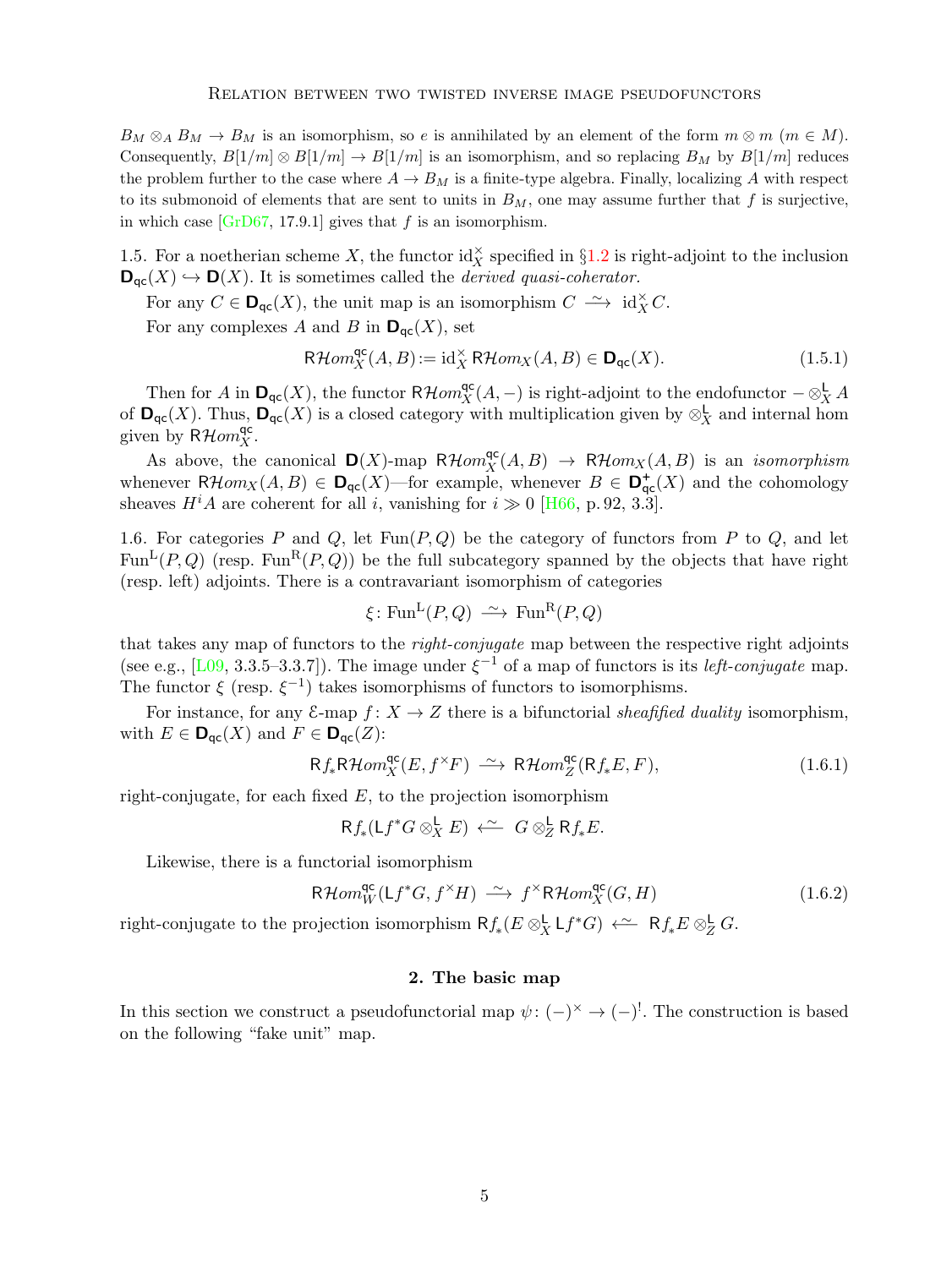$B_M \otimes_A B_M \to B_M$ is an isomorphism, so $e$ is annihilated by an element of the form $m \otimes m$ ($m \in M$). Consequently, $B[1/m] \otimes B[1/m] \to B[1/m]$ is an isomorphism, and so replacing $B_M$ by $B[1/m]$ reduces the problem further to the case where $A \to B_M$ is a finite-type algebra. Finally, localizing $A$ with respect to its submonoid of elements that are sent to units in $B_M$, one may assume further that $f$ is surjective, in which case [GrD67, 17.9.1] gives that $f$ is an isomorphism.

1.5. For a noetherian scheme $X$, the functor $\mathrm{id}_X^\times$ specified in §1.2 is right-adjoint to the inclusion $\mathbf{D}_{\mathsf{qc}}(X) \hookrightarrow \mathbf{D}(X)$. It is sometimes called the *derived quasi-coherator*.

For any $C \in \mathbf{D}_{\mathsf{qc}}(X)$, the unit map is an isomorphism $C \xrightarrow{\sim} \mathrm{id}_X^\times C$.

For any complexes $A$ and $B$ in $\mathbf{D}_{\mathsf{qc}}(X)$, set

$$\mathsf{R}\mathcal{H}om_X^{\mathsf{qc}}(A,B) := \mathrm{id}_X^\times \mathsf{R}\mathcal{H}om_X(A,B) \in \mathbf{D}_{\mathsf{qc}}(X). \tag{1.5.1}$$

Then for $A$ in $\mathbf{D}_{\mathsf{qc}}(X)$, the functor $\mathsf{R}\mathcal{H}om_X^{\mathsf{qc}}(A,-)$ is right-adjoint to the endofunctor $-\otimes_X^{\mathsf{L}} A$ of $\mathbf{D}_{\mathsf{qc}}(X)$. Thus, $\mathbf{D}_{\mathsf{qc}}(X)$ is a closed category with multiplication given by $\otimes_X^{\mathsf{L}}$ and internal hom given by $\mathsf{R}\mathcal{H}om_X^{\mathsf{qc}}$.

As above, the canonical $\mathbf{D}(X)$-map $\mathsf{R}\mathcal{H}om_X^{\mathsf{qc}}(A,B) \to \mathsf{R}\mathcal{H}om_X(A,B)$ is an *isomorphism* whenever $\mathsf{R}\mathcal{H}om_X(A,B) \in \mathbf{D}_{\mathsf{qc}}(X)$—for example, whenever $B \in \mathbf{D}_{\mathsf{qc}}^+(X)$ and the cohomology sheaves $H^iA$ are coherent for all $i$, vanishing for $i \gg 0$ [H66, p. 92, 3.3].

1.6. For categories $P$ and $Q$, let $\mathrm{Fun}(P,Q)$ be the category of functors from $P$ to $Q$, and let $\mathrm{Fun}^{\mathrm{L}}(P,Q)$ (resp. $\mathrm{Fun}^{\mathrm{R}}(P,Q)$) be the full subcategory spanned by the objects that have right (resp. left) adjoints. There is a contravariant isomorphism of categories

$$\xi\colon \mathrm{Fun}^{\mathrm{L}}(P,Q) \xrightarrow{\sim} \mathrm{Fun}^{\mathrm{R}}(P,Q)$$

that takes any map of functors to the *right-conjugate* map between the respective right adjoints (see e.g., [L09, 3.3.5–3.3.7]). The image under $\xi^{-1}$ of a map of functors is its *left-conjugate* map. The functor $\xi$ (resp. $\xi^{-1}$) takes isomorphisms of functors to isomorphisms.

For instance, for any $\mathcal{E}$-map $f\colon X \to Z$ there is a bifunctorial *sheafified duality* isomorphism, with $E \in \mathbf{D}_{\mathsf{qc}}(X)$ and $F \in \mathbf{D}_{\mathsf{qc}}(Z)$:

$$\mathsf{R}f_*\mathsf{R}\mathcal{H}om_X^{\mathsf{qc}}(E, f^\times F) \xrightarrow{\sim} \mathsf{R}\mathcal{H}om_Z^{\mathsf{qc}}(\mathsf{R}f_*E, F), \tag{1.6.1}$$

right-conjugate, for each fixed $E$, to the projection isomorphism

$$\mathsf{R}f_*(\mathsf{L}f^*G \otimes_X^{\mathsf{L}} E) \xleftarrow{\sim} G \otimes_Z^{\mathsf{L}} \mathsf{R}f_*E.$$

Likewise, there is a functorial isomorphism

$$\mathsf{R}\mathcal{H}om_W^{\mathsf{qc}}(\mathsf{L}f^*G, f^\times H) \xrightarrow{\sim} f^\times \mathsf{R}\mathcal{H}om_X^{\mathsf{qc}}(G,H) \tag{1.6.2}$$

right-conjugate to the projection isomorphism $\mathsf{R}f_*(E \otimes_X^{\mathsf{L}} \mathsf{L}f^*G) \xleftarrow{\sim} \mathsf{R}f_*E \otimes_Z^{\mathsf{L}} G$.

## 2. The basic map

In this section we construct a pseudofunctorial map $\psi\colon (-)^\times \to (-)^!$. The construction is based on the following "fake unit" map.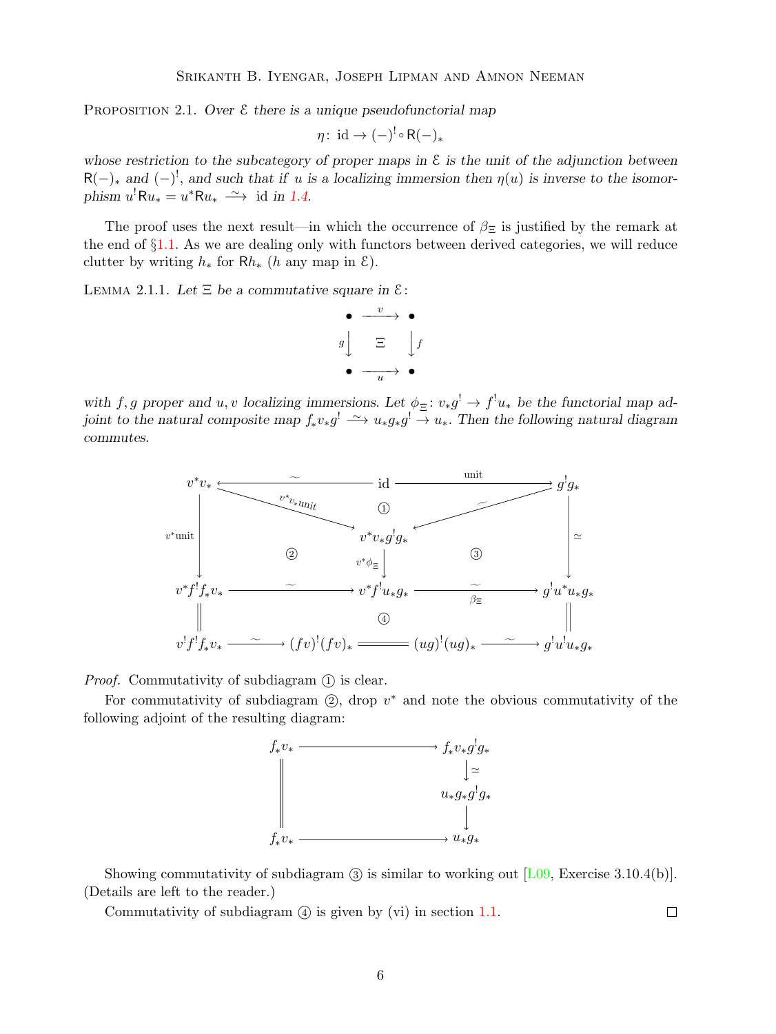Proposition 2.1. *Over* $\mathcal{E}$ *there is a unique pseudofunctorial map*

$$\eta\colon \mathrm{id} \to (-)^! \circ \mathsf{R}(-)_*$$

*whose restriction to the subcategory of proper maps in* $\mathcal{E}$ *is the unit of the adjunction between* $\mathsf{R}(-)_*$ *and* $(-)^!$*, and such that if* $u$ *is a localizing immersion then* $\eta(u)$ *is inverse to the isomorphism* $u^!\mathsf{R}u_* = u^*\mathsf{R}u_* \xrightarrow{\ \sim\ } \mathrm{id}$ *in 1.4.*

The proof uses the next result—in which the occurrence of $\beta_\Xi$ is justified by the remark at the end of §1.1. As we are dealing only with functors between derived categories, we will reduce clutter by writing $h_*$ for $\mathsf{R}h_*$ ($h$ any map in $\mathcal{E}$).

Lemma 2.1.1. *Let* $\Xi$ *be a commutative square in* $\mathcal{E}$:

$$\begin{array}{ccc}
\bullet & \xrightarrow{\ v\ } & \bullet \\
{\scriptstyle g}\downarrow & \Xi & \downarrow{\scriptstyle f} \\
\bullet & \xrightarrow[\ u\ ]{} & \bullet
\end{array}$$

*with* $f, g$ *proper and* $u, v$ *localizing immersions. Let* $\phi_\Xi\colon v_*g^! \to f^!u_*$ *be the functorial map adjoint to the natural composite map* $f_*v_*g^! \xrightarrow{\ \sim\ } u_*g_*g^! \to u_*$*. Then the following natural diagram commutes.*

$$\begin{array}{ccccc}
v^*v_* & \xleftarrow{\ \sim\ } & \mathrm{id} & \xrightarrow{\ \text{unit}\ } & g^!g_* \\
 & \searrow^{v^*v_*\text{unit}} & ① & \swarrow_{\sim} & \\
{\scriptstyle v^*\text{unit}}\downarrow & ② & v^*v_*g^!g_* & ③ & \downarrow\simeq \\
 & & \downarrow{\scriptstyle v^*\phi_\Xi} & & \\
v^*f^!f_*v_* & \xrightarrow{\ \sim\ } & v^*f^!u_*g_* & \xrightarrow[\ \beta_\Xi\ ]{\sim} & g^!u^*u_*g_* \\
\| & & ④ & & \| \\
v^!f^!f_*v_* & \xrightarrow{\ \sim\ } (fv)^!(fv)_* & = & (ug)^!(ug)_* \xrightarrow{\ \sim\ } & g^!u^!u_*g_*
\end{array}$$

*Proof.* Commutativity of subdiagram ① is clear.

For commutativity of subdiagram ②, drop $v^*$ and note the obvious commutativity of the following adjoint of the resulting diagram:

$$\begin{array}{ccc}
f_*v_* & \longrightarrow & f_*v_*g^!g_* \\
\| & & \downarrow\simeq \\
\| & & u_*g_*g^!g_* \\
\| & & \downarrow \\
f_*v_* & \longrightarrow & u_*g_*
\end{array}$$

Showing commutativity of subdiagram ③ is similar to working out [L09, Exercise 3.10.4(b)]. (Details are left to the reader.)

Commutativity of subdiagram ④ is given by (vi) in section 1.1. $\square$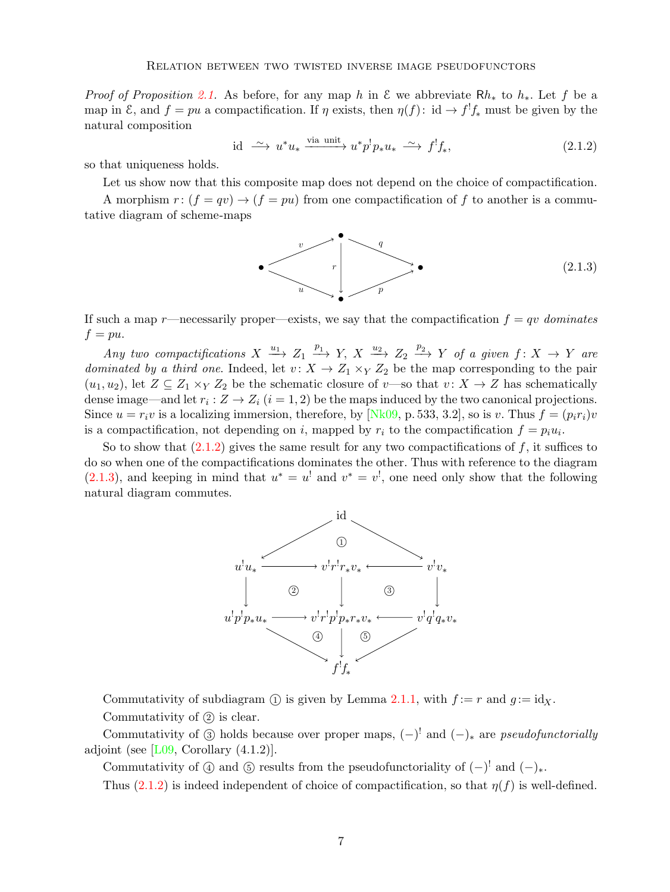*Proof of Proposition 2.1.* As before, for any map $h$ in $\mathcal{E}$ we abbreviate $\mathsf{R}h_*$ to $h_*$. Let $f$ be a map in $\mathcal{E}$, and $f = pu$ a compactification. If $\eta$ exists, then $\eta(f)\colon \mathrm{id} \to f^!f_*$ must be given by the natural composition

$$\mathrm{id} \xrightarrow{\;\sim\;} u^*u_* \xrightarrow{\text{via unit}} u^*p^!p_*u_* \xrightarrow{\;\sim\;} f^!f_*, \tag{2.1.2}$$

so that uniqueness holds.

Let us show now that this composite map does not depend on the choice of compactification.

A morphism $r\colon (f = qv) \to (f = pu)$ from one compactification of $f$ to another is a commutative diagram of scheme-maps

$$\begin{array}{ccccc} & & \bullet & & \\ & {}^{v}\nearrow & \big\downarrow{\scriptstyle r} & \searrow^{q} & \\ \bullet & & & & \bullet \\ & {}_{u}\searrow & \bullet & \nearrow_{p} & \end{array} \tag{2.1.3}$$

If such a map $r$—necessarily proper—exists, we say that the compactification $f = qv$ *dominates* $f = pu$.

*Any two compactifications* $X \xrightarrow{u_1} Z_1 \xrightarrow{p_1} Y$, $X \xrightarrow{u_2} Z_2 \xrightarrow{p_2} Y$ *of a given* $f\colon X \to Y$ *are dominated by a third one.* Indeed, let $v\colon X \to Z_1 \times_Y Z_2$ be the map corresponding to the pair $(u_1, u_2)$, let $Z \subseteq Z_1 \times_Y Z_2$ be the schematic closure of $v$—so that $v\colon X \to Z$ has schematically dense image—and let $r_i : Z \to Z_i$ $(i = 1, 2)$ be the maps induced by the two canonical projections. Since $u = r_i v$ is a localizing immersion, therefore, by [Nk09, p. 533, 3.2], so is $v$. Thus $f = (p_i r_i)v$ is a compactification, not depending on $i$, mapped by $r_i$ to the compactification $f = p_i u_i$.

So to show that (2.1.2) gives the same result for any two compactifications of $f$, it suffices to do so when one of the compactifications dominates the other. Thus with reference to the diagram (2.1.3), and keeping in mind that $u^* = u^!$ and $v^* = v^!$, one need only show that the following natural diagram commutes.

$$\begin{array}{ccccc} & & \mathrm{id} & & \\ & \swarrow & ① & \searrow & \\ u^!u_* & \longrightarrow & v^!r^!r_*v_* & \longleftarrow & v^!v_* \\ \big\downarrow & ② & \big\downarrow & ③ & \big\downarrow \\ u^!p^!p_*u_* & \longrightarrow & v^!r^!p^!p_*r_*v_* & \longleftarrow & v^!q^!q_*v_* \\ & \searrow & ④ \;\big\downarrow\; ⑤ & \swarrow & \\ & & f^!f_* & & \end{array}$$

Commutativity of subdiagram ① is given by Lemma 2.1.1, with $f := r$ and $g := \mathrm{id}_X$.

Commutativity of ② is clear.

Commutativity of ③ holds because over proper maps, $(-)^!$ and $(-)_*$ are *pseudofunctorially* adjoint (see [L09, Corollary (4.1.2)].

Commutativity of ④ and ⑤ results from the pseudofunctoriality of $(-)^!$ and $(-)_*$.

Thus (2.1.2) is indeed independent of choice of compactification, so that $\eta(f)$ is well-defined.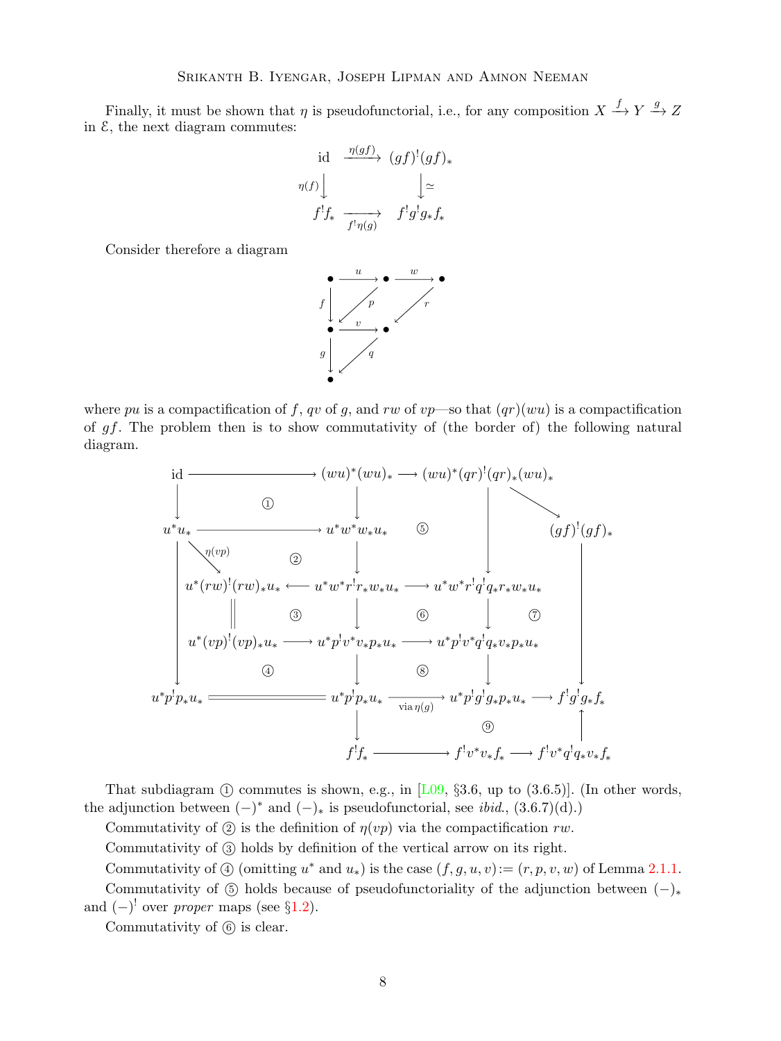Finally, it must be shown that $\eta$ is pseudofunctorial, i.e., for any composition $X \xrightarrow{f} Y \xrightarrow{g} Z$ in $\mathcal{E}$, the next diagram commutes:

$$
\begin{array}{ccc}
\mathrm{id} & \xrightarrow{\eta(gf)} & (gf)^!(gf)_* \\
{\scriptstyle \eta(f)}\big\downarrow & & \big\downarrow{\scriptstyle \simeq} \\
f^!f_* & \xrightarrow[f^!\eta(g)]{} & f^!g^!g_*f_*
\end{array}
$$

Consider therefore a diagram

$$
\begin{array}{ccccc}
\bullet & \xrightarrow{u} & \bullet & \xrightarrow{w} & \bullet \\
{\scriptstyle f}\big\downarrow & \swarrow{\scriptstyle p} & & \swarrow{\scriptstyle r} & \\
\bullet & \xrightarrow{v} & \bullet & & \\
{\scriptstyle g}\big\downarrow & \swarrow{\scriptstyle q} & & & \\
\bullet & & & &
\end{array}
$$

where $pu$ is a compactification of $f$, $qv$ of $g$, and $rw$ of $vp$—so that $(qr)(wu)$ is a compactification of $gf$. The problem then is to show commutativity of (the border of) the following natural diagram.

$$
\begin{array}{ccccccc}
\mathrm{id} & \longrightarrow & (wu)^*(wu)_* & \longrightarrow & (wu)^*(qr)^!(qr)_*(wu)_* & \searrow & \\
\big\downarrow & ① & \big\downarrow & ⑤ & \big\downarrow & & (gf)^!(gf)_* \\
u^*u_* & \longrightarrow & u^*w^*w_*u_* & & & & \\
\searrow{\scriptstyle \eta(vp)} & ② & \big\downarrow & & & & \\
u^*(rw)^!(rw)_*u_* & \longleftarrow & u^*w^*r^!r_*w_*u_* & \longrightarrow & u^*w^*r^!q^!q_*r_*w_*u_* & ⑦ & \\
\big\| & ③ & \big\downarrow & ⑥ & \big\downarrow & & \\
u^*(vp)^!(vp)_*u_* & \longrightarrow & u^*p^!v^*v_*p_*u_* & \longrightarrow & u^*p^!v^*q^!q_*v_*p_*u_* & & \big\downarrow \\
 & ④ & \big\downarrow & ⑧ & \big\downarrow & & \\
u^*p^!p_*u_* & =\!=\!= & u^*p^!p_*u_* & \xrightarrow[\text{via } \eta(g)]{} & u^*p^!g^!g_*p_*u_* & \longrightarrow & f^!g^!g_*f_* \\
 & & \big\downarrow & & ⑨ & & \big\uparrow \\
 & & f^!f_* & \longrightarrow & f^!v^*v_*f_* & \longrightarrow & f^!v^*q^!q_*v_*f_*
\end{array}
$$

(In the diagram, $u^*u_*$ also maps directly down to $u^*p^!p_*u_*$.)

That subdiagram ① commutes is shown, e.g., in [L09, §3.6, up to (3.6.5)]. (In other words, the adjunction between $(-)^*$ and $(-)_*$ is pseudofunctorial, see *ibid*., (3.6.7)(d).)

Commutativity of ② is the definition of $\eta(vp)$ via the compactification $rw$.

Commutativity of ③ holds by definition of the vertical arrow on its right.

Commutativity of ④ (omitting $u^*$ and $u_*$) is the case $(f, g, u, v) := (r, p, v, w)$ of Lemma 2.1.1.

Commutativity of ⑤ holds because of pseudofunctoriality of the adjunction between $(-)_*$ and $(-)^!$ over *proper* maps (see §1.2).

Commutativity of ⑥ is clear.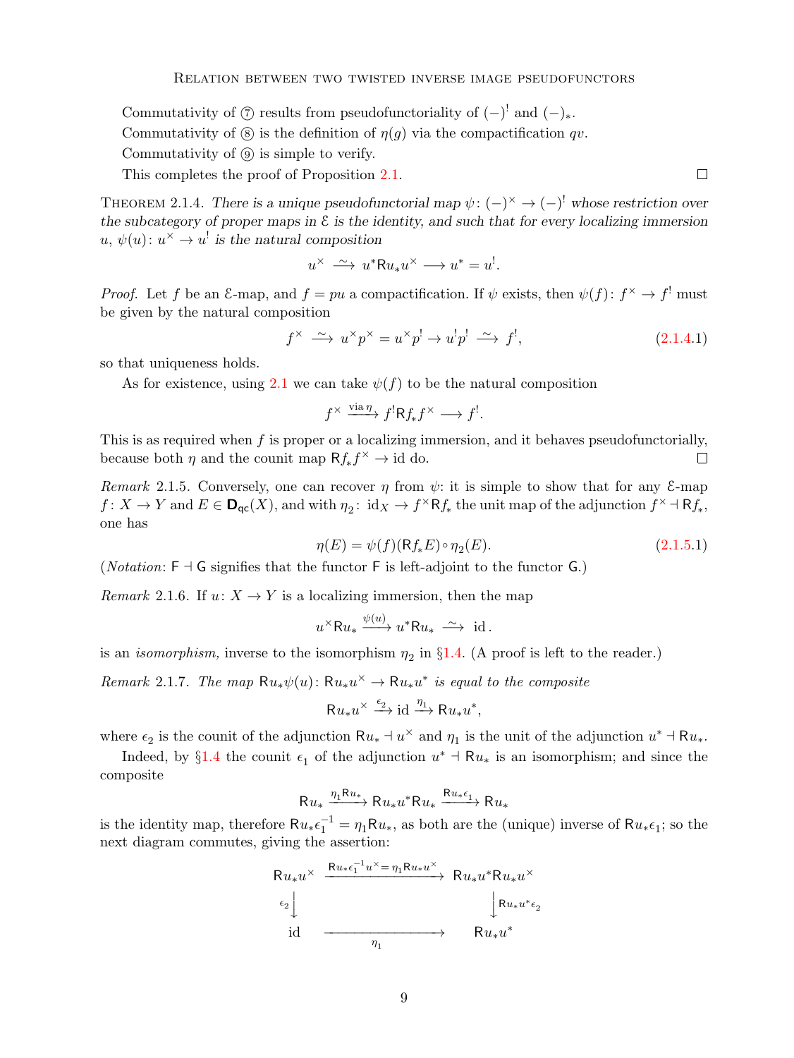Commutativity of ⑦ results from pseudofunctoriality of $(-)^!$ and $(-)_*$.

Commutativity of ⑧ is the definition of $\eta(g)$ via the compactification $qv$.

Commutativity of ⑨ is simple to verify.

This completes the proof of Proposition 2.1. □

THEOREM 2.1.4. *There is a unique pseudofunctorial map* $\psi\colon (-)^\times \to (-)^!$ *whose restriction over the subcategory of proper maps in* $\mathcal{E}$ *is the identity, and such that for every localizing immersion* $u$, $\psi(u)\colon u^\times \to u^!$ *is the natural composition*

$$u^\times \xrightarrow{\;\sim\;} u^*\mathsf{R}u_*u^\times \longrightarrow u^* = u^!.$$

*Proof.* Let $f$ be an $\mathcal{E}$-map, and $f = pu$ a compactification. If $\psi$ exists, then $\psi(f)\colon f^\times \to f^!$ must be given by the natural composition

$$f^\times \xrightarrow{\;\sim\;} u^\times p^\times = u^\times p^! \to u^! p^! \xrightarrow{\;\sim\;} f^!, \tag{2.1.4.1}$$

so that uniqueness holds.

As for existence, using 2.1 we can take $\psi(f)$ to be the natural composition

$$f^\times \xrightarrow{\text{via}\,\eta} f^!\mathsf{R}f_*f^\times \longrightarrow f^!.$$

This is as required when $f$ is proper or a localizing immersion, and it behaves pseudofunctorially, because both $\eta$ and the counit map $\mathsf{R}f_*f^\times \to \mathrm{id}$ do. □

*Remark* 2.1.5. Conversely, one can recover $\eta$ from $\psi$: it is simple to show that for any $\mathcal{E}$-map $f\colon X \to Y$ and $E \in \mathbf{D}_{\mathsf{qc}}(X)$, and with $\eta_2\colon \mathrm{id}_X \to f^\times\mathsf{R}f_*$ the unit map of the adjunction $f^\times \dashv \mathsf{R}f_*$, one has

$$\eta(E) = \psi(f)(\mathsf{R}f_*E)\circ\eta_2(E). \tag{2.1.5.1}$$

(*Notation*: $\mathsf{F} \dashv \mathsf{G}$ signifies that the functor $\mathsf{F}$ is left-adjoint to the functor $\mathsf{G}$.)

*Remark* 2.1.6. If $u\colon X \to Y$ is a localizing immersion, then the map

$$u^\times\mathsf{R}u_* \xrightarrow{\psi(u)} u^*\mathsf{R}u_* \xrightarrow{\;\sim\;} \mathrm{id}\,.$$

is an *isomorphism,* inverse to the isomorphism $\eta_2$ in §1.4. (A proof is left to the reader.)

*Remark* 2.1.7. *The map* $\mathsf{R}u_*\psi(u)\colon \mathsf{R}u_*u^\times \to \mathsf{R}u_*u^*$ *is equal to the composite*

$$\mathsf{R}u_*u^\times \xrightarrow{\epsilon_2} \mathrm{id} \xrightarrow{\eta_1} \mathsf{R}u_*u^*,$$

where $\epsilon_2$ is the counit of the adjunction $\mathsf{R}u_* \dashv u^\times$ and $\eta_1$ is the unit of the adjunction $u^* \dashv \mathsf{R}u_*$.

Indeed, by §1.4 the counit $\epsilon_1$ of the adjunction $u^* \dashv \mathsf{R}u_*$ is an isomorphism; and since the composite

$$\mathsf{R}u_* \xrightarrow{\eta_1\mathsf{R}u_*} \mathsf{R}u_*u^*\mathsf{R}u_* \xrightarrow{\mathsf{R}u_*\epsilon_1} \mathsf{R}u_*$$

is the identity map, therefore $\mathsf{R}u_*\epsilon_1^{-1} = \eta_1\mathsf{R}u_*$, as both are the (unique) inverse of $\mathsf{R}u_*\epsilon_1$; so the next diagram commutes, giving the assertion:

$$\begin{array}{ccc}
\mathsf{R}u_*u^\times & \xrightarrow{\mathsf{R}u_*\epsilon_1^{-1}u^\times = \eta_1\mathsf{R}u_*u^\times} & \mathsf{R}u_*u^*\mathsf{R}u_*u^\times \\
{\scriptstyle\epsilon_2}\big\downarrow & & \big\downarrow{\scriptstyle\mathsf{R}u_*u^*\epsilon_2} \\
\mathrm{id} & \xrightarrow[\eta_1]{\qquad\qquad} & \mathsf{R}u_*u^*
\end{array}$$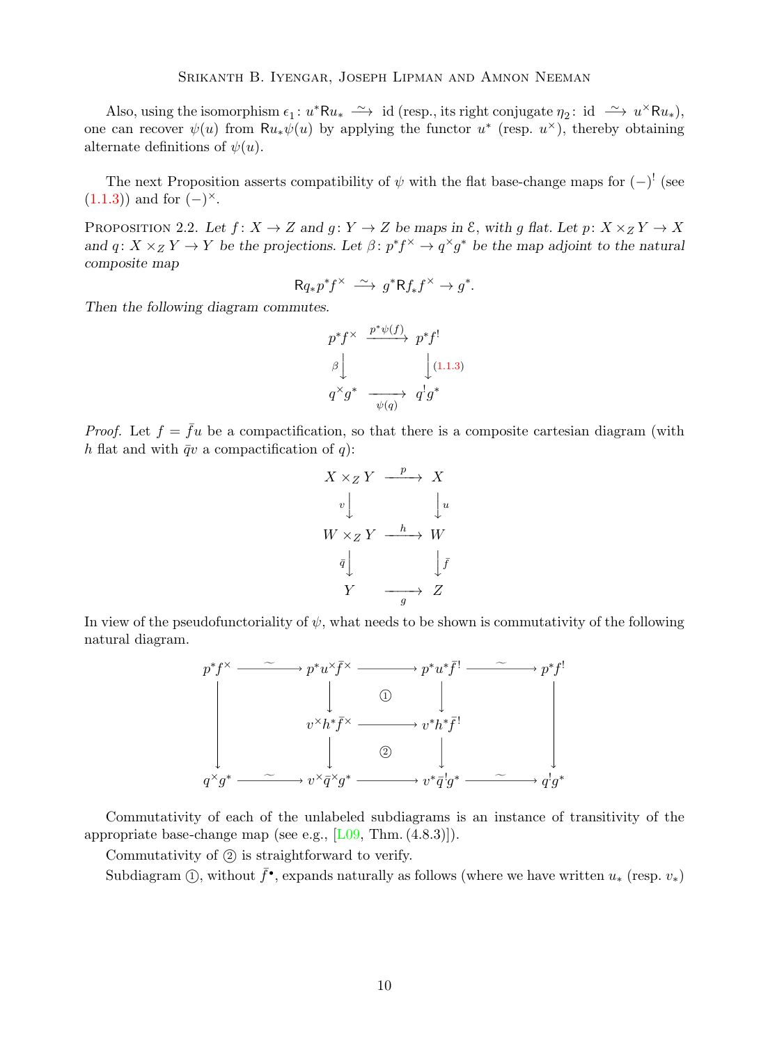Also, using the isomorphism $\epsilon_1\colon u^*\mathsf{R}u_* \xrightarrow{\sim} \mathrm{id}$ (resp., its right conjugate $\eta_2\colon \mathrm{id} \xrightarrow{\sim} u^\times\mathsf{R}u_*$), one can recover $\psi(u)$ from $\mathsf{R}u_*\psi(u)$ by applying the functor $u^*$ (resp. $u^\times$), thereby obtaining alternate definitions of $\psi(u)$.

The next Proposition asserts compatibility of $\psi$ with the flat base-change maps for $(-)^!$ (see (1.1.3)) and for $(-)^\times$.

Proposition 2.2. *Let $f\colon X \to Z$ and $g\colon Y \to Z$ be maps in $\mathcal{E}$, with $g$ flat. Let $p\colon X\times_Z Y \to X$ and $q\colon X\times_Z Y \to Y$ be the projections. Let $\beta\colon p^*f^\times \to q^\times g^*$ be the map adjoint to the natural composite map*

$$\mathsf{R}q_*p^*f^\times \xrightarrow{\sim} g^*\mathsf{R}f_*f^\times \to g^*.$$

*Then the following diagram commutes.*

$$\begin{array}{ccc}
p^*f^\times & \xrightarrow{p^*\psi(f)} & p^*f^! \\
{\scriptstyle\beta}\big\downarrow & & \big\downarrow{\scriptstyle(1.1.3)} \\
q^\times g^* & \xrightarrow[\psi(q)]{} & q^!g^*
\end{array}$$

*Proof.* Let $f = \bar f u$ be a compactification, so that there is a composite cartesian diagram (with $h$ flat and with $\bar q v$ a compactification of $q$):

$$\begin{array}{ccc}
X\times_Z Y & \xrightarrow{p} & X \\
{\scriptstyle v}\big\downarrow & & \big\downarrow{\scriptstyle u} \\
W\times_Z Y & \xrightarrow{h} & W \\
{\scriptstyle \bar q}\big\downarrow & & \big\downarrow{\scriptstyle \bar f} \\
Y & \xrightarrow[g]{} & Z
\end{array}$$

In view of the pseudofunctoriality of $\psi$, what needs to be shown is commutativity of the following natural diagram.

$$\begin{array}{ccccccc}
p^*f^\times & \xrightarrow{\sim} & p^*u^\times\bar f^\times & \longrightarrow & p^*u^*\bar f^! & \xrightarrow{\sim} & p^*f^! \\
\big\downarrow & & \big\downarrow & \textcircled{1} & \big\downarrow & & \big\downarrow \\
 & & v^\times h^*\bar f^\times & \longrightarrow & v^*h^*\bar f^! & & \\
 & & \big\downarrow & \textcircled{2} & \big\downarrow & & \\
q^\times g^* & \xrightarrow{\sim} & v^\times\bar q^\times g^* & \longrightarrow & v^*\bar q^! g^* & \xrightarrow{\sim} & q^!g^*
\end{array}$$

Commutativity of each of the unlabeled subdiagrams is an instance of transitivity of the appropriate base-change map (see e.g., [L09, Thm. (4.8.3)]).

Commutativity of ② is straightforward to verify.

Subdiagram ①, without $\bar f^\bullet$, expands naturally as follows (where we have written $u_*$ (resp. $v_*$)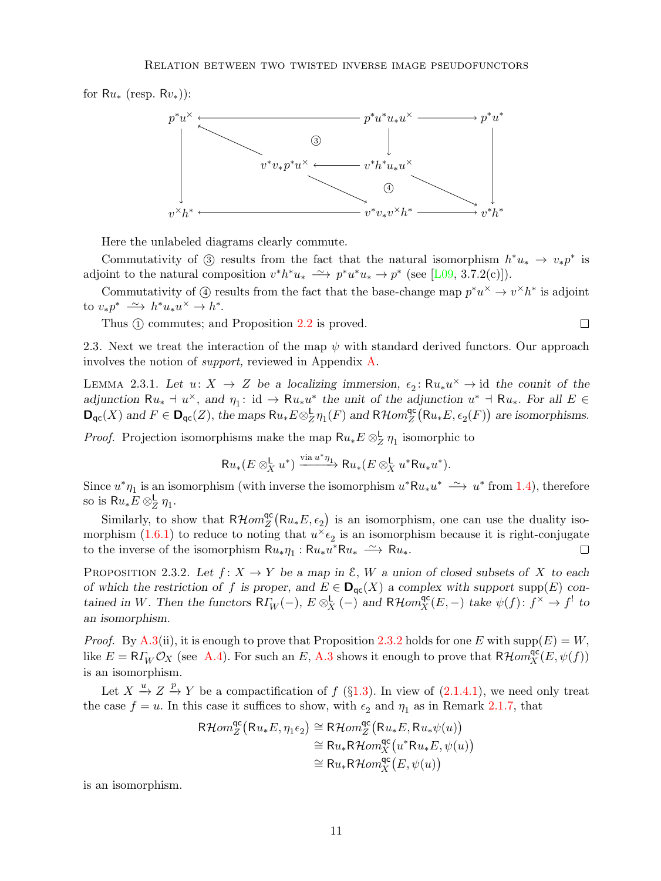for $\mathsf{R}u_*$ (resp. $\mathsf{R}v_*$)):

$$
\begin{array}{ccccc}
p^*u^\times & \longleftarrow & p^*u^*u_*u^\times & \longrightarrow & p^*u^* \\
\downarrow & \nwarrow \quad ③ & \downarrow & & \downarrow \\
& v^*v_*p^*u^\times & \longleftarrow \; v^*h^*u_*u^\times & & \\
& \searrow & ④ \quad \searrow & & \\
v^\times h^* & \longleftarrow & v^*v_*v^\times h^* & \longrightarrow & v^*h^*
\end{array}
$$

Here the unlabeled diagrams clearly commute.

Commutativity of ③ results from the fact that the natural isomorphism $h^*u_* \to v_*p^*$ is adjoint to the natural composition $v^*h^*u_* \xrightarrow{\sim} p^*u^*u_* \to p^*$ (see [L09, 3.7.2(c)]).

Commutativity of ④ results from the fact that the base-change map $p^*u^\times \to v^\times h^*$ is adjoint to $v_*p^* \xrightarrow{\sim} h^*u_*u^\times \to h^*$.

Thus ① commutes; and Proposition 2.2 is proved. $\square$

2.3. Next we treat the interaction of the map $\psi$ with standard derived functors. Our approach involves the notion of *support,* reviewed in Appendix A.

LEMMA 2.3.1. *Let $u\colon X \to Z$ be a localizing immersion, $\epsilon_2\colon \mathsf{R}u_*u^\times \to \mathrm{id}$ the counit of the adjunction $\mathsf{R}u_* \dashv u^\times$, and $\eta_1\colon \mathrm{id} \to \mathsf{R}u_*u^*$ the unit of the adjunction $u^* \dashv \mathsf{R}u_*$. For all $E \in \mathbf{D}_{\mathsf{qc}}(X)$ and $F \in \mathbf{D}_{\mathsf{qc}}(Z)$, the maps $\mathsf{R}u_*E \otimes^{\mathsf{L}}_Z \eta_1(F)$ and $\mathsf{R}\mathcal{H}om^{\mathsf{qc}}_Z\big(\mathsf{R}u_*E, \epsilon_2(F)\big)$ are isomorphisms.*

*Proof.* Projection isomorphisms make the map $\mathsf{R}u_*E \otimes^{\mathsf{L}}_Z \eta_1$ isomorphic to

$$\mathsf{R}u_*(E \otimes^{\mathsf{L}}_X u^*) \xrightarrow{\text{via } u^*\eta_1} \mathsf{R}u_*(E \otimes^{\mathsf{L}}_X u^*\mathsf{R}u_*u^*).$$

Since $u^*\eta_1$ is an isomorphism (with inverse the isomorphism $u^*\mathsf{R}u_*u^* \xrightarrow{\sim} u^*$ from 1.4), therefore so is $\mathsf{R}u_*E \otimes^{\mathsf{L}}_Z \eta_1$.

Similarly, to show that $\mathsf{R}\mathcal{H}om^{\mathsf{qc}}_Z\big(\mathsf{R}u_*E, \epsilon_2\big)$ is an isomorphism, one can use the duality isomorphism (1.6.1) to reduce to noting that $u^\times\epsilon_2$ is an isomorphism because it is right-conjugate to the inverse of the isomorphism $\mathsf{R}u_*\eta_1 : \mathsf{R}u_*u^*\mathsf{R}u_* \xrightarrow{\sim} \mathsf{R}u_*$. $\square$

PROPOSITION 2.3.2. *Let $f\colon X \to Y$ be a map in $\mathcal{E}$, $W$ a union of closed subsets of $X$ to each of which the restriction of $f$ is proper, and $E \in \mathbf{D}_{\mathsf{qc}}(X)$ a complex with support $\mathrm{supp}(E)$ contained in $W$. Then the functors $\mathsf{R}\varGamma_W(-)$, $E \otimes^{\mathsf{L}}_X (-)$ and $\mathsf{R}\mathcal{H}om^{\mathsf{qc}}_X(E, -)$ take $\psi(f)\colon f^\times \to f^!$ to an isomorphism.*

*Proof.* By A.3(ii), it is enough to prove that Proposition 2.3.2 holds for one $E$ with $\mathrm{supp}(E) = W$, like $E = \mathsf{R}\varGamma_W\mathcal{O}_X$ (see A.4). For such an $E$, A.3 shows it enough to prove that $\mathsf{R}\mathcal{H}om^{\mathsf{qc}}_X(E, \psi(f))$ is an isomorphism.

Let $X \xrightarrow{u} Z \xrightarrow{p} Y$ be a compactification of $f$ (§1.3). In view of (2.1.4.1), we need only treat the case $f = u$. In this case it suffices to show, with $\epsilon_2$ and $\eta_1$ as in Remark 2.1.7, that

$$
\begin{aligned}
\mathsf{R}\mathcal{H}om^{\mathsf{qc}}_Z\big(\mathsf{R}u_*E, \eta_1\epsilon_2\big) &\cong \mathsf{R}\mathcal{H}om^{\mathsf{qc}}_Z\big(\mathsf{R}u_*E, \mathsf{R}u_*\psi(u)\big) \\
&\cong \mathsf{R}u_*\mathsf{R}\mathcal{H}om^{\mathsf{qc}}_X\big(u^*\mathsf{R}u_*E, \psi(u)\big) \\
&\cong \mathsf{R}u_*\mathsf{R}\mathcal{H}om^{\mathsf{qc}}_X\big(E, \psi(u)\big)
\end{aligned}
$$

is an isomorphism.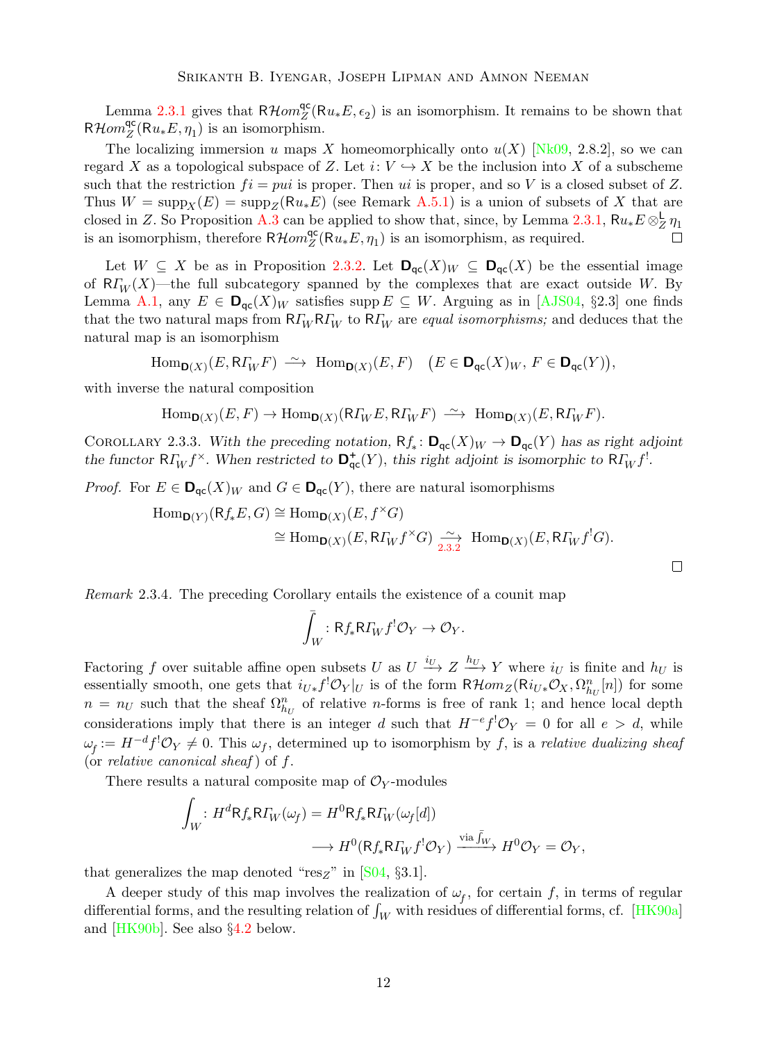Lemma 2.3.1 gives that $\mathsf{R}\mathcal{H}om^{\mathsf{qc}}_Z(\mathsf{R}u_*E, \epsilon_2)$ is an isomorphism. It remains to be shown that $\mathsf{R}\mathcal{H}om^{\mathsf{qc}}_Z(\mathsf{R}u_*E, \eta_1)$ is an isomorphism.

The localizing immersion $u$ maps $X$ homeomorphically onto $u(X)$ [Nk09, 2.8.2], so we can regard $X$ as a topological subspace of $Z$. Let $i\colon V \hookrightarrow X$ be the inclusion into $X$ of a subscheme such that the restriction $fi = pui$ is proper. Then $ui$ is proper, and so $V$ is a closed subset of $Z$. Thus $W = \operatorname{supp}_X(E) = \operatorname{supp}_Z(\mathsf{R}u_*E)$ (see Remark A.5.1) is a union of subsets of $X$ that are closed in $Z$. So Proposition A.3 can be applied to show that, since, by Lemma 2.3.1, $\mathsf{R}u_*E \otimes^{\mathsf{L}}_Z \eta_1$ is an isomorphism, therefore $\mathsf{R}\mathcal{H}om^{\mathsf{qc}}_Z(\mathsf{R}u_*E, \eta_1)$ is an isomorphism, as required. $\square$

Let $W \subseteq X$ be as in Proposition 2.3.2. Let $\mathbf{D}_{\mathsf{qc}}(X)_W \subseteq \mathbf{D}_{\mathsf{qc}}(X)$ be the essential image of $\mathsf{R}\varGamma_W(X)$—the full subcategory spanned by the complexes that are exact outside $W$. By Lemma A.1, any $E \in \mathbf{D}_{\mathsf{qc}}(X)_W$ satisfies $\operatorname{supp} E \subseteq W$. Arguing as in [AJS04, §2.3] one finds that the two natural maps from $\mathsf{R}\varGamma_W\mathsf{R}\varGamma_W$ to $\mathsf{R}\varGamma_W$ are *equal isomorphisms;* and deduces that the natural map is an isomorphism

$$\operatorname{Hom}_{\mathbf{D}(X)}(E, \mathsf{R}\varGamma_W F) \xrightarrow{\ \sim\ } \operatorname{Hom}_{\mathbf{D}(X)}(E, F) \quad \big(E \in \mathbf{D}_{\mathsf{qc}}(X)_W,\ F \in \mathbf{D}_{\mathsf{qc}}(Y)\big),$$

with inverse the natural composition

$$\operatorname{Hom}_{\mathbf{D}(X)}(E, F) \to \operatorname{Hom}_{\mathbf{D}(X)}(\mathsf{R}\varGamma_W E, \mathsf{R}\varGamma_W F) \xrightarrow{\ \sim\ } \operatorname{Hom}_{\mathbf{D}(X)}(E, \mathsf{R}\varGamma_W F).$$

Corollary 2.3.3. *With the preceding notation, $\mathsf{R}f_*\colon \mathbf{D}_{\mathsf{qc}}(X)_W \to \mathbf{D}_{\mathsf{qc}}(Y)$ has as right adjoint the functor $\mathsf{R}\varGamma_W f^{\times}$. When restricted to $\mathbf{D}^+_{\mathsf{qc}}(Y)$, this right adjoint is isomorphic to $\mathsf{R}\varGamma_W f^!$.*

*Proof.* For $E \in \mathbf{D}_{\mathsf{qc}}(X)_W$ and $G \in \mathbf{D}_{\mathsf{qc}}(Y)$, there are natural isomorphisms

$$\begin{aligned}
\operatorname{Hom}_{\mathbf{D}(Y)}(\mathsf{R}f_*E, G) &\cong \operatorname{Hom}_{\mathbf{D}(X)}(E, f^{\times}G)\\
&\cong \operatorname{Hom}_{\mathbf{D}(X)}(E, \mathsf{R}\varGamma_W f^{\times}G) \underset{2.3.2}{\xrightarrow{\ \sim\ }} \operatorname{Hom}_{\mathbf{D}(X)}(E, \mathsf{R}\varGamma_W f^!G).
\end{aligned}$$

$\square$

*Remark* 2.3.4. The preceding Corollary entails the existence of a counit map

$$\bar{\int_W}\colon \mathsf{R}f_*\mathsf{R}\varGamma_W f^!\mathcal{O}_Y \to \mathcal{O}_Y.$$

Factoring $f$ over suitable affine open subsets $U$ as $U \xrightarrow{i_U} Z \xrightarrow{h_U} Y$ where $i_U$ is finite and $h_U$ is essentially smooth, one gets that $i_{U*}f^!\mathcal{O}_Y|_U$ is of the form $\mathsf{R}\mathcal{H}om_Z(\mathsf{R}i_{U*}\mathcal{O}_X, \Omega^n_{h_U}[n])$ for some $n = n_U$ such that the sheaf $\Omega^n_{h_U}$ of relative $n$-forms is free of rank 1; and hence local depth considerations imply that there is an integer $d$ such that $H^{-e}f^!\mathcal{O}_Y = 0$ for all $e > d$, while $\omega_f := H^{-d}f^!\mathcal{O}_Y \neq 0$. This $\omega_f$, determined up to isomorphism by $f$, is a *relative dualizing sheaf* (or *relative canonical sheaf*) of $f$.

There results a natural composite map of $\mathcal{O}_Y$-modules

$$\begin{aligned}
\int_W\colon H^d\mathsf{R}f_*\mathsf{R}\varGamma_W(\omega_f) &= H^0\mathsf{R}f_*\mathsf{R}\varGamma_W(\omega_f[d])\\
&\longrightarrow H^0(\mathsf{R}f_*\mathsf{R}\varGamma_W f^!\mathcal{O}_Y) \xrightarrow{\text{via } \bar{\int}_W} H^0\mathcal{O}_Y = \mathcal{O}_Y,
\end{aligned}$$

that generalizes the map denoted "$\operatorname{res}_Z$" in [S04, §3.1].

A deeper study of this map involves the realization of $\omega_f$, for certain $f$, in terms of regular differential forms, and the resulting relation of $\int_W$ with residues of differential forms, cf. [HK90a] and [HK90b]. See also §4.2 below.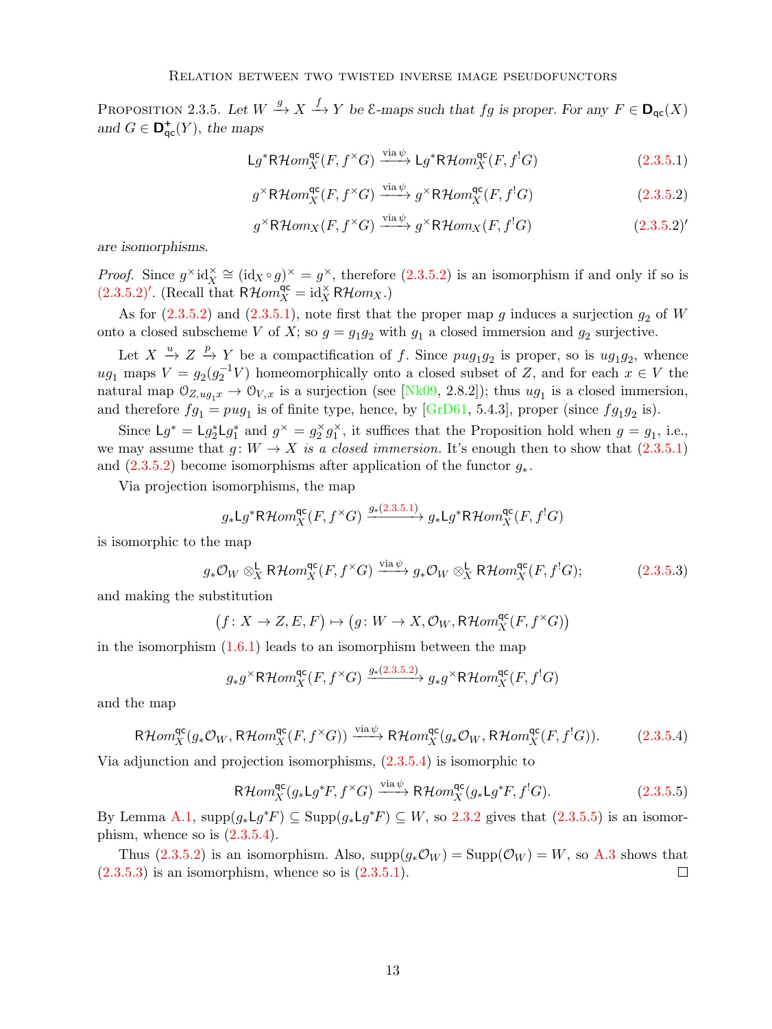Proposition 2.3.5. *Let $W \xrightarrow{g} X \xrightarrow{f} Y$ be $\mathcal{E}$-maps such that $fg$ is proper. For any $F \in \mathbf{D}_{\mathsf{qc}}(X)$ and $G \in \mathbf{D}^+_{\mathsf{qc}}(Y)$, the maps*

$$\mathsf{L}g^*\mathsf{R}\mathcal{H}om^{\mathsf{qc}}_X(F, f^\times G) \xrightarrow{\text{via } \psi} \mathsf{L}g^*\mathsf{R}\mathcal{H}om^{\mathsf{qc}}_X(F, f^! G) \tag{2.3.5.1}$$

$$g^\times\mathsf{R}\mathcal{H}om^{\mathsf{qc}}_X(F, f^\times G) \xrightarrow{\text{via } \psi} g^\times\mathsf{R}\mathcal{H}om^{\mathsf{qc}}_X(F, f^! G) \tag{2.3.5.2}$$

$$g^\times\mathsf{R}\mathcal{H}om_X(F, f^\times G) \xrightarrow{\text{via } \psi} g^\times\mathsf{R}\mathcal{H}om_X(F, f^! G) \tag{2.3.5.2$'$}$$

*are isomorphisms.*

*Proof.* Since $g^\times \mathrm{id}_X^\times \cong (\mathrm{id}_X \circ g)^\times = g^\times$, therefore (2.3.5.2) is an isomorphism if and only if so is (2.3.5.2)$'$. (Recall that $\mathsf{R}\mathcal{H}om^{\mathsf{qc}}_X = \mathrm{id}_X^\times\, \mathsf{R}\mathcal{H}om_X$.)

As for (2.3.5.2) and (2.3.5.1), note first that the proper map $g$ induces a surjection $g_2$ of $W$ onto a closed subscheme $V$ of $X$; so $g = g_1 g_2$ with $g_1$ a closed immersion and $g_2$ surjective.

Let $X \xrightarrow{u} Z \xrightarrow{p} Y$ be a compactification of $f$. Since $pug_1g_2$ is proper, so is $ug_1g_2$, whence $ug_1$ maps $V = g_2(g_2^{-1}V)$ homeomorphically onto a closed subset of $Z$, and for each $x \in V$ the natural map $\mathcal{O}_{Z,ug_1x} \to \mathcal{O}_{V,x}$ is a surjection (see [Nk09, 2.8.2]); thus $ug_1$ is a closed immersion, and therefore $fg_1 = pug_1$ is of finite type, hence, by [GrD61, 5.4.3], proper (since $fg_1g_2$ is).

Since $\mathsf{L}g^* = \mathsf{L}g_2^*\mathsf{L}g_1^*$ and $g^\times = g_2^\times g_1^\times$, it suffices that the Proposition hold when $g = g_1$, i.e., we may assume that *$g\colon W \to X$ is a closed immersion.* It's enough then to show that (2.3.5.1) and (2.3.5.2) become isomorphisms after application of the functor $g_*$.

Via projection isomorphisms, the map

$$g_*\mathsf{L}g^*\mathsf{R}\mathcal{H}om^{\mathsf{qc}}_X(F, f^\times G) \xrightarrow{g_*(2.3.5.1)} g_*\mathsf{L}g^*\mathsf{R}\mathcal{H}om^{\mathsf{qc}}_X(F, f^! G)$$

is isomorphic to the map

$$g_*\mathcal{O}_W \otimes^{\mathsf{L}}_X \mathsf{R}\mathcal{H}om^{\mathsf{qc}}_X(F, f^\times G) \xrightarrow{\text{via } \psi} g_*\mathcal{O}_W \otimes^{\mathsf{L}}_X \mathsf{R}\mathcal{H}om^{\mathsf{qc}}_X(F, f^! G); \tag{2.3.5.3}$$

and making the substitution

$$\big(f\colon X \to Z, E, F\big) \mapsto \big(g\colon W \to X, \mathcal{O}_W, \mathsf{R}\mathcal{H}om^{\mathsf{qc}}_X(F, f^\times G)\big)$$

in the isomorphism (1.6.1) leads to an isomorphism between the map

$$g_*g^\times\mathsf{R}\mathcal{H}om^{\mathsf{qc}}_X(F, f^\times G) \xrightarrow{g_*(2.3.5.2)} g_*g^\times\mathsf{R}\mathcal{H}om^{\mathsf{qc}}_X(F, f^! G)$$

and the map

$$\mathsf{R}\mathcal{H}om^{\mathsf{qc}}_X(g_*\mathcal{O}_W, \mathsf{R}\mathcal{H}om^{\mathsf{qc}}_X(F, f^\times G)) \xrightarrow{\text{via } \psi} \mathsf{R}\mathcal{H}om^{\mathsf{qc}}_X(g_*\mathcal{O}_W, \mathsf{R}\mathcal{H}om^{\mathsf{qc}}_X(F, f^! G)). \tag{2.3.5.4}$$

Via adjunction and projection isomorphisms, (2.3.5.4) is isomorphic to

$$\mathsf{R}\mathcal{H}om^{\mathsf{qc}}_X(g_*\mathsf{L}g^*F, f^\times G) \xrightarrow{\text{via } \psi} \mathsf{R}\mathcal{H}om^{\mathsf{qc}}_X(g_*\mathsf{L}g^*F, f^! G). \tag{2.3.5.5}$$

By Lemma A.1, $\mathrm{supp}(g_*\mathsf{L}g^*F) \subseteq \mathrm{Supp}(g_*\mathsf{L}g^*F) \subseteq W$, so 2.3.2 gives that (2.3.5.5) is an isomorphism, whence so is (2.3.5.4).

Thus (2.3.5.2) is an isomorphism. Also, $\mathrm{supp}(g_*\mathcal{O}_W) = \mathrm{Supp}(\mathcal{O}_W) = W$, so A.3 shows that (2.3.5.3) is an isomorphism, whence so is (2.3.5.1). $\square$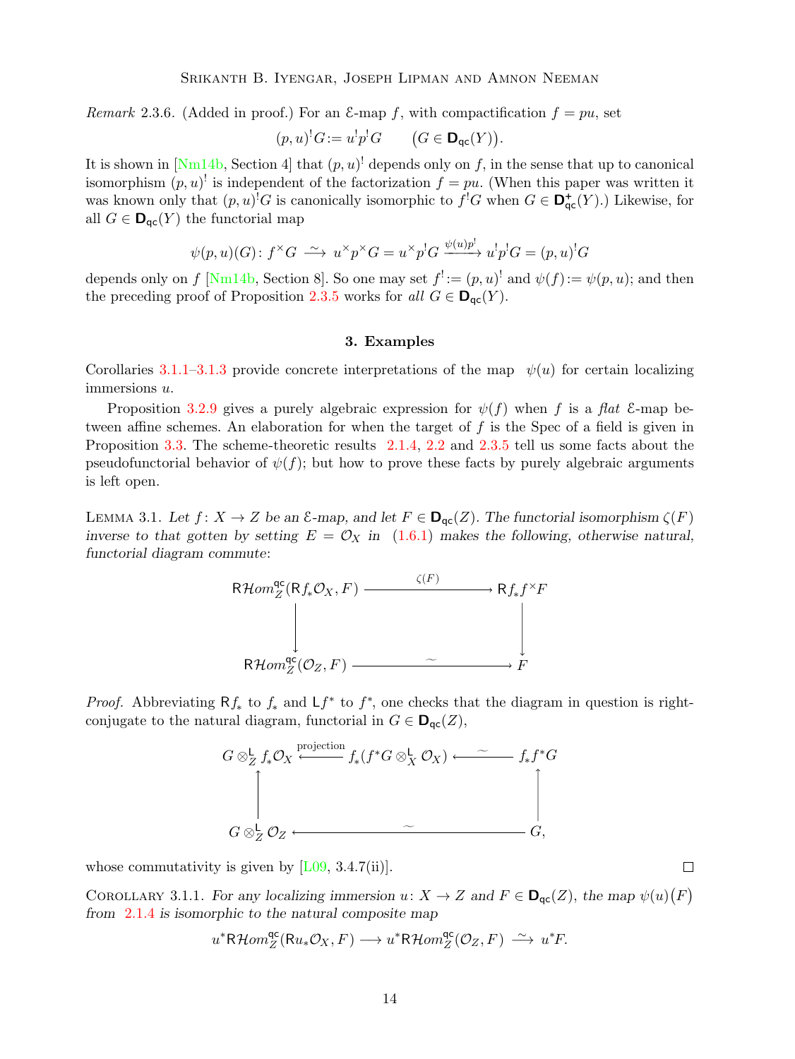*Remark* 2.3.6. (Added in proof.) For an $\mathcal{E}$-map $f$, with compactification $f = pu$, set

$$(p,u)^! G := u^! p^! G \qquad \big(G \in \mathbf{D}_{\mathsf{qc}}(Y)\big).$$

It is shown in [Nm14b, Section 4] that $(p,u)^!$ depends only on $f$, in the sense that up to canonical isomorphism $(p,u)^!$ is independent of the factorization $f = pu$. (When this paper was written it was known only that $(p,u)^! G$ is canonically isomorphic to $f^! G$ when $G \in \mathbf{D}^+_{\mathsf{qc}}(Y)$.) Likewise, for all $G \in \mathbf{D}_{\mathsf{qc}}(Y)$ the functorial map

$$\psi(p,u)(G) \colon f^\times G \xrightarrow{\ \sim\ } u^\times p^\times G = u^\times p^! G \xrightarrow{\psi(u)p^!} u^! p^! G = (p,u)^! G$$

depends only on $f$ [Nm14b, Section 8]. So one may set $f^! := (p,u)^!$ and $\psi(f) := \psi(p,u)$; and then the preceding proof of Proposition 2.3.5 works for *all* $G \in \mathbf{D}_{\mathsf{qc}}(Y)$.

## 3. Examples

Corollaries 3.1.1–3.1.3 provide concrete interpretations of the map $\psi(u)$ for certain localizing immersions $u$.

Proposition 3.2.9 gives a purely algebraic expression for $\psi(f)$ when $f$ is a *flat* $\mathcal{E}$-map between affine schemes. An elaboration for when the target of $f$ is the Spec of a field is given in Proposition 3.3. The scheme-theoretic results 2.1.4, 2.2 and 2.3.5 tell us some facts about the pseudofunctorial behavior of $\psi(f)$; but how to prove these facts by purely algebraic arguments is left open.

Lemma 3.1. *Let $f\colon X \to Z$ be an $\mathcal{E}$-map, and let $F \in \mathbf{D}_{\mathsf{qc}}(Z)$. The functorial isomorphism $\zeta(F)$ inverse to that gotten by setting $E = \mathcal{O}_X$ in (1.6.1) makes the following, otherwise natural, functorial diagram commute*:

$$\begin{array}{ccc}
\mathsf{R}\mathcal{H}om^{\mathsf{qc}}_Z(\mathsf{R}f_*\mathcal{O}_X, F) & \xrightarrow{\ \zeta(F)\ } & \mathsf{R}f_* f^\times F \\
\Big\downarrow & & \Big\downarrow \\
\mathsf{R}\mathcal{H}om^{\mathsf{qc}}_Z(\mathcal{O}_Z, F) & \xrightarrow{\ \sim\ } & F
\end{array}$$

*Proof.* Abbreviating $\mathsf{R}f_*$ to $f_*$ and $\mathsf{L}f^*$ to $f^*$, one checks that the diagram in question is right-conjugate to the natural diagram, functorial in $G \in \mathbf{D}_{\mathsf{qc}}(Z)$,

$$\begin{array}{ccccc}
G \otimes^{\mathsf{L}}_Z f_*\mathcal{O}_X & \xleftarrow{\text{projection}} & f_*(f^*G \otimes^{\mathsf{L}}_X \mathcal{O}_X) & \xleftarrow{\ \sim\ } & f_* f^* G \\
\Big\uparrow & & & & \Big\uparrow \\
G \otimes^{\mathsf{L}}_Z \mathcal{O}_Z & & \xleftarrow{\qquad\qquad \sim \qquad\qquad} & & G,
\end{array}$$

whose commutativity is given by [L09, 3.4.7(ii)]. ∎

Corollary 3.1.1. *For any localizing immersion $u\colon X \to Z$ and $F \in \mathbf{D}_{\mathsf{qc}}(Z)$, the map $\psi(u)\big(F\big)$ from 2.1.4 is isomorphic to the natural composite map*

$$u^*\mathsf{R}\mathcal{H}om^{\mathsf{qc}}_Z(\mathsf{R}u_*\mathcal{O}_X, F) \longrightarrow u^*\mathsf{R}\mathcal{H}om^{\mathsf{qc}}_Z(\mathcal{O}_Z, F) \xrightarrow{\ \sim\ } u^*F.$$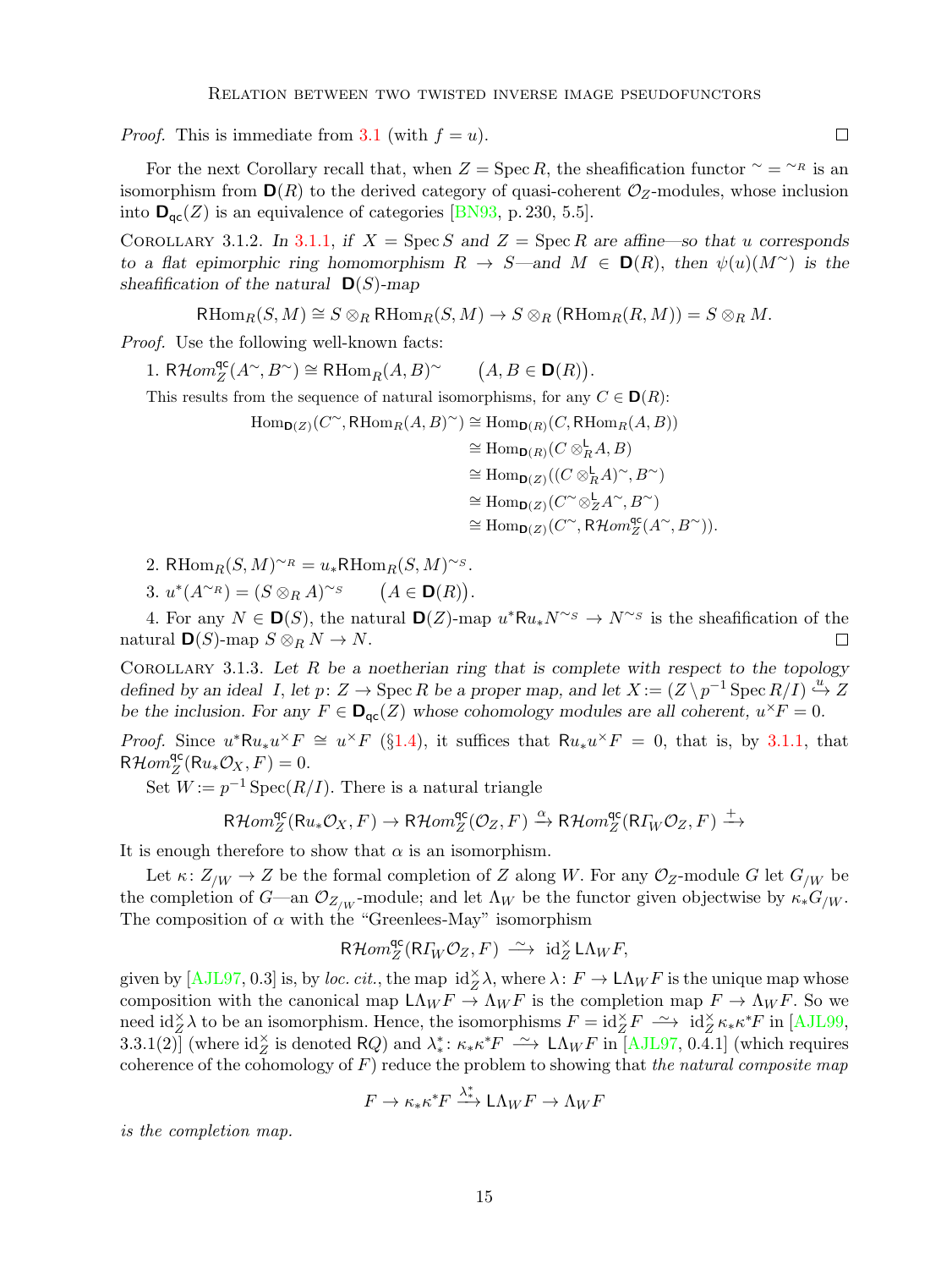*Proof.* This is immediate from 3.1 (with $f = u$). $\square$

For the next Corollary recall that, when $Z = \operatorname{Spec} R$, the sheafification functor ${}^\sim = {}^{\sim_R}$ is an isomorphism from $\mathbf{D}(R)$ to the derived category of quasi-coherent $\mathcal{O}_Z$-modules, whose inclusion into $\mathbf{D}_{\mathsf{qc}}(Z)$ is an equivalence of categories [BN93, p. 230, 5.5].

Corollary 3.1.2. *In 3.1.1, if $X = \operatorname{Spec} S$ and $Z = \operatorname{Spec} R$ are affine—so that $u$ corresponds to a flat epimorphic ring homomorphism $R \to S$—and $M \in \mathbf{D}(R)$, then $\psi(u)(M^\sim)$ is the sheafification of the natural $\mathbf{D}(S)$-map*

$$\mathsf{R}\mathrm{Hom}_R(S, M) \cong S \otimes_R \mathsf{R}\mathrm{Hom}_R(S, M) \to S \otimes_R (\mathsf{R}\mathrm{Hom}_R(R, M)) = S \otimes_R M.$$

*Proof.* Use the following well-known facts:

1. $\mathsf{R}\mathcal{H}om^{\mathsf{qc}}_Z(A^\sim, B^\sim) \cong \mathsf{R}\mathrm{Hom}_R(A, B)^\sim \qquad \big(A, B \in \mathbf{D}(R)\big).$

   This results from the sequence of natural isomorphisms, for any $C \in \mathbf{D}(R)$:

$$\begin{aligned}
\operatorname{Hom}_{\mathbf{D}(Z)}(C^\sim, \mathsf{R}\mathrm{Hom}_R(A, B)^\sim) &\cong \operatorname{Hom}_{\mathbf{D}(R)}(C, \mathsf{R}\mathrm{Hom}_R(A, B)) \\
&\cong \operatorname{Hom}_{\mathbf{D}(R)}(C \otimes^{\mathsf{L}}_R A, B) \\
&\cong \operatorname{Hom}_{\mathbf{D}(Z)}((C \otimes^{\mathsf{L}}_R A)^\sim, B^\sim) \\
&\cong \operatorname{Hom}_{\mathbf{D}(Z)}(C^\sim \otimes^{\mathsf{L}}_Z A^\sim, B^\sim) \\
&\cong \operatorname{Hom}_{\mathbf{D}(Z)}(C^\sim, \mathsf{R}\mathcal{H}om^{\mathsf{qc}}_Z(A^\sim, B^\sim)).
\end{aligned}$$

2. $\mathsf{R}\mathrm{Hom}_R(S, M)^{\sim_R} = u_*\mathsf{R}\mathrm{Hom}_R(S, M)^{\sim_S}$.
3. $u^*(A^{\sim_R}) = (S \otimes_R A)^{\sim_S} \qquad \big(A \in \mathbf{D}(R)\big)$.
4. For any $N \in \mathbf{D}(S)$, the natural $\mathbf{D}(Z)$-map $u^*\mathsf{R}u_*N^{\sim_S} \to N^{\sim_S}$ is the sheafification of the natural $\mathbf{D}(S)$-map $S \otimes_R N \to N$. $\square$

Corollary 3.1.3. *Let $R$ be a noetherian ring that is complete with respect to the topology defined by an ideal $I$, let $p\colon Z \to \operatorname{Spec} R$ be a proper map, and let $X := (Z \setminus p^{-1} \operatorname{Spec} R/I) \overset{u}{\hookrightarrow} Z$ be the inclusion. For any $F \in \mathbf{D}_{\mathsf{qc}}(Z)$ whose cohomology modules are all coherent, $u^\times F = 0$.*

*Proof.* Since $u^*\mathsf{R}u_*u^\times F \cong u^\times F$ (§1.4), it suffices that $\mathsf{R}u_*u^\times F = 0$, that is, by 3.1.1, that $\mathsf{R}\mathcal{H}om^{\mathsf{qc}}_Z(\mathsf{R}u_*\mathcal{O}_X, F) = 0$.

Set $W := p^{-1} \operatorname{Spec}(R/I)$. There is a natural triangle

$$\mathsf{R}\mathcal{H}om^{\mathsf{qc}}_Z(\mathsf{R}u_*\mathcal{O}_X, F) \to \mathsf{R}\mathcal{H}om^{\mathsf{qc}}_Z(\mathcal{O}_Z, F) \xrightarrow{\alpha} \mathsf{R}\mathcal{H}om^{\mathsf{qc}}_Z(\mathsf{R}\varGamma_W\mathcal{O}_Z, F) \xrightarrow{+}$$

It is enough therefore to show that $\alpha$ is an isomorphism.

Let $\kappa\colon Z_{/W} \to Z$ be the formal completion of $Z$ along $W$. For any $\mathcal{O}_Z$-module $G$ let $G_{/W}$ be the completion of $G$—an $\mathcal{O}_{Z_{/W}}$-module; and let $\Lambda_W$ be the functor given objectwise by $\kappa_*G_{/W}$. The composition of $\alpha$ with the "Greenlees-May" isomorphism

$$\mathsf{R}\mathcal{H}om^{\mathsf{qc}}_Z(\mathsf{R}\varGamma_W\mathcal{O}_Z, F) \xrightarrow{\;\sim\;} \mathrm{id}^\times_Z \mathsf{L}\Lambda_W F,$$

given by [AJL97, 0.3] is, by *loc. cit.*, the map $\mathrm{id}^\times_Z\lambda$, where $\lambda\colon F \to \mathsf{L}\Lambda_W F$ is the unique map whose composition with the canonical map $\mathsf{L}\Lambda_W F \to \Lambda_W F$ is the completion map $F \to \Lambda_W F$. So we need $\mathrm{id}^\times_Z\lambda$ to be an isomorphism. Hence, the isomorphisms $F = \mathrm{id}^\times_Z F \xrightarrow{\;\sim\;} \mathrm{id}^\times_Z \kappa_*\kappa^*F$ in [AJL99, 3.3.1(2)] (where $\mathrm{id}^\times_Z$ is denoted $\mathsf{R}Q$) and $\lambda^*_*\colon \kappa_*\kappa^*F \xrightarrow{\;\sim\;} \mathsf{L}\Lambda_W F$ [AJL97, 0.4.1] (which requires coherence of the cohomology of $F$) reduce the problem to showing that *the natural composite map*

$$F \to \kappa_*\kappa^*F \xrightarrow{\lambda^*_*} \mathsf{L}\Lambda_W F \to \Lambda_W F$$

*is the completion map.*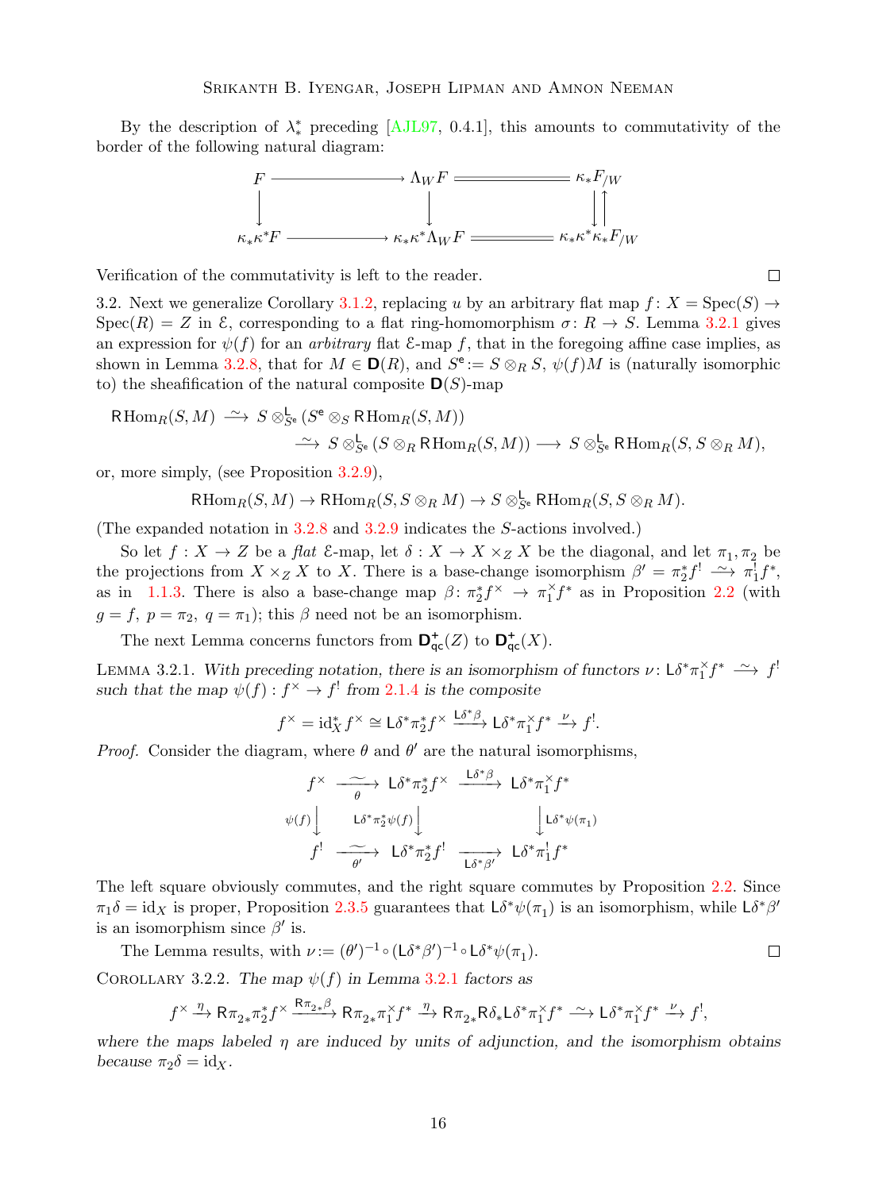By the description of $\lambda^*_*$ preceding [AJL97, 0.4.1], this amounts to commutativity of the border of the following natural diagram:

$$\begin{array}{ccccc}
F & \longrightarrow & \Lambda_W F & =\!=\!= & \kappa_* F_{/W} \\
\downarrow & & \downarrow & & \downarrow\uparrow \\
\kappa_*\kappa^* F & \longrightarrow & \kappa_*\kappa^*\Lambda_W F & =\!=\!= & \kappa_*\kappa^*\kappa_* F_{/W}
\end{array}$$

Verification of the commutativity is left to the reader. $\square$

3.2. Next we generalize Corollary 3.1.2, replacing $u$ by an arbitrary flat map $f\colon X = \operatorname{Spec}(S) \to \operatorname{Spec}(R) = Z$ in $\mathcal{E}$, corresponding to a flat ring-homomorphism $\sigma\colon R \to S$. Lemma 3.2.1 gives an expression for $\psi(f)$ for an *arbitrary* flat $\mathcal{E}$-map $f$, that in the foregoing affine case implies, as shown in Lemma 3.2.8, that for $M \in \mathbf{D}(R)$, and $S^{\mathsf{e}} := S \otimes_R S$, $\psi(f)M$ is (naturally isomorphic to) the sheafification of the natural composite $\mathbf{D}(S)$-map

$$\begin{aligned}
\mathsf{R}\mathrm{Hom}_R(S, M) &\xrightarrow{\ \sim\ } S \otimes^{\mathsf{L}}_{S^{\mathsf{e}}} (S^{\mathsf{e}} \otimes_S \mathsf{R}\mathrm{Hom}_R(S, M)) \\
&\xrightarrow{\ \sim\ } S \otimes^{\mathsf{L}}_{S^{\mathsf{e}}} (S \otimes_R \mathsf{R}\mathrm{Hom}_R(S, M)) \longrightarrow S \otimes^{\mathsf{L}}_{S^{\mathsf{e}}} \mathsf{R}\mathrm{Hom}_R(S, S \otimes_R M),
\end{aligned}$$

or, more simply, (see Proposition 3.2.9),

$$\mathsf{R}\mathrm{Hom}_R(S, M) \to \mathsf{R}\mathrm{Hom}_R(S, S \otimes_R M) \to S \otimes^{\mathsf{L}}_{S^{\mathsf{e}}} \mathsf{R}\mathrm{Hom}_R(S, S \otimes_R M).$$

(The expanded notation in 3.2.8 and 3.2.9 indicates the $S$-actions involved.)

So let $f : X \to Z$ be a *flat* $\mathcal{E}$-map, let $\delta : X \to X \times_Z X$ be the diagonal, and let $\pi_1, \pi_2$ be the projections from $X \times_Z X$ to $X$. There is a base-change isomorphism $\beta' = \pi_2^* f^! \xrightarrow{\ \sim\ } \pi_1^! f^*$, as in 1.1.3. There is also a base-change map $\beta\colon \pi_2^* f^\times \to \pi_1^\times f^*$ as in Proposition 2.2 (with $g = f$, $p = \pi_2$, $q = \pi_1$); this $\beta$ need not be an isomorphism.

The next Lemma concerns functors from $\mathbf{D}^+_{\mathsf{qc}}(Z)$ to $\mathbf{D}^+_{\mathsf{qc}}(X)$.

Lemma 3.2.1. *With preceding notation, there is an isomorphism of functors* $\nu\colon \mathsf{L}\delta^*\pi_1^\times f^* \xrightarrow{\ \sim\ } f^!$ *such that the map* $\psi(f) : f^\times \to f^!$ *from 2.1.4 is the composite*

$$f^\times = \mathrm{id}_X^* f^\times \cong \mathsf{L}\delta^*\pi_2^* f^\times \xrightarrow{\mathsf{L}\delta^*\beta} \mathsf{L}\delta^*\pi_1^\times f^* \xrightarrow{\ \nu\ } f^!.$$

*Proof.* Consider the diagram, where $\theta$ and $\theta'$ are the natural isomorphisms,

$$\begin{array}{ccccc}
f^\times & \xrightarrow[\theta]{\ \sim\ } & \mathsf{L}\delta^*\pi_2^* f^\times & \xrightarrow{\mathsf{L}\delta^*\beta} & \mathsf{L}\delta^*\pi_1^\times f^* \\
{\scriptstyle \psi(f)}\big\downarrow & & \big\downarrow{\scriptstyle \mathsf{L}\delta^*\pi_2^*\psi(f)} & & \big\downarrow{\scriptstyle \mathsf{L}\delta^*\psi(\pi_1)} \\
f^! & \xrightarrow[\theta']{\ \sim\ } & \mathsf{L}\delta^*\pi_2^* f^! & \xrightarrow[\mathsf{L}\delta^*\beta']{} & \mathsf{L}\delta^*\pi_1^! f^*
\end{array}$$

The left square obviously commutes, and the right square commutes by Proposition 2.2. Since $\pi_1\delta = \mathrm{id}_X$ is proper, Proposition 2.3.5 guarantees that $\mathsf{L}\delta^*\psi(\pi_1)$ is an isomorphism, while $\mathsf{L}\delta^*\beta'$ is an isomorphism since $\beta'$ is.

The Lemma results, with $\nu := (\theta')^{-1} \circ (\mathsf{L}\delta^*\beta')^{-1} \circ \mathsf{L}\delta^*\psi(\pi_1)$. $\square$

Corollary 3.2.2. *The map* $\psi(f)$ *in Lemma 3.2.1 factors as*

$$f^\times \xrightarrow{\ \eta\ } \mathsf{R}\pi_{2*}\pi_2^* f^\times \xrightarrow{\mathsf{R}\pi_{2*}\beta} \mathsf{R}\pi_{2*}\pi_1^\times f^* \xrightarrow{\ \eta\ } \mathsf{R}\pi_{2*}\mathsf{R}\delta_*\mathsf{L}\delta^*\pi_1^\times f^* \xrightarrow{\ \sim\ } \mathsf{L}\delta^*\pi_1^\times f^* \xrightarrow{\ \nu\ } f^!,$$

*where the maps labeled* $\eta$ *are induced by units of adjunction, and the isomorphism obtains because* $\pi_2\delta = \mathrm{id}_X$.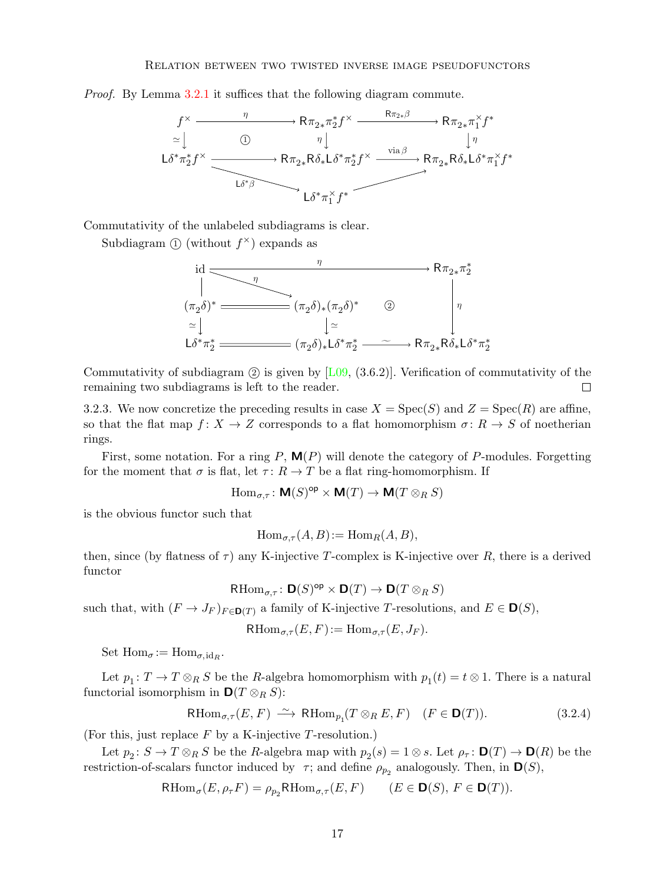*Proof.* By Lemma 3.2.1 it suffices that the following diagram commute.

$$
\begin{array}{ccccc}
f^\times & \xrightarrow{\ \eta\ } & \mathsf{R}\pi_{2*}\pi_2^* f^\times & \xrightarrow{\ \mathsf{R}\pi_{2*}\beta\ } & \mathsf{R}\pi_{2*}\pi_1^\times f^* \\
\simeq\downarrow & ① & \eta\downarrow & & \downarrow\eta \\
\mathsf{L}\delta^*\pi_2^* f^\times & \longrightarrow & \mathsf{R}\pi_{2*}\mathsf{R}\delta_*\mathsf{L}\delta^*\pi_2^* f^\times & \xrightarrow{\ \text{via}\,\beta\ } & \mathsf{R}\pi_{2*}\mathsf{R}\delta_*\mathsf{L}\delta^*\pi_1^\times f^* \\
& \searrow_{\mathsf{L}\delta^*\beta} & & \nearrow & \\
& & \mathsf{L}\delta^*\pi_1^\times f^* & &
\end{array}
$$

Commutativity of the unlabeled subdiagrams is clear.

Subdiagram ① (without $f^\times$) expands as

$$
\begin{array}{ccccc}
\mathrm{id} & & \xrightarrow{\qquad\qquad\ \eta\ \qquad\qquad} & & \mathsf{R}\pi_{2*}\pi_2^* \\
\Big| & \searrow^{\eta} & & & \\
(\pi_2\delta)^* & = & (\pi_2\delta)_*(\pi_2\delta)^* & ② & \downarrow\eta \\
\simeq\downarrow & & \downarrow\simeq & & \\
\mathsf{L}\delta^*\pi_2^* & = & (\pi_2\delta)_*\mathsf{L}\delta^*\pi_2^* & \xrightarrow{\ \sim\ } & \mathsf{R}\pi_{2*}\mathsf{R}\delta_*\mathsf{L}\delta^*\pi_2^*
\end{array}
$$

Commutativity of subdiagram ② is given by [L09, (3.6.2)]. Verification of commutativity of the remaining two subdiagrams is left to the reader. □

3.2.3. We now concretize the preceding results in case $X = \mathrm{Spec}(S)$ and $Z = \mathrm{Spec}(R)$ are affine, so that the flat map $f\colon X \to Z$ corresponds to a flat homomorphism $\sigma\colon R \to S$ of noetherian rings.

First, some notation. For a ring $P$, $\mathbf{M}(P)$ will denote the category of $P$-modules. Forgetting for the moment that $\sigma$ is flat, let $\tau\colon R \to T$ be a flat ring-homomorphism. If

$$\mathrm{Hom}_{\sigma,\tau}\colon \mathbf{M}(S)^{\mathsf{op}} \times \mathbf{M}(T) \to \mathbf{M}(T \otimes_R S)$$

is the obvious functor such that

$$\mathrm{Hom}_{\sigma,\tau}(A,B) := \mathrm{Hom}_R(A,B),$$

then, since (by flatness of $\tau$) any K-injective $T$-complex is K-injective over $R$, there is a derived functor

$$\mathsf{R}\mathrm{Hom}_{\sigma,\tau}\colon \mathbf{D}(S)^{\mathsf{op}} \times \mathbf{D}(T) \to \mathbf{D}(T \otimes_R S)$$

such that, with $(F \to J_F)_{F\in\mathbf{D}(T)}$ a family of K-injective $T$-resolutions, and $E \in \mathbf{D}(S)$,

$$\mathsf{R}\mathrm{Hom}_{\sigma,\tau}(E,F) := \mathrm{Hom}_{\sigma,\tau}(E,J_F).$$

Set $\mathrm{Hom}_\sigma := \mathrm{Hom}_{\sigma,\mathrm{id}_R}$.

Let $p_1\colon T \to T \otimes_R S$ be the $R$-algebra homomorphism with $p_1(t) = t \otimes 1$. There is a natural functorial isomorphism in $\mathbf{D}(T \otimes_R S)$:

$$\mathsf{R}\mathrm{Hom}_{\sigma,\tau}(E,F) \xrightarrow{\ \sim\ } \mathsf{R}\mathrm{Hom}_{p_1}(T \otimes_R E, F) \quad (F \in \mathbf{D}(T)). \tag{3.2.4}$$

(For this, just replace $F$ by a K-injective $T$-resolution.)

Let $p_2\colon S \to T \otimes_R S$ be the $R$-algebra map with $p_2(s) = 1 \otimes s$. Let $\rho_\tau\colon \mathbf{D}(T) \to \mathbf{D}(R)$ be the restriction-of-scalars functor induced by $\tau$; and define $\rho_{p_2}$ analogously. Then, in $\mathbf{D}(S)$,

$$\mathsf{R}\mathrm{Hom}_\sigma(E, \rho_\tau F) = \rho_{p_2}\mathsf{R}\mathrm{Hom}_{\sigma,\tau}(E,F) \qquad (E \in \mathbf{D}(S),\ F \in \mathbf{D}(T)).$$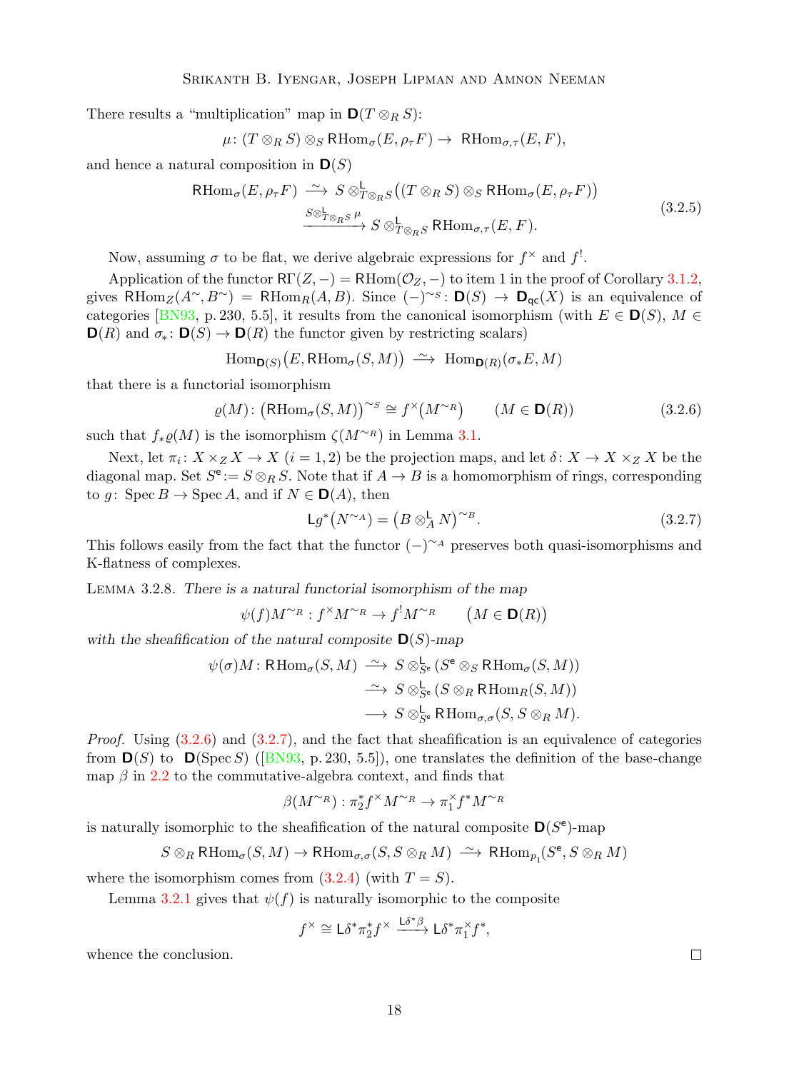There results a "multiplication" map in $\mathbf{D}(T\otimes_R S)$:

$$\mu\colon (T\otimes_R S)\otimes_S \mathsf{R}\mathrm{Hom}_\sigma(E,\rho_\tau F)\to\ \mathsf{R}\mathrm{Hom}_{\sigma,\tau}(E,F),$$

and hence a natural composition in $\mathbf{D}(S)$

$$\begin{aligned}\mathsf{R}\mathrm{Hom}_\sigma(E,\rho_\tau F)\ &\xrightarrow{\ \sim\ }\ S\otimes^{\mathsf{L}}_{T\otimes_R S}\big((T\otimes_R S)\otimes_S \mathsf{R}\mathrm{Hom}_\sigma(E,\rho_\tau F)\big)\\ &\xrightarrow{S\otimes^{\mathsf{L}}_{T\otimes_R S}\,\mu}\ S\otimes^{\mathsf{L}}_{T\otimes_R S}\mathsf{R}\mathrm{Hom}_{\sigma,\tau}(E,F).\end{aligned}\tag{3.2.5}$$

Now, assuming $\sigma$ to be flat, we derive algebraic expressions for $f^\times$ and $f^!$.

Application of the functor $\mathsf{R}\Gamma(Z,-)=\mathsf{R}\mathrm{Hom}(\mathcal{O}_Z,-)$ to item 1 in the proof of Corollary 3.1.2, gives $\mathsf{R}\mathrm{Hom}_Z(A^\sim,B^\sim)=\mathsf{R}\mathrm{Hom}_R(A,B)$. Since $(-)^{\sim_S}\colon \mathbf{D}(S)\to\mathbf{D}_{\mathsf{qc}}(X)$ is an equivalence of categories [BN93, p. 230, 5.5], it results from the canonical isomorphism (with $E\in\mathbf{D}(S)$, $M\in\mathbf{D}(R)$ and $\sigma_*\colon\mathbf{D}(S)\to\mathbf{D}(R)$ the functor given by restricting scalars)

$$\mathrm{Hom}_{\mathbf{D}(S)}\big(E,\mathsf{R}\mathrm{Hom}_\sigma(S,M)\big)\ \xrightarrow{\ \sim\ }\ \mathrm{Hom}_{\mathbf{D}(R)}(\sigma_*E,M)$$

that there is a functorial isomorphism

$$\varrho(M)\colon\big(\mathsf{R}\mathrm{Hom}_\sigma(S,M)\big)^{\sim_S}\cong f^\times\big(M^{\sim_R}\big)\qquad (M\in\mathbf{D}(R))\tag{3.2.6}$$

such that $f_*\varrho(M)$ is the isomorphism $\zeta(M^{\sim_R})$ in Lemma 3.1.

Next, let $\pi_i\colon X\times_Z X\to X$ $(i=1,2)$ be the projection maps, and let $\delta\colon X\to X\times_Z X$ be the diagonal map. Set $S^{\mathsf{e}}:=S\otimes_R S$. Note that if $A\to B$ is a homomorphism of rings, corresponding to $g\colon \operatorname{Spec}B\to\operatorname{Spec}A$, and if $N\in\mathbf{D}(A)$, then

$$\mathsf{L}g^*\big(N^{\sim_A}\big)=\big(B\otimes^{\mathsf{L}}_A N\big)^{\sim_B}.\tag{3.2.7}$$

This follows easily from the fact that the functor $(-)^{\sim_A}$ preserves both quasi-isomorphisms and K-flatness of complexes.

Lemma 3.2.8. *There is a natural functorial isomorphism of the map*

$$\psi(f)M^{\sim_R}: f^\times M^{\sim_R}\to f^!M^{\sim_R}\qquad \big(M\in\mathbf{D}(R)\big)$$

*with the sheafification of the natural composite $\mathbf{D}(S)$-map*

$$\begin{aligned}\psi(\sigma)M\colon \mathsf{R}\mathrm{Hom}_\sigma(S,M)\ &\xrightarrow{\ \sim\ }\ S\otimes^{\mathsf{L}}_{S^{\mathsf{e}}}\big(S^{\mathsf{e}}\otimes_S\mathsf{R}\mathrm{Hom}_\sigma(S,M)\big)\\ &\xrightarrow{\ \sim\ }\ S\otimes^{\mathsf{L}}_{S^{\mathsf{e}}}\big(S\otimes_R\mathsf{R}\mathrm{Hom}_R(S,M)\big)\\ &\longrightarrow\ S\otimes^{\mathsf{L}}_{S^{\mathsf{e}}}\mathsf{R}\mathrm{Hom}_{\sigma,\sigma}(S,S\otimes_R M).\end{aligned}$$

*Proof.* Using (3.2.6) and (3.2.7), and the fact that sheafification is an equivalence of categories from $\mathbf{D}(S)$ to $\mathbf{D}(\operatorname{Spec}S)$ ([BN93, p. 230, 5.5]), one translates the definition of the base-change map $\beta$ in 2.2 to the commutative-algebra context, and finds that

$$\beta(M^{\sim_R}):\pi_2^*f^\times M^{\sim_R}\to\pi_1^\times f^*M^{\sim_R}$$

is naturally isomorphic to the sheafification of the natural composite $\mathbf{D}(S^{\mathsf{e}})$-map

$$S\otimes_R\mathsf{R}\mathrm{Hom}_\sigma(S,M)\to\mathsf{R}\mathrm{Hom}_{\sigma,\sigma}(S,S\otimes_R M)\ \xrightarrow{\ \sim\ }\ \mathsf{R}\mathrm{Hom}_{p_1}(S^{\mathsf{e}},S\otimes_R M)$$

where the isomorphism comes from (3.2.4) (with $T=S$).

Lemma 3.2.1 gives that $\psi(f)$ is naturally isomorphic to the composite

$$f^\times\cong\mathsf{L}\delta^*\pi_2^*f^\times\xrightarrow{\mathsf{L}\delta^*\beta}\mathsf{L}\delta^*\pi_1^\times f^*,$$

whence the conclusion. $\square$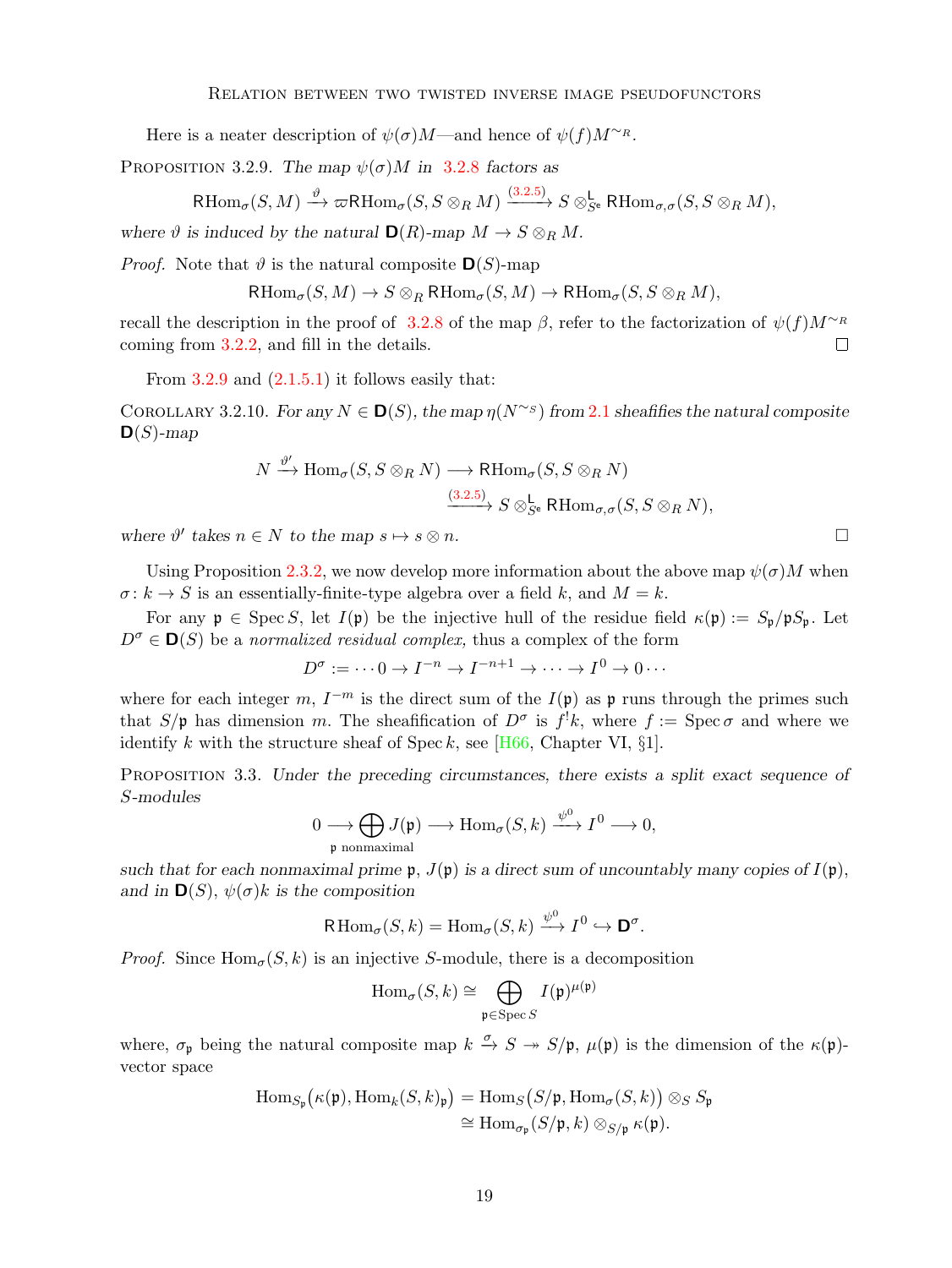Here is a neater description of $\psi(\sigma)M$—and hence of $\psi(f)M^{\sim_R}$.

Proposition 3.2.9. *The map $\psi(\sigma)M$ in 3.2.8 factors as*

$$\mathsf{R}\mathrm{Hom}_\sigma(S,M) \xrightarrow{\vartheta} \varpi\mathsf{R}\mathrm{Hom}_\sigma(S, S\otimes_R M) \xrightarrow{(3.2.5)} S\otimes^{\mathsf{L}}_{S^{\mathsf{e}}} \mathsf{R}\mathrm{Hom}_{\sigma,\sigma}(S, S\otimes_R M),$$

*where $\vartheta$ is induced by the natural $\mathbf{D}(R)$-map $M \to S\otimes_R M$.*

*Proof.* Note that $\vartheta$ is the natural composite $\mathbf{D}(S)$-map

$$\mathsf{R}\mathrm{Hom}_\sigma(S,M) \to S\otimes_R \mathsf{R}\mathrm{Hom}_\sigma(S,M) \to \mathsf{R}\mathrm{Hom}_\sigma(S, S\otimes_R M),$$

recall the description in the proof of 3.2.8 of the map $\beta$, refer to the factorization of $\psi(f)M^{\sim_R}$ coming from 3.2.2, and fill in the details. $\square$

From 3.2.9 and (2.1.5.1) it follows easily that:

Corollary 3.2.10. *For any $N\in\mathbf{D}(S)$, the map $\eta(N^{\sim_S})$ from 2.1 sheafifies the natural composite $\mathbf{D}(S)$-map*

$$\begin{aligned} N \xrightarrow{\vartheta'} \mathrm{Hom}_\sigma(S, S\otimes_R N) &\longrightarrow \mathsf{R}\mathrm{Hom}_\sigma(S, S\otimes_R N) \\ &\xrightarrow{(3.2.5)} S\otimes^{\mathsf{L}}_{S^{\mathsf{e}}} \mathsf{R}\mathrm{Hom}_{\sigma,\sigma}(S, S\otimes_R N), \end{aligned}$$

*where $\vartheta'$ takes $n\in N$ to the map $s\mapsto s\otimes n$.* $\square$

Using Proposition 2.3.2, we now develop more information about the above map $\psi(\sigma)M$ when $\sigma\colon k\to S$ is an essentially-finite-type algebra over a field $k$, and $M=k$.

For any $\mathfrak{p}\in\operatorname{Spec} S$, let $I(\mathfrak{p})$ be the injective hull of the residue field $\kappa(\mathfrak{p}) := S_\mathfrak{p}/\mathfrak{p}S_\mathfrak{p}$. Let $D^\sigma\in\mathbf{D}(S)$ be a *normalized residual complex,* thus a complex of the form

$$D^\sigma := \cdots 0 \to I^{-n} \to I^{-n+1} \to \cdots \to I^0 \to 0 \cdots$$

where for each integer $m$, $I^{-m}$ is the direct sum of the $I(\mathfrak{p})$ as $\mathfrak{p}$ runs through the primes such that $S/\mathfrak{p}$ has dimension $m$. The sheafification of $D^\sigma$ is $f^!k$, where $f := \operatorname{Spec}\sigma$ and where we identify $k$ with the structure sheaf of $\operatorname{Spec} k$, see [H66, Chapter VI, §1].

Proposition 3.3. *Under the preceding circumstances, there exists a split exact sequence of $S$-modules*

$$0 \longrightarrow \bigoplus_{\mathfrak{p}\text{ nonmaximal}} J(\mathfrak{p}) \longrightarrow \mathrm{Hom}_\sigma(S,k) \xrightarrow{\psi^0} I^0 \longrightarrow 0,$$

*such that for each nonmaximal prime $\mathfrak{p}$, $J(\mathfrak{p})$ is a direct sum of uncountably many copies of $I(\mathfrak{p})$, and in $\mathbf{D}(S)$, $\psi(\sigma)k$ is the composition*

$$\mathsf{R}\mathrm{Hom}_\sigma(S,k) = \mathrm{Hom}_\sigma(S,k) \xrightarrow{\psi^0} I^0 \hookrightarrow \mathbf{D}^\sigma.$$

*Proof.* Since $\mathrm{Hom}_\sigma(S,k)$ is an injective $S$-module, there is a decomposition

$$\mathrm{Hom}_\sigma(S,k) \cong \bigoplus_{\mathfrak{p}\in\operatorname{Spec} S} I(\mathfrak{p})^{\mu(\mathfrak{p})}$$

where, $\sigma_\mathfrak{p}$ being the natural composite map $k \xrightarrow{\sigma} S \twoheadrightarrow S/\mathfrak{p}$, $\mu(\mathfrak{p})$ is the dimension of the $\kappa(\mathfrak{p})$-vector space

$$\begin{aligned} \mathrm{Hom}_{S_\mathfrak{p}}\big(\kappa(\mathfrak{p}), \mathrm{Hom}_k(S,k)_\mathfrak{p}\big) &= \mathrm{Hom}_S\big(S/\mathfrak{p}, \mathrm{Hom}_\sigma(S,k)\big)\otimes_S S_\mathfrak{p} \\ &\cong \mathrm{Hom}_{\sigma_\mathfrak{p}}(S/\mathfrak{p}, k)\otimes_{S/\mathfrak{p}} \kappa(\mathfrak{p}). \end{aligned}$$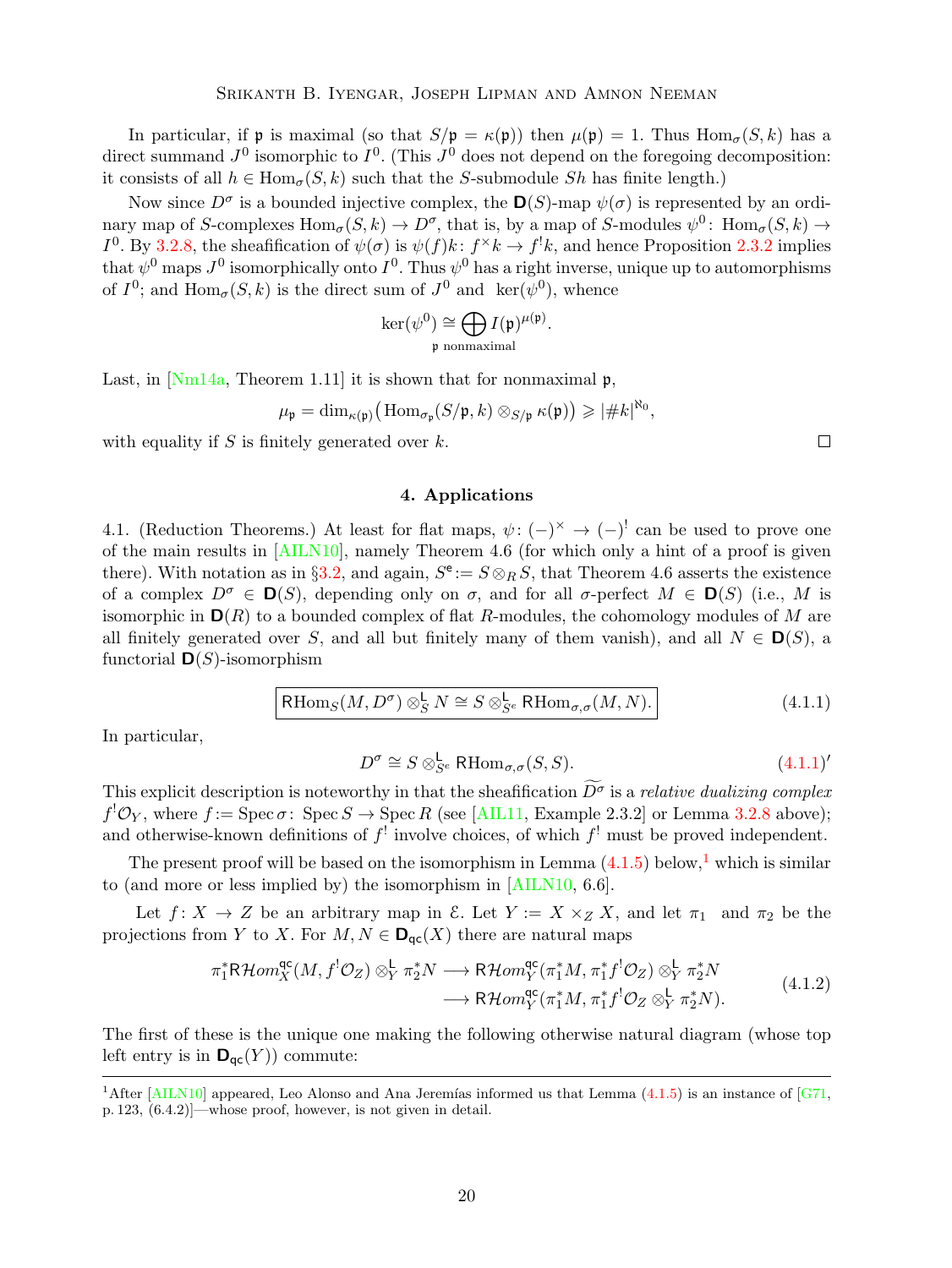In particular, if $\mathfrak{p}$ is maximal (so that $S/\mathfrak{p} = \kappa(\mathfrak{p})$) then $\mu(\mathfrak{p}) = 1$. Thus $\mathrm{Hom}_\sigma(S,k)$ has a direct summand $J^0$ isomorphic to $I^0$. (This $J^0$ does not depend on the foregoing decomposition: it consists of all $h \in \mathrm{Hom}_\sigma(S,k)$ such that the $S$-submodule $Sh$ has finite length.)

Now since $D^\sigma$ is a bounded injective complex, the $\mathbf{D}(S)$-map $\psi(\sigma)$ is represented by an ordinary map of $S$-complexes $\mathrm{Hom}_\sigma(S,k) \to D^\sigma$, that is, by a map of $S$-modules $\psi^0\colon \mathrm{Hom}_\sigma(S,k) \to I^0$. By 3.2.8, the sheafification of $\psi(\sigma)$ is $\psi(f)k\colon f^\times k \to f^!k$, and hence Proposition 2.3.2 implies that $\psi^0$ maps $J^0$ isomorphically onto $I^0$. Thus $\psi^0$ has a right inverse, unique up to automorphisms of $I^0$; and $\mathrm{Hom}_\sigma(S,k)$ is the direct sum of $J^0$ and $\ker(\psi^0)$, whence

$$\ker(\psi^0) \cong \bigoplus_{\mathfrak{p}\ \text{nonmaximal}} I(\mathfrak{p})^{\mu(\mathfrak{p})}.$$

Last, in [Nm14a, Theorem 1.11] it is shown that for nonmaximal $\mathfrak{p}$,

$$\mu_{\mathfrak{p}} = \dim_{\kappa(\mathfrak{p})}\big(\mathrm{Hom}_{\sigma_{\mathfrak{p}}}(S/\mathfrak{p},k)\otimes_{S/\mathfrak{p}}\kappa(\mathfrak{p})\big) \geqslant |\#k|^{\aleph_0},$$

with equality if $S$ is finitely generated over $k$. $\square$

## 4. Applications

4.1. (Reduction Theorems.) At least for flat maps, $\psi\colon (-)^\times \to (-)^!$ can be used to prove one of the main results in [AILN10], namely Theorem 4.6 (for which only a hint of a proof is given there). With notation as in §3.2, and again, $S^{\mathsf{e}} := S\otimes_R S$, that Theorem 4.6 asserts the existence of a complex $D^\sigma \in \mathbf{D}(S)$, depending only on $\sigma$, and for all $\sigma$-perfect $M \in \mathbf{D}(S)$ (i.e., $M$ is isomorphic in $\mathbf{D}(R)$ to a bounded complex of flat $R$-modules, the cohomology modules of $M$ are all finitely generated over $S$, and all but finitely many of them vanish), and all $N \in \mathbf{D}(S)$, a functorial $\mathbf{D}(S)$-isomorphism

$$\boxed{\mathsf{R}\mathrm{Hom}_S(M,D^\sigma)\otimes^{\mathsf{L}}_S N \cong S\otimes^{\mathsf{L}}_{S^{\mathsf{e}}}\mathsf{R}\mathrm{Hom}_{\sigma,\sigma}(M,N).} \tag{4.1.1}$$

In particular,

$$D^\sigma \cong S\otimes^{\mathsf{L}}_{S^{\mathsf{e}}}\mathsf{R}\mathrm{Hom}_{\sigma,\sigma}(S,S). \tag{4.1.1$'$}$$

This explicit description is noteworthy in that the sheafification $\widetilde{D^\sigma}$ is a *relative dualizing complex* $f^!\mathcal{O}_Y$, where $f := \operatorname{Spec}\sigma\colon \operatorname{Spec}S \to \operatorname{Spec}R$ (see [AIL11, Example 2.3.2] or Lemma 3.2.8 above); and otherwise-known definitions of $f^!$ involve choices, of which $f^!$ must be proved independent.

The present proof will be based on the isomorphism in Lemma (4.1.5) below,[1] which is similar to (and more or less implied by) the isomorphism in [AILN10, 6.6].

Let $f\colon X \to Z$ be an arbitrary map in $\mathcal{E}$. Let $Y := X\times_Z X$, and let $\pi_1$ and $\pi_2$ be the projections from $Y$ to $X$. For $M,N \in \mathbf{D}_{\mathsf{qc}}(X)$ there are natural maps

$$\begin{aligned}\pi_1^*\mathsf{R}\mathcal{H}om^{\mathsf{qc}}_X(M,f^!\mathcal{O}_Z)\otimes^{\mathsf{L}}_Y\pi_2^*N &\longrightarrow \mathsf{R}\mathcal{H}om^{\mathsf{qc}}_Y(\pi_1^*M,\pi_1^*f^!\mathcal{O}_Z)\otimes^{\mathsf{L}}_Y\pi_2^*N\\ &\longrightarrow \mathsf{R}\mathcal{H}om^{\mathsf{qc}}_Y(\pi_1^*M,\pi_1^*f^!\mathcal{O}_Z\otimes^{\mathsf{L}}_Y\pi_2^*N).\end{aligned} \tag{4.1.2}$$

The first of these is the unique one making the following otherwise natural diagram (whose top left entry is in $\mathbf{D}_{\mathsf{qc}}(Y)$) commute:

[1] After [AILN10] appeared, Leo Alonso and Ana Jeremías informed us that Lemma (4.1.5) is an instance of [G71, p. 123, (6.4.2)]—whose proof, however, is not given in detail.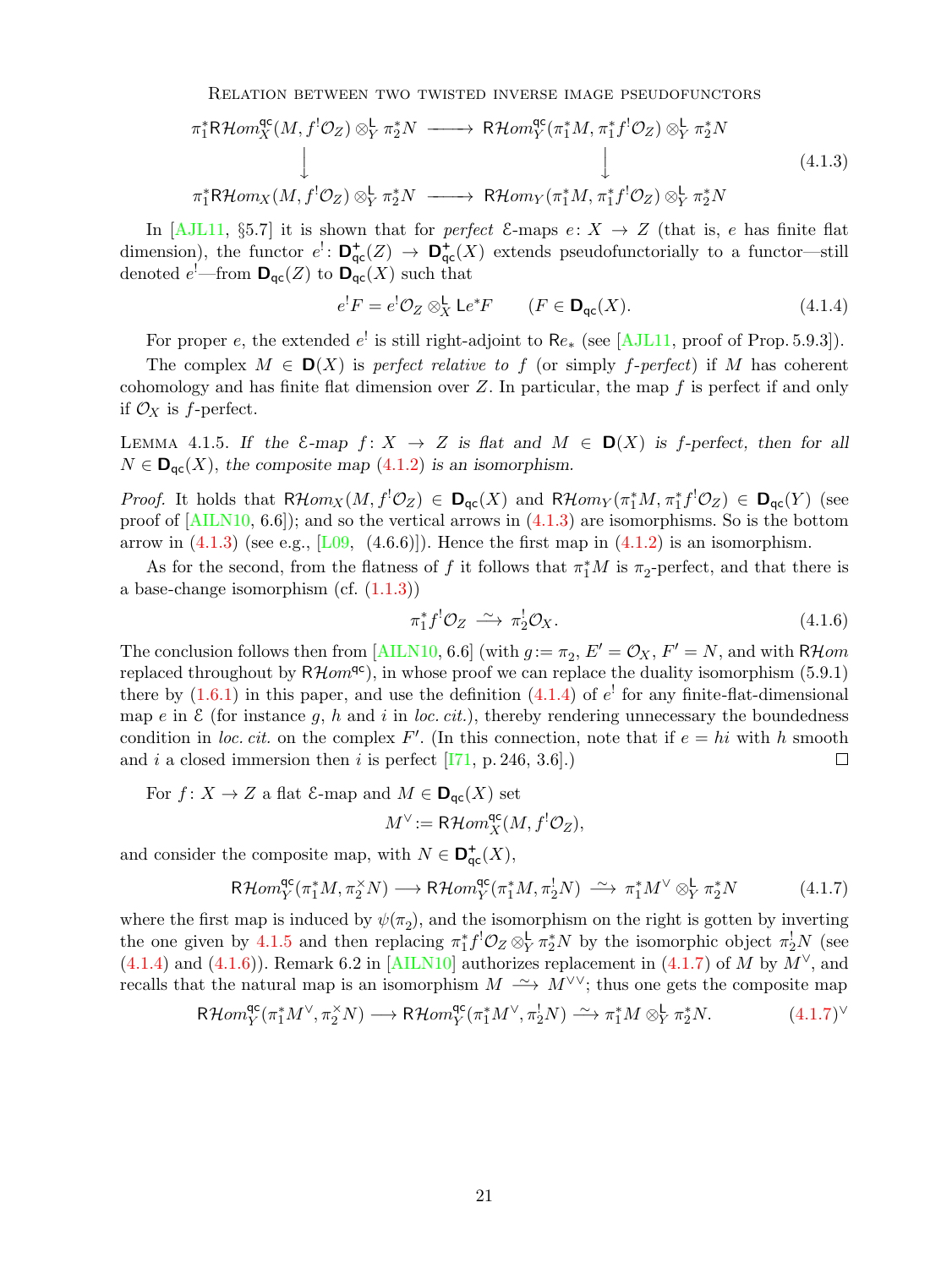$$
\begin{array}{ccc}
\pi_1^*\mathsf{R}\mathcal{H}om^{\mathsf{qc}}_X(M, f^!\mathcal{O}_Z)\otimes^{\mathsf{L}}_Y \pi_2^*N & \longrightarrow & \mathsf{R}\mathcal{H}om^{\mathsf{qc}}_Y(\pi_1^*M, \pi_1^*f^!\mathcal{O}_Z)\otimes^{\mathsf{L}}_Y \pi_2^*N \\
\downarrow & & \downarrow \\
\pi_1^*\mathsf{R}\mathcal{H}om_X(M, f^!\mathcal{O}_Z)\otimes^{\mathsf{L}}_Y \pi_2^*N & \longrightarrow & \mathsf{R}\mathcal{H}om_Y(\pi_1^*M, \pi_1^*f^!\mathcal{O}_Z)\otimes^{\mathsf{L}}_Y \pi_2^*N
\end{array}
\tag{4.1.3}
$$

In [AJL11, §5.7] it is shown that for *perfect* $\mathcal{E}$-maps $e\colon X\to Z$ (that is, $e$ has finite flat dimension), the functor $e^!\colon \mathbf{D}^+_{\mathsf{qc}}(Z)\to\mathbf{D}^+_{\mathsf{qc}}(X)$ extends pseudofunctorially to a functor—still denoted $e^!$—from $\mathbf{D}_{\mathsf{qc}}(Z)$ to $\mathbf{D}_{\mathsf{qc}}(X)$ such that

$$
e^!F = e^!\mathcal{O}_Z\otimes^{\mathsf{L}}_X \mathsf{L}e^*F \qquad (F\in\mathbf{D}_{\mathsf{qc}}(X). \tag{4.1.4}
$$

For proper $e$, the extended $e^!$ is still right-adjoint to $\mathsf{R}e_*$ (see [AJL11, proof of Prop. 5.9.3]).

The complex $M\in\mathbf{D}(X)$ is *perfect relative to* $f$ (or simply $f$*-perfect*) if $M$ has coherent cohomology and has finite flat dimension over $Z$. In particular, the map $f$ is perfect if and only if $\mathcal{O}_X$ is $f$-perfect.

Lemma 4.1.5. *If the $\mathcal{E}$-map $f\colon X\to Z$ is flat and $M\in\mathbf{D}(X)$ is $f$-perfect, then for all $N\in\mathbf{D}_{\mathsf{qc}}(X)$, the composite map* (4.1.2) *is an isomorphism.*

*Proof.* It holds that $\mathsf{R}\mathcal{H}om_X(M, f^!\mathcal{O}_Z)\in\mathbf{D}_{\mathsf{qc}}(X)$ and $\mathsf{R}\mathcal{H}om_Y(\pi_1^*M, \pi_1^*f^!\mathcal{O}_Z)\in\mathbf{D}_{\mathsf{qc}}(Y)$ (see proof of [AILN10, 6.6]); and so the vertical arrows in (4.1.3) are isomorphisms. So is the bottom arrow in (4.1.3) (see e.g., [L09, (4.6.6)]). Hence the first map in (4.1.2) is an isomorphism.

As for the second, from the flatness of $f$ it follows that $\pi_1^*M$ is $\pi_2$-perfect, and that there is a base-change isomorphism (cf. (1.1.3))

$$
\pi_1^*f^!\mathcal{O}_Z \xrightarrow{\ \sim\ } \pi_2^!\mathcal{O}_X. \tag{4.1.6}
$$

The conclusion follows then from [AILN10, 6.6] (with $g:=\pi_2$, $E'=\mathcal{O}_X$, $F'=N$, and with $\mathsf{R}\mathcal{H}om$ replaced throughout by $\mathsf{R}\mathcal{H}om^{\mathsf{qc}}$), in whose proof we can replace the duality isomorphism (5.9.1) there by (1.6.1) in this paper, and use the definition (4.1.4) of $e^!$ for any finite-flat-dimensional map $e$ in $\mathcal{E}$ (for instance $g$, $h$ and $i$ in *loc. cit.*), thereby rendering unnecessary the boundedness condition in *loc. cit.* on the complex $F'$. (In this connection, note that if $e=hi$ with $h$ smooth and $i$ a closed immersion then $i$ is perfect [I71, p. 246, 3.6].) $\square$

For $f\colon X\to Z$ a flat $\mathcal{E}$-map and $M\in\mathbf{D}_{\mathsf{qc}}(X)$ set

$$
M^\vee := \mathsf{R}\mathcal{H}om^{\mathsf{qc}}_X(M, f^!\mathcal{O}_Z),
$$

and consider the composite map, with $N\in\mathbf{D}^+_{\mathsf{qc}}(X)$,

$$
\mathsf{R}\mathcal{H}om^{\mathsf{qc}}_Y(\pi_1^*M, \pi_2^\times N)\longrightarrow \mathsf{R}\mathcal{H}om^{\mathsf{qc}}_Y(\pi_1^*M, \pi_2^!N)\xrightarrow{\ \sim\ }\pi_1^*M^\vee\otimes^{\mathsf{L}}_Y\pi_2^*N \tag{4.1.7}
$$

where the first map is induced by $\psi(\pi_2)$, and the isomorphism on the right is gotten by inverting the one given by 4.1.5 and then replacing $\pi_1^*f^!\mathcal{O}_Z\otimes^{\mathsf{L}}_Y\pi_2^*N$ by the isomorphic object $\pi_2^!N$ (see (4.1.4) and (4.1.6)). Remark 6.2 in [AILN10] authorizes replacement in (4.1.7) of $M$ by $M^\vee$, and recalls that the natural map is an isomorphism $M\xrightarrow{\ \sim\ }M^{\vee\vee}$; thus one gets the composite map

$$
\mathsf{R}\mathcal{H}om^{\mathsf{qc}}_Y(\pi_1^*M^\vee, \pi_2^\times N)\longrightarrow \mathsf{R}\mathcal{H}om^{\mathsf{qc}}_Y(\pi_1^*M^\vee, \pi_2^!N)\xrightarrow{\ \sim\ }\pi_1^*M\otimes^{\mathsf{L}}_Y\pi_2^*N. \tag{4.1.7$^\vee$}
$$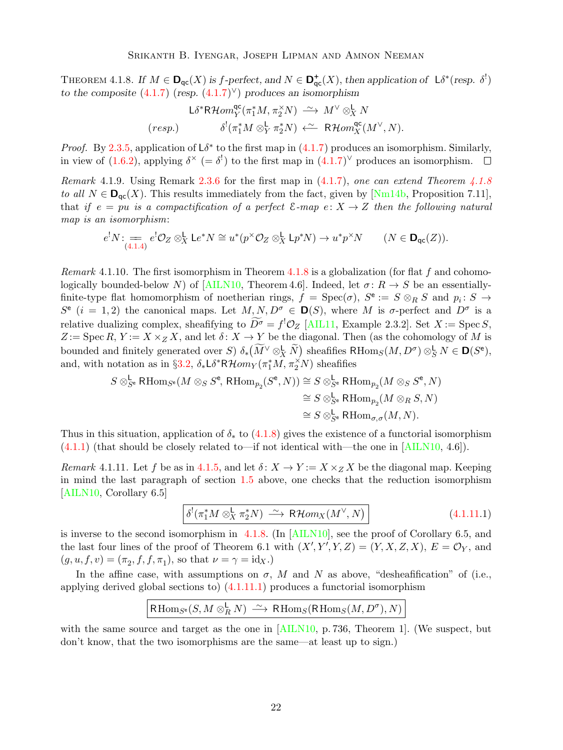THEOREM 4.1.8. *If $M \in \mathbf{D}_{\mathsf{qc}}(X)$ is f-perfect, and $N \in \mathbf{D}^+_{\mathsf{qc}}(X)$, then application of $\mathsf{L}\delta^*$ (resp. $\delta^!$) to the composite* (4.1.7) *(resp.* (4.1.7)$^\vee$*) produces an isomorphism*

$$\mathsf{L}\delta^*\mathsf{R}\mathcal{H}om^{\mathsf{qc}}_Y(\pi_1^*M, \pi_2^\times N) \xrightarrow{\;\sim\;} M^\vee \otimes^{\mathsf{L}}_X N$$

$$(resp.) \qquad \delta^!(\pi_1^*M \otimes^{\mathsf{L}}_Y \pi_2^*N) \xleftarrow{\;\sim\;} \mathsf{R}\mathcal{H}om^{\mathsf{qc}}_X(M^\vee, N).$$

*Proof.* By 2.3.5, application of $\mathsf{L}\delta^*$ to the first map in (4.1.7) produces an isomorphism. Similarly, in view of (1.6.2), applying $\delta^\times$ $(= \delta^!)$ to the first map in (4.1.7)$^\vee$ produces an isomorphism. $\square$

*Remark* 4.1.9. Using Remark 2.3.6 for the first map in (4.1.7), *one can extend Theorem 4.1.8 to all $N \in \mathbf{D}_{\mathsf{qc}}(X)$.* This results immediately from the fact, given by [Nm14b, Proposition 7.11], that *if $e = pu$ is a compactification of a perfect $\mathcal{E}$-map $e\colon X \to Z$ then the following natural map is an isomorphism*:

$$e^!N \underset{(4.1.4)}{=\!=} e^!\mathcal{O}_Z \otimes^{\mathsf{L}}_X \mathsf{L}e^*N \cong u^*(p^\times\mathcal{O}_Z \otimes^{\mathsf{L}}_X \mathsf{L}p^*N) \to u^*p^\times N \qquad (N \in \mathbf{D}_{\mathsf{qc}}(Z)).$$

*Remark* 4.1.10. The first isomorphism in Theorem 4.1.8 is a globalization (for flat $f$ and cohomologically bounded-below $N$) of [AILN10, Theorem 4.6]. Indeed, let $\sigma\colon R \to S$ be an essentially-finite-type flat homomorphism of noetherian rings, $f = \operatorname{Spec}(\sigma)$, $S^{\mathsf{e}} := S \otimes_R S$ and $p_i\colon S \to S^{\mathsf{e}}$ $(i = 1, 2)$ the canonical maps. Let $M, N, D^\sigma \in \mathbf{D}(S)$, where $M$ is $\sigma$-perfect and $D^\sigma$ is a relative dualizing complex, sheafifying to $\widetilde{D^\sigma} = f^!\mathcal{O}_Z$ [AIL11, Example 2.3.2]. Set $X := \operatorname{Spec} S$, $Z := \operatorname{Spec} R$, $Y := X \times_Z X$, and let $\delta\colon X \to Y$ be the diagonal. Then (as the cohomology of $M$ is bounded and finitely generated over $S$) $\delta_*\big(\widetilde{M}^\vee \otimes^{\mathsf{L}}_X \widetilde{N}\big)$ sheafifies $\mathsf{R}\mathrm{Hom}_S(M, D^\sigma) \otimes^{\mathsf{L}}_S N \in \mathbf{D}(S^{\mathsf{e}})$, and, with notation as in §3.2, $\delta_*\mathsf{L}\delta^*\mathsf{R}\mathcal{H}om_Y(\pi_1^*M, \pi_2^\times N)$ sheafifies

$$\begin{aligned} S \otimes^{\mathsf{L}}_{S^{\mathsf{e}}} \mathsf{R}\mathrm{Hom}_{S^{\mathsf{e}}}(M \otimes_S S^{\mathsf{e}}, \mathsf{R}\mathrm{Hom}_{p_2}(S^{\mathsf{e}}, N)) &\cong S \otimes^{\mathsf{L}}_{S^{\mathsf{e}}} \mathsf{R}\mathrm{Hom}_{p_2}(M \otimes_S S^{\mathsf{e}}, N) \\ &\cong S \otimes^{\mathsf{L}}_{S^{\mathsf{e}}} \mathsf{R}\mathrm{Hom}_{p_2}(M \otimes_R S, N) \\ &\cong S \otimes^{\mathsf{L}}_{S^{\mathsf{e}}} \mathsf{R}\mathrm{Hom}_{\sigma,\sigma}(M, N). \end{aligned}$$

Thus in this situation, application of $\delta_*$ to (4.1.8) gives the existence of a functorial isomorphism (4.1.1) (that should be closely related to—if not identical with—the one in [AILN10, 4.6]).

*Remark* 4.1.11. Let $f$ be as in 4.1.5, and let $\delta\colon X \to Y := X \times_Z X$ be the diagonal map. Keeping in mind the last paragraph of section 1.5 above, one checks that the reduction isomorphism [AILN10, Corollary 6.5]

$$\boxed{\delta^!(\pi_1^*M \otimes^{\mathsf{L}}_X \pi_2^*N) \xrightarrow{\;\sim\;} \mathsf{R}\mathcal{H}om_X(M^\vee, N)} \tag{4.1.11.1}$$

is inverse to the second isomorphism in 4.1.8. (In [AILN10], see the proof of Corollary 6.5, and the last four lines of the proof of Theorem 6.1 with $(X', Y', Y, Z) = (Y, X, Z, X)$, $E = \mathcal{O}_Y$, and $(g, u, f, v) = (\pi_2, f, f, \pi_1)$, so that $\nu = \gamma = \mathrm{id}_X$.)

In the affine case, with assumptions on $\sigma$, $M$ and $N$ as above, "desheafification" of (i.e., applying derived global sections to) (4.1.11.1) produces a functorial isomorphism

$$\boxed{\mathsf{R}\mathrm{Hom}_{S^{\mathsf{e}}}(S, M \otimes^{\mathsf{L}}_R N) \xrightarrow{\;\sim\;} \mathsf{R}\mathrm{Hom}_S(\mathsf{R}\mathrm{Hom}_S(M, D^\sigma), N)}$$

with the same source and target as the one in [AILN10, p. 736, Theorem 1]. (We suspect, but don't know, that the two isomorphisms are the same—at least up to sign.)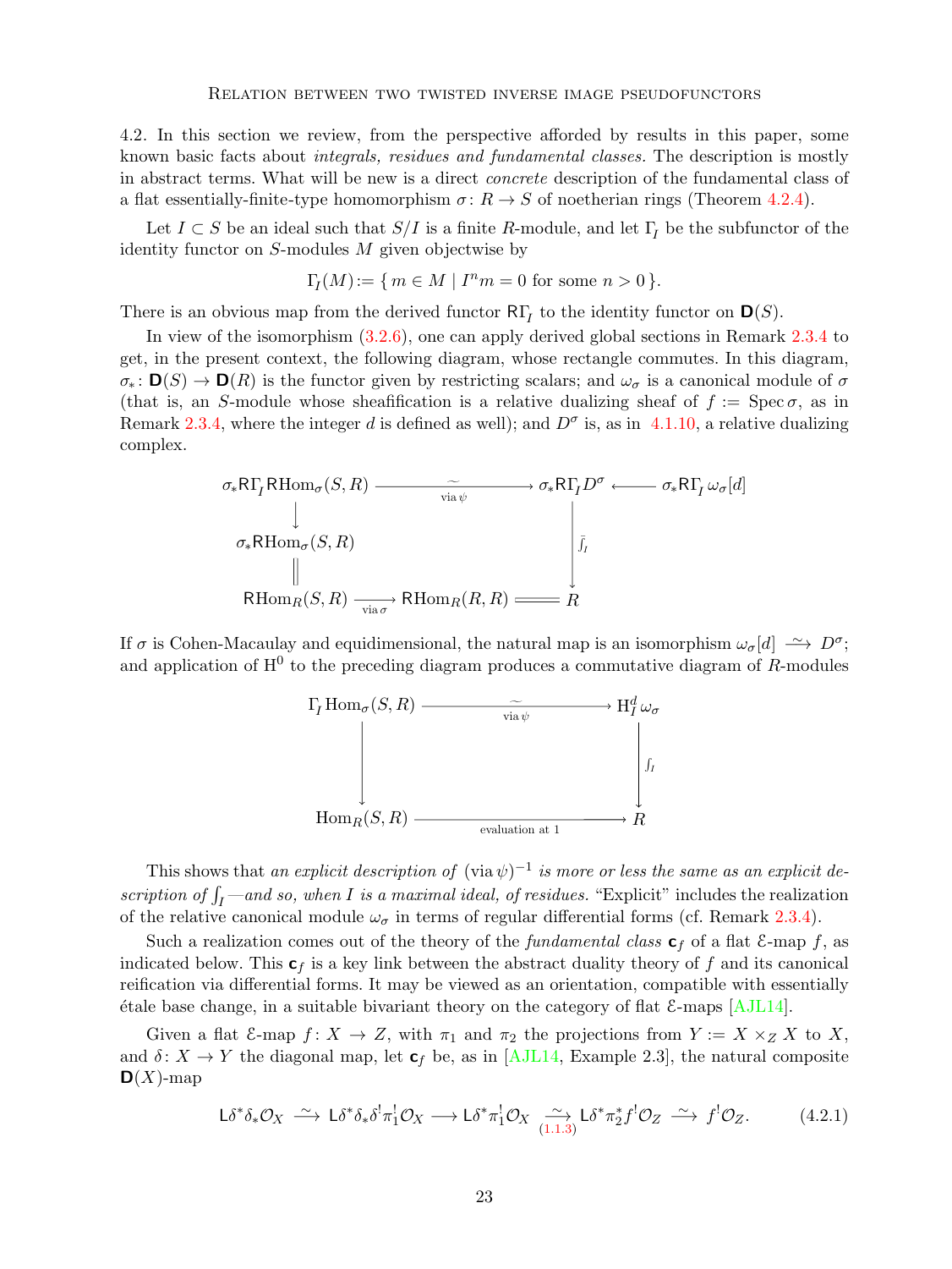4.2. In this section we review, from the perspective afforded by results in this paper, some known basic facts about *integrals, residues and fundamental classes.* The description is mostly in abstract terms. What will be new is a direct *concrete* description of the fundamental class of a flat essentially-finite-type homomorphism $\sigma\colon R\to S$ of noetherian rings (Theorem 4.2.4).

Let $I\subset S$ be an ideal such that $S/I$ is a finite $R$-module, and let $\Gamma_I$ be the subfunctor of the identity functor on $S$-modules $M$ given objectwise by

$$\Gamma_I(M):=\{\,m\in M\mid I^n m=0 \text{ for some } n>0\,\}.$$

There is an obvious map from the derived functor $\mathsf{R}\Gamma_I$ to the identity functor on $\mathbf{D}(S)$.

In view of the isomorphism (3.2.6), one can apply derived global sections in Remark 2.3.4 to get, in the present context, the following diagram, whose rectangle commutes. In this diagram, $\sigma_*\colon \mathbf{D}(S)\to\mathbf{D}(R)$ is the functor given by restricting scalars; and $\omega_\sigma$ is a canonical module of $\sigma$ (that is, an $S$-module whose sheafification is a relative dualizing sheaf of $f:=\operatorname{Spec}\sigma$, as in Remark 2.3.4, where the integer $d$ is defined as well); and $D^\sigma$ is, as in 4.1.10, a relative dualizing complex.

$$\begin{array}{ccccc}
\sigma_*\mathsf{R}\Gamma_I\,\mathsf{R}\mathrm{Hom}_\sigma(S,R) & \xrightarrow[\text{via }\psi]{\sim} & \sigma_*\mathsf{R}\Gamma_I D^\sigma & \longleftarrow & \sigma_*\mathsf{R}\Gamma_I\,\omega_\sigma[d]\\
\big\downarrow & & & & \\
\sigma_*\mathsf{R}\mathrm{Hom}_\sigma(S,R) & & \big\downarrow{\scriptstyle \bar{\int}_I} & & \\
\big\| & & & & \\
\mathsf{R}\mathrm{Hom}_R(S,R) \xrightarrow[\text{via }\sigma]{} \mathsf{R}\mathrm{Hom}_R(R,R) & = & R & &
\end{array}$$

If $\sigma$ is Cohen-Macaulay and equidimensional, the natural map is an isomorphism $\omega_\sigma[d]\xrightarrow{\sim} D^\sigma$; and application of $\mathrm{H}^0$ to the preceding diagram produces a commutative diagram of $R$-modules

$$\begin{array}{ccc}
\Gamma_I\operatorname{Hom}_\sigma(S,R) & \xrightarrow[\text{via }\psi]{\sim} & \mathrm{H}^d_I\,\omega_\sigma\\
\big\downarrow & & \big\downarrow{\scriptstyle \int_I}\\
\operatorname{Hom}_R(S,R) & \xrightarrow[\text{evaluation at } 1]{} & R
\end{array}$$

This shows that *an explicit description of* $(\text{via}\,\psi)^{-1}$ *is more or less the same as an explicit description of* $\int_I$*—and so, when $I$ is a maximal ideal, of residues.* “Explicit” includes the realization of the relative canonical module $\omega_\sigma$ in terms of regular differential forms (cf. Remark 2.3.4).

Such a realization comes out of the theory of the *fundamental class* $\mathbf{c}_f$ of a flat $\mathcal{E}$-map $f$, as indicated below. This $\mathbf{c}_f$ is a key link between the abstract duality theory of $f$ and its canonical reification via differential forms. It may be viewed as an orientation, compatible with essentially étale base change, in a suitable bivariant theory on the category of flat $\mathcal{E}$-maps [AJL14].

Given a flat $\mathcal{E}$-map $f\colon X\to Z$, with $\pi_1$ and $\pi_2$ the projections from $Y:=X\times_Z X$ to $X$, and $\delta\colon X\to Y$ the diagonal map, let $\mathbf{c}_f$ be, as in [AJL14, Example 2.3], the natural composite $\mathbf{D}(X)$-map

$$\mathsf{L}\delta^*\delta_*\mathcal{O}_X \xrightarrow{\sim} \mathsf{L}\delta^*\delta_*\delta^!\pi_1^!\mathcal{O}_X \longrightarrow \mathsf{L}\delta^*\pi_1^!\mathcal{O}_X \underset{(1.1.3)}{\xrightarrow{\sim}} \mathsf{L}\delta^*\pi_2^*f^!\mathcal{O}_Z \xrightarrow{\sim} f^!\mathcal{O}_Z. \tag{4.2.1}$$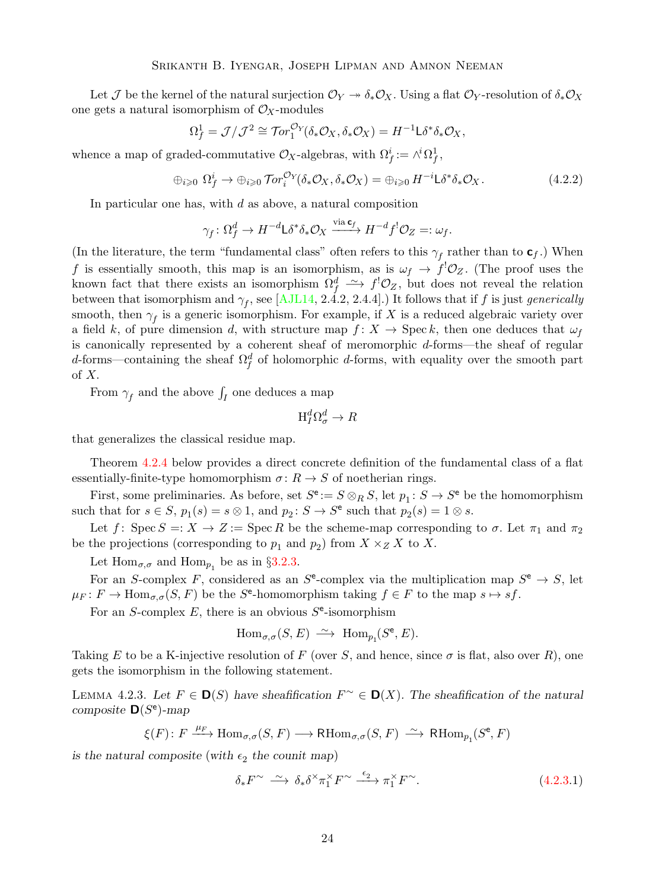Let $\mathcal{J}$ be the kernel of the natural surjection $\mathcal{O}_Y \twoheadrightarrow \delta_*\mathcal{O}_X$. Using a flat $\mathcal{O}_Y$-resolution of $\delta_*\mathcal{O}_X$ one gets a natural isomorphism of $\mathcal{O}_X$-modules

$$\Omega^1_f = \mathcal{J}/\mathcal{J}^2 \cong \mathcal{T}or_1^{\mathcal{O}_Y}(\delta_*\mathcal{O}_X, \delta_*\mathcal{O}_X) = H^{-1}\mathsf{L}\delta^*\delta_*\mathcal{O}_X,$$

whence a map of graded-commutative $\mathcal{O}_X$-algebras, with $\Omega^i_f := \wedge^i\Omega^1_f$,

$$\oplus_{i\geqslant 0}\ \Omega^i_f \to \oplus_{i\geqslant 0}\ \mathcal{T}or_i^{\mathcal{O}_Y}(\delta_*\mathcal{O}_X, \delta_*\mathcal{O}_X) = \oplus_{i\geqslant 0}\ H^{-i}\mathsf{L}\delta^*\delta_*\mathcal{O}_X. \tag{4.2.2}$$

In particular one has, with $d$ as above, a natural composition

$$\gamma_f\colon \Omega^d_f \to H^{-d}\mathsf{L}\delta^*\delta_*\mathcal{O}_X \xrightarrow{\text{via } \mathsf{c}_f} H^{-d}f^!\mathcal{O}_Z =: \omega_f.$$

(In the literature, the term "fundamental class" often refers to this $\gamma_f$ rather than to $\mathsf{c}_f$.) When $f$ is essentially smooth, this map is an isomorphism, as is $\omega_f \to f^!\mathcal{O}_Z$. (The proof uses the known fact that there exists an isomorphism $\Omega^d_f \xrightarrow{\sim} f^!\mathcal{O}_Z$, but does not reveal the relation between that isomorphism and $\gamma_f$, see [AJL14, 2.4.2, 2.4.4].) It follows that if $f$ is just *generically* smooth, then $\gamma_f$ is a generic isomorphism. For example, if $X$ is a reduced algebraic variety over a field $k$, of pure dimension $d$, with structure map $f\colon X \to \operatorname{Spec} k$, then one deduces that $\omega_f$ is canonically represented by a coherent sheaf of meromorphic $d$-forms—the sheaf of regular $d$-forms—containing the sheaf $\Omega^d_f$ of holomorphic $d$-forms, with equality over the smooth part of $X$.

From $\gamma_f$ and the above $\int_I$ one deduces a map

$$\mathrm{H}^d_I\Omega^d_\sigma \to R$$

that generalizes the classical residue map.

Theorem 4.2.4 below provides a direct concrete definition of the fundamental class of a flat essentially-finite-type homomorphism $\sigma\colon R \to S$ of noetherian rings.

First, some preliminaries. As before, set $S^{\mathsf{e}} := S\otimes_R S$, let $p_1\colon S \to S^{\mathsf{e}}$ be the homomorphism such that for $s \in S$, $p_1(s) = s\otimes 1$, and $p_2\colon S \to S^{\mathsf{e}}$ such that $p_2(s) = 1\otimes s$.

Let $f\colon \operatorname{Spec} S =: X \to Z := \operatorname{Spec} R$ be the scheme-map corresponding to $\sigma$. Let $\pi_1$ and $\pi_2$ be the projections (corresponding to $p_1$ and $p_2$) from $X\times_Z X$ to $X$.

Let $\operatorname{Hom}_{\sigma,\sigma}$ and $\operatorname{Hom}_{p_1}$ be as in §3.2.3.

For an $S$-complex $F$, considered as an $S^{\mathsf{e}}$-complex via the multiplication map $S^{\mathsf{e}} \to S$, let $\mu_F\colon F \to \operatorname{Hom}_{\sigma,\sigma}(S,F)$ be the $S^{\mathsf{e}}$-homomorphism taking $f\in F$ to the map $s \mapsto sf$.

For an $S$-complex $E$, there is an obvious $S^{\mathsf{e}}$-isomorphism

$$\operatorname{Hom}_{\sigma,\sigma}(S,E) \xrightarrow{\ \sim\ } \operatorname{Hom}_{p_1}(S^{\mathsf{e}},E).$$

Taking $E$ to be a K-injective resolution of $F$ (over $S$, and hence, since $\sigma$ is flat, also over $R$), one gets the isomorphism in the following statement.

Lemma 4.2.3. *Let $F\in \mathbf{D}(S)$ have sheafification $F^\sim \in \mathbf{D}(X)$. The sheafification of the natural composite $\mathbf{D}(S^{\mathsf{e}})$-map*

$$\xi(F)\colon F \xrightarrow{\mu_F} \operatorname{Hom}_{\sigma,\sigma}(S,F) \longrightarrow \mathsf{R}\operatorname{Hom}_{\sigma,\sigma}(S,F) \xrightarrow{\ \sim\ } \mathsf{R}\operatorname{Hom}_{p_1}(S^{\mathsf{e}},F)$$

*is the natural composite (with $\epsilon_2$ the counit map)*

$$\delta_*F^\sim \xrightarrow{\ \sim\ } \delta_*\delta^\times\pi_1^\times F^\sim \xrightarrow{\ \epsilon_2\ } \pi_1^\times F^\sim. \tag{4.2.3.1}$$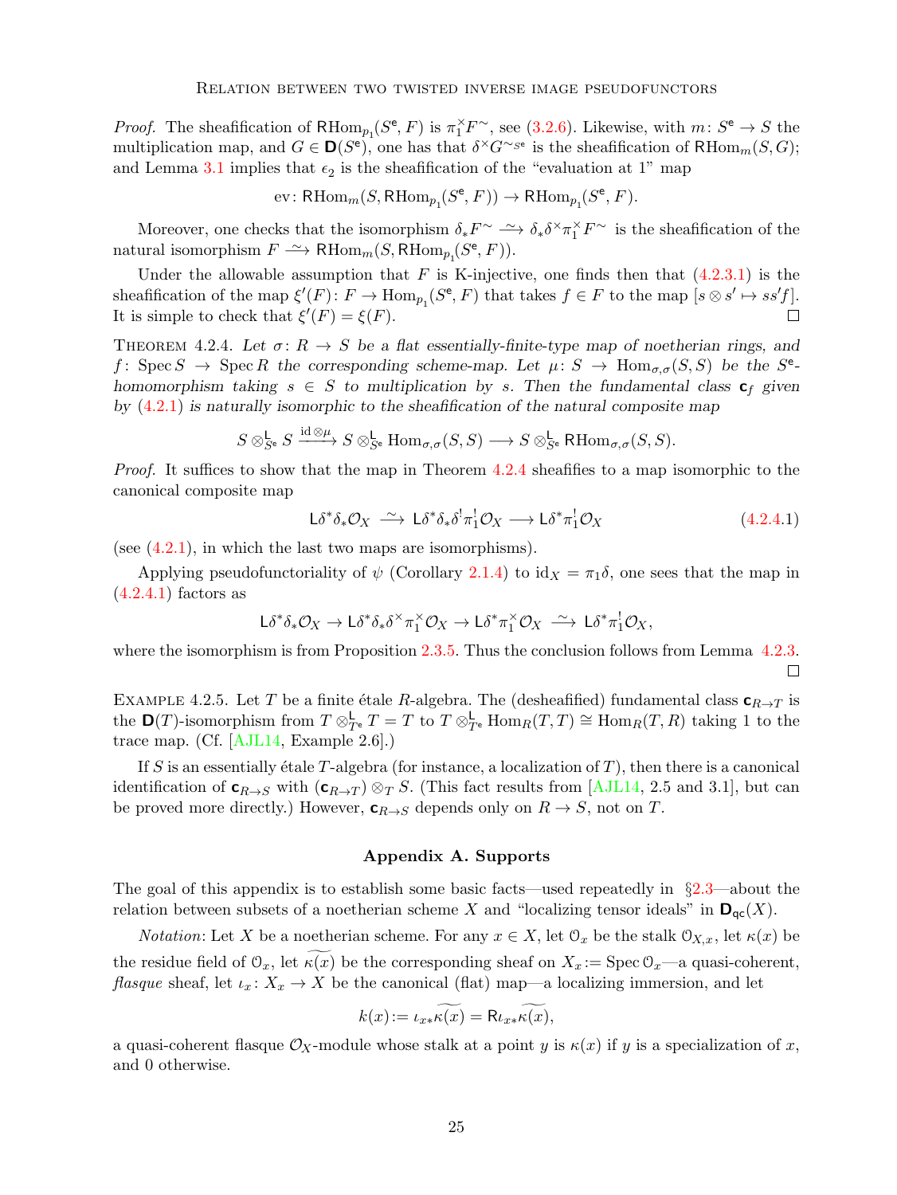*Proof.* The sheafification of $\mathsf{RHom}_{p_1}(S^{\mathsf{e}}, F)$ is $\pi_1^{\times}F^{\sim}$, see (3.2.6). Likewise, with $m\colon S^{\mathsf{e}} \to S$ the multiplication map, and $G \in \mathbf{D}(S^{\mathsf{e}})$, one has that $\delta^{\times}G^{\sim_{S^{\mathsf{e}}}}$ is the sheafification of $\mathsf{RHom}_m(S, G)$; and Lemma 3.1 implies that $\epsilon_2$ is the sheafification of the "evaluation at 1" map

$$\mathrm{ev}\colon \mathsf{RHom}_m(S, \mathsf{RHom}_{p_1}(S^{\mathsf{e}}, F)) \to \mathsf{RHom}_{p_1}(S^{\mathsf{e}}, F).$$

Moreover, one checks that the isomorphism $\delta_* F^{\sim} \xrightarrow{\sim} \delta_*\delta^{\times}\pi_1^{\times}F^{\sim}$ is the sheafification of the natural isomorphism $F \xrightarrow{\sim} \mathsf{RHom}_m(S, \mathsf{RHom}_{p_1}(S^{\mathsf{e}}, F))$.

Under the allowable assumption that $F$ is K-injective, one finds then that (4.2.3.1) is the sheafification of the map $\xi'(F)\colon F \to \mathrm{Hom}_{p_1}(S^{\mathsf{e}}, F)$ that takes $f \in F$ to the map $[s \otimes s' \mapsto ss'f]$. It is simple to check that $\xi'(F) = \xi(F)$. $\square$

Theorem 4.2.4. *Let $\sigma\colon R \to S$ be a flat essentially-finite-type map of noetherian rings, and $f\colon \operatorname{Spec} S \to \operatorname{Spec} R$ the corresponding scheme-map. Let $\mu\colon S \to \mathrm{Hom}_{\sigma,\sigma}(S, S)$ be the $S^{\mathsf{e}}$-homomorphism taking $s \in S$ to multiplication by $s$. Then the fundamental class $\mathbf{c}_f$ given by (4.2.1) is naturally isomorphic to the sheafification of the natural composite map*

$$S \otimes^{\mathsf{L}}_{S^{\mathsf{e}}} S \xrightarrow{\mathrm{id}\otimes\mu} S \otimes^{\mathsf{L}}_{S^{\mathsf{e}}} \mathrm{Hom}_{\sigma,\sigma}(S, S) \longrightarrow S \otimes^{\mathsf{L}}_{S^{\mathsf{e}}} \mathrm{RHom}_{\sigma,\sigma}(S, S).$$

*Proof.* It suffices to show that the map in Theorem 4.2.4 sheafifies to a map isomorphic to the canonical composite map

$$\mathsf{L}\delta^*\delta_*\mathcal{O}_X \xrightarrow{\sim} \mathsf{L}\delta^*\delta_*\delta^!\pi_1^!\mathcal{O}_X \longrightarrow \mathsf{L}\delta^*\pi_1^!\mathcal{O}_X \tag{4.2.4.1}$$

(see (4.2.1), in which the last two maps are isomorphisms).

Applying pseudofunctoriality of $\psi$ (Corollary 2.1.4) to $\mathrm{id}_X = \pi_1\delta$, one sees that the map in (4.2.4.1) factors as

$$\mathsf{L}\delta^*\delta_*\mathcal{O}_X \to \mathsf{L}\delta^*\delta_*\delta^{\times}\pi_1^{\times}\mathcal{O}_X \to \mathsf{L}\delta^*\pi_1^{\times}\mathcal{O}_X \xrightarrow{\sim} \mathsf{L}\delta^*\pi_1^!\mathcal{O}_X,$$

where the isomorphism is from Proposition 2.3.5. Thus the conclusion follows from Lemma 4.2.3. $\square$

Example 4.2.5. Let $T$ be a finite étale $R$-algebra. The (desheafified) fundamental class $\mathbf{c}_{R\to T}$ is the $\mathbf{D}(T)$-isomorphism from $T \otimes^{\mathsf{L}}_{T^{\mathsf{e}}} T = T$ to $T \otimes^{\mathsf{L}}_{T^{\mathsf{e}}} \mathrm{Hom}_R(T, T) \cong \mathrm{Hom}_R(T, R)$ taking 1 to the trace map. (Cf. [AJL14, Example 2.6].)

If $S$ is an essentially étale $T$-algebra (for instance, a localization of $T$), then there is a canonical identification of $\mathbf{c}_{R\to S}$ with $(\mathbf{c}_{R\to T}) \otimes_T S$. (This fact results from [AJL14, 2.5 and 3.1], but can be proved more directly.) However, $\mathbf{c}_{R\to S}$ depends only on $R \to S$, not on $T$.

## Appendix A. Supports

The goal of this appendix is to establish some basic facts—used repeatedly in §2.3—about the relation between subsets of a noetherian scheme $X$ and "localizing tensor ideals" in $\mathbf{D}_{\mathsf{qc}}(X)$.

*Notation*: Let $X$ be a noetherian scheme. For any $x \in X$, let $\mathcal{O}_x$ be the stalk $\mathcal{O}_{X,x}$, let $\kappa(x)$ be the residue field of $\mathcal{O}_x$, let $\widetilde{\kappa(x)}$ be the corresponding sheaf on $X_x := \operatorname{Spec} \mathcal{O}_x$—a quasi-coherent, *flasque* sheaf, let $\iota_x\colon X_x \to X$ be the canonical (flat) map—a localizing immersion, and let

$$k(x) := \iota_{x*}\widetilde{\kappa(x)} = \mathsf{R}\iota_{x*}\widetilde{\kappa(x)},$$

a quasi-coherent flasque $\mathcal{O}_X$-module whose stalk at a point $y$ is $\kappa(x)$ if $y$ is a specialization of $x$, and 0 otherwise.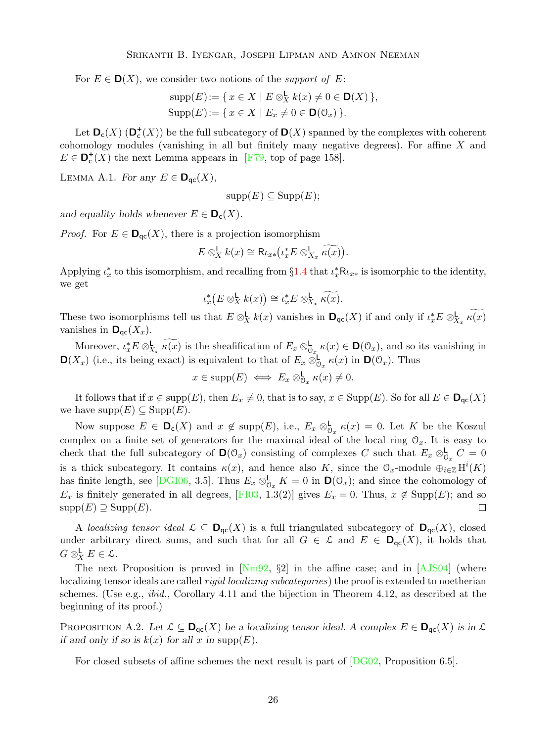For $E \in \mathbf{D}(X)$, we consider two notions of the *support of* $E$:

$$\operatorname{supp}(E) := \{\, x \in X \mid E \otimes^{\mathsf{L}}_X k(x) \neq 0 \in \mathbf{D}(X) \,\},$$
$$\operatorname{Supp}(E) := \{\, x \in X \mid E_x \neq 0 \in \mathbf{D}(\mathcal{O}_x) \,\}.$$

Let $\mathbf{D}_{\mathsf{c}}(X)$ ($\mathbf{D}^{+}_{\mathsf{c}}(X)$) be the full subcategory of $\mathbf{D}(X)$ spanned by the complexes with coherent cohomology modules (vanishing in all but finitely many negative degrees). For affine $X$ and $E \in \mathbf{D}^{+}_{\mathsf{c}}(X)$ the next Lemma appears in [F79, top of page 158].

LEMMA A.1. *For any* $E \in \mathbf{D}_{\mathsf{qc}}(X)$,

$$\operatorname{supp}(E) \subseteq \operatorname{Supp}(E);$$

*and equality holds whenever* $E \in \mathbf{D}_{\mathsf{c}}(X)$.

*Proof.* For $E \in \mathbf{D}_{\mathsf{qc}}(X)$, there is a projection isomorphism

$$E \otimes^{\mathsf{L}}_X k(x) \cong \mathsf{R}\iota_{x*}\big(\iota_x^* E \otimes^{\mathsf{L}}_{X_x} \widetilde{\kappa(x)}\big).$$

Applying $\iota_x^*$ to this isomorphism, and recalling from §1.4 that $\iota_x^* \mathsf{R}\iota_{x*}$ is isomorphic to the identity, we get

$$\iota_x^*\big(E \otimes^{\mathsf{L}}_X k(x)\big) \cong \iota_x^* E \otimes^{\mathsf{L}}_{X_x} \widetilde{\kappa(x)}.$$

These two isomorphisms tell us that $E \otimes^{\mathsf{L}}_X k(x)$ vanishes in $\mathbf{D}_{\mathsf{qc}}(X)$ if and only if $\iota_x^* E \otimes^{\mathsf{L}}_{X_x} \widetilde{\kappa(x)}$ vanishes in $\mathbf{D}_{\mathsf{qc}}(X_x)$.

Moreover, $\iota_x^* E \otimes^{\mathsf{L}}_{X_x} \widetilde{\kappa(x)}$ is the sheafification of $E_x \otimes^{\mathsf{L}}_{\mathcal{O}_x} \kappa(x) \in \mathbf{D}(\mathcal{O}_x)$, and so its vanishing in $\mathbf{D}(X_x)$ (i.e., its being exact) is equivalent to that of $E_x \otimes^{\mathsf{L}}_{\mathcal{O}_x} \kappa(x)$ in $\mathbf{D}(\mathcal{O}_x)$. Thus

$$x \in \operatorname{supp}(E) \iff E_x \otimes^{\mathsf{L}}_{\mathcal{O}_x} \kappa(x) \neq 0.$$

It follows that if $x \in \operatorname{supp}(E)$, then $E_x \neq 0$, that is to say, $x \in \operatorname{Supp}(E)$. So for all $E \in \mathbf{D}_{\mathsf{qc}}(X)$ we have $\operatorname{supp}(E) \subseteq \operatorname{Supp}(E)$.

Now suppose $E \in \mathbf{D}_{\mathsf{c}}(X)$ and $x \notin \operatorname{supp}(E)$, i.e., $E_x \otimes^{\mathsf{L}}_{\mathcal{O}_x} \kappa(x) = 0$. Let $K$ be the Koszul complex on a finite set of generators for the maximal ideal of the local ring $\mathcal{O}_x$. It is easy to check that the full subcategory of $\mathbf{D}(\mathcal{O}_x)$ consisting of complexes $C$ such that $E_x \otimes^{\mathsf{L}}_{\mathcal{O}_x} C = 0$ is a thick subcategory. It contains $\kappa(x)$, and hence also $K$, since the $\mathcal{O}_x$-module $\oplus_{i \in \mathbb{Z}} \mathrm{H}^i(K)$ has finite length, see [DGI06, 3.5]. Thus $E_x \otimes^{\mathsf{L}}_{\mathcal{O}_x} K = 0$ in $\mathbf{D}(\mathcal{O}_x)$; and since the cohomology of $E_x$ is finitely generated in all degrees, [FI03, 1.3(2)] gives $E_x = 0$. Thus, $x \notin \operatorname{Supp}(E)$; and so $\operatorname{supp}(E) \supseteq \operatorname{Supp}(E)$. $\square$

A *localizing tensor ideal* $\mathcal{L} \subseteq \mathbf{D}_{\mathsf{qc}}(X)$ is a full triangulated subcategory of $\mathbf{D}_{\mathsf{qc}}(X)$, closed under arbitrary direct sums, and such that for all $G \in \mathcal{L}$ and $E \in \mathbf{D}_{\mathsf{qc}}(X)$, it holds that $G \otimes^{\mathsf{L}}_X E \in \mathcal{L}$.

The next Proposition is proved in [Nm92, §2] in the affine case; and in [AJS04] (where localizing tensor ideals are called *rigid localizing subcategories*) the proof is extended to noetherian schemes. (Use e.g., *ibid.,* Corollary 4.11 and the bijection in Theorem 4.12, as described at the beginning of its proof.)

PROPOSITION A.2. *Let* $\mathcal{L} \subseteq \mathbf{D}_{\mathsf{qc}}(X)$ *be a localizing tensor ideal. A complex* $E \in \mathbf{D}_{\mathsf{qc}}(X)$ *is in* $\mathcal{L}$ *if and only if so is* $k(x)$ *for all* $x$ *in* $\operatorname{supp}(E)$.

For closed subsets of affine schemes the next result is part of [DG02, Proposition 6.5].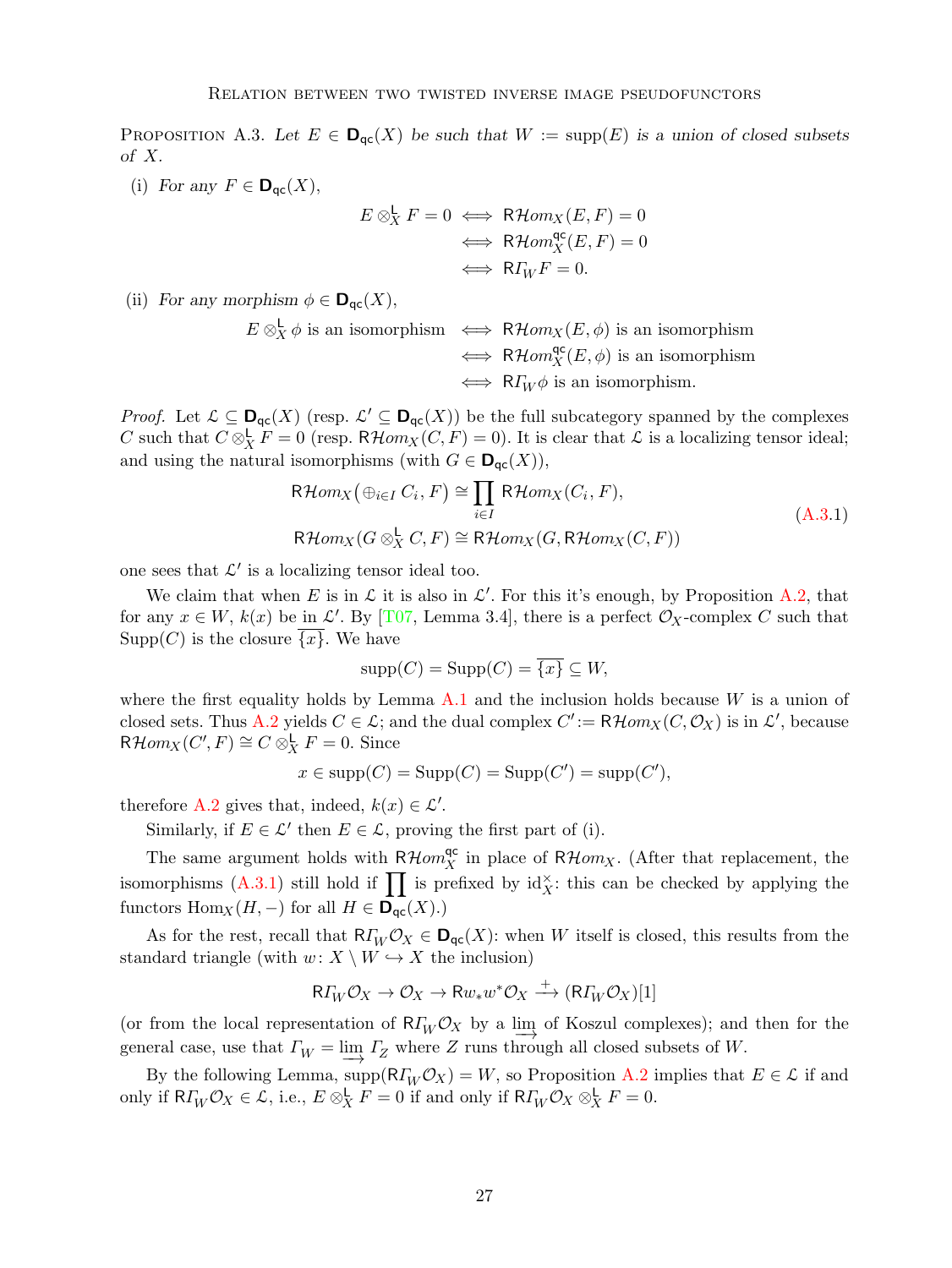PROPOSITION A.3. *Let $E \in \mathbf{D}_{\mathsf{qc}}(X)$ be such that $W := \operatorname{supp}(E)$ is a union of closed subsets of $X$.*

(i) *For any $F \in \mathbf{D}_{\mathsf{qc}}(X)$,*

$$
\begin{aligned}
E \otimes^{\mathsf{L}}_X F = 0 &\iff \mathsf{R}\mathcal{H}om_X(E, F) = 0\\
&\iff \mathsf{R}\mathcal{H}om^{\mathsf{qc}}_X(E, F) = 0\\
&\iff \mathsf{R}\varGamma_W F = 0.
\end{aligned}
$$

(ii) *For any morphism $\phi \in \mathbf{D}_{\mathsf{qc}}(X)$,*

$$
\begin{aligned}
E \otimes^{\mathsf{L}}_X \phi \text{ is an isomorphism} &\iff \mathsf{R}\mathcal{H}om_X(E, \phi) \text{ is an isomorphism}\\
&\iff \mathsf{R}\mathcal{H}om^{\mathsf{qc}}_X(E, \phi) \text{ is an isomorphism}\\
&\iff \mathsf{R}\varGamma_W \phi \text{ is an isomorphism.}
\end{aligned}
$$

*Proof.* Let $\mathcal{L} \subseteq \mathbf{D}_{\mathsf{qc}}(X)$ (resp. $\mathcal{L}' \subseteq \mathbf{D}_{\mathsf{qc}}(X)$) be the full subcategory spanned by the complexes $C$ such that $C \otimes^{\mathsf{L}}_X F = 0$ (resp. $\mathsf{R}\mathcal{H}om_X(C, F) = 0$). It is clear that $\mathcal{L}$ is a localizing tensor ideal; and using the natural isomorphisms (with $G \in \mathbf{D}_{\mathsf{qc}}(X)$),

$$
\begin{aligned}
\mathsf{R}\mathcal{H}om_X\big(\oplus_{i\in I} C_i, F\big) &\cong \prod_{i\in I} \mathsf{R}\mathcal{H}om_X(C_i, F),\\
\mathsf{R}\mathcal{H}om_X(G \otimes^{\mathsf{L}}_X C, F) &\cong \mathsf{R}\mathcal{H}om_X(G, \mathsf{R}\mathcal{H}om_X(C, F))
\end{aligned}
\tag{A.3.1}
$$

one sees that $\mathcal{L}'$ is a localizing tensor ideal too.

We claim that when $E$ is in $\mathcal{L}$ it is also in $\mathcal{L}'$. For this it's enough, by Proposition A.2, that for any $x \in W$, $k(x)$ be in $\mathcal{L}'$. By [T07, Lemma 3.4], there is a perfect $\mathcal{O}_X$-complex $C$ such that $\operatorname{Supp}(C)$ is the closure $\overline{\{x\}}$. We have

$$
\operatorname{supp}(C) = \operatorname{Supp}(C) = \overline{\{x\}} \subseteq W,
$$

where the first equality holds by Lemma A.1 and the inclusion holds because $W$ is a union of closed sets. Thus A.2 yields $C \in \mathcal{L}$; and the dual complex $C' := \mathsf{R}\mathcal{H}om_X(C, \mathcal{O}_X)$ is in $\mathcal{L}'$, because $\mathsf{R}\mathcal{H}om_X(C', F) \cong C \otimes^{\mathsf{L}}_X F = 0$. Since

$$
x \in \operatorname{supp}(C) = \operatorname{Supp}(C) = \operatorname{Supp}(C') = \operatorname{supp}(C'),
$$

therefore A.2 gives that, indeed, $k(x) \in \mathcal{L}'$.

Similarly, if $E \in \mathcal{L}'$ then $E \in \mathcal{L}$, proving the first part of (i).

The same argument holds with $\mathsf{R}\mathcal{H}om^{\mathsf{qc}}_X$ in place of $\mathsf{R}\mathcal{H}om_X$. (After that replacement, the isomorphisms (A.3.1) still hold if $\prod$ is prefixed by $\mathrm{id}^{\times}_X$: this can be checked by applying the functors $\mathrm{Hom}_X(H, -)$ for all $H \in \mathbf{D}_{\mathsf{qc}}(X)$.)

As for the rest, recall that $\mathsf{R}\varGamma_W \mathcal{O}_X \in \mathbf{D}_{\mathsf{qc}}(X)$: when $W$ itself is closed, this results from the standard triangle (with $w\colon X \setminus W \hookrightarrow X$ the inclusion)

$$
\mathsf{R}\varGamma_W \mathcal{O}_X \to \mathcal{O}_X \to \mathsf{R}w_*w^*\mathcal{O}_X \xrightarrow{+} (\mathsf{R}\varGamma_W \mathcal{O}_X)[1]
$$

(or from the local representation of $\mathsf{R}\varGamma_W \mathcal{O}_X$ by a $\varinjlim$ of Koszul complexes); and then for the general case, use that $\varGamma_W = \varinjlim \varGamma_Z$ where $Z$ runs through all closed subsets of $W$.

By the following Lemma, $\operatorname{supp}(\mathsf{R}\varGamma_W \mathcal{O}_X) = W$, so Proposition A.2 implies that $E \in \mathcal{L}$ if and only if $\mathsf{R}\varGamma_W \mathcal{O}_X \in \mathcal{L}$, i.e., $E \otimes^{\mathsf{L}}_X F = 0$ if and only if $\mathsf{R}\varGamma_W \mathcal{O}_X \otimes^{\mathsf{L}}_X F = 0$.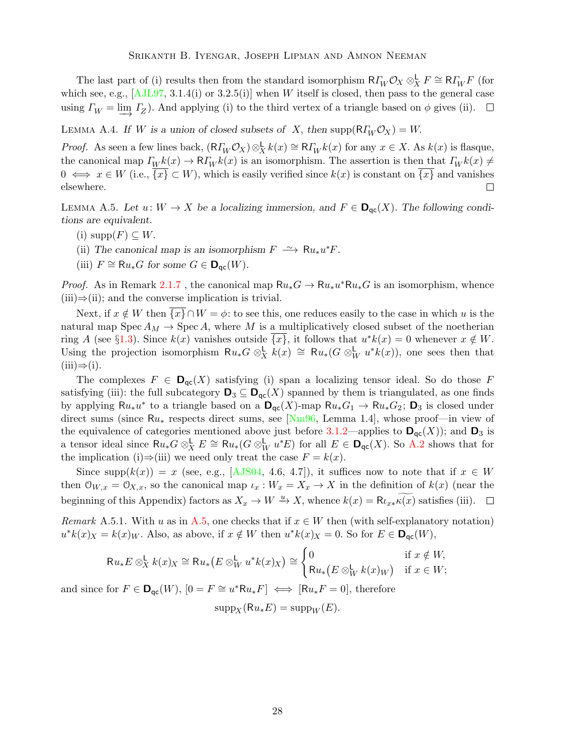The last part of (i) results then from the standard isomorphism $\mathsf{R}\varGamma_W\mathcal{O}_X \otimes^{\mathsf{L}}_X F \cong \mathsf{R}\varGamma_W F$ (for which see, e.g., [AJL97, 3.1.4(i) or 3.2.5(i)] when $W$ itself is closed, then pass to the general case using $\varGamma_W = \varinjlim \varGamma_Z$). And applying (i) to the third vertex of a triangle based on $\phi$ gives (ii). ☐

Lemma A.4. *If $W$ is a union of closed subsets of $X$, then* $\operatorname{supp}(\mathsf{R}\varGamma_W\mathcal{O}_X) = W$.

*Proof.* As seen a few lines back, $(\mathsf{R}\varGamma_W\mathcal{O}_X)\otimes^{\mathsf{L}}_X k(x) \cong \mathsf{R}\varGamma_W k(x)$ for any $x \in X$. As $k(x)$ is flasque, the canonical map $\varGamma_W k(x) \to \mathsf{R}\varGamma_W k(x)$ is an isomorphism. The assertion is then that $\varGamma_W k(x) \neq 0 \iff x \in W$ (i.e., $\overline{\{x\}} \subset W$), which is easily verified since $k(x)$ is constant on $\overline{\{x\}}$ and vanishes elsewhere. ☐

Lemma A.5. *Let $u\colon W \to X$ be a localizing immersion, and $F \in \mathbf{D}_{\mathsf{qc}}(X)$. The following conditions are equivalent.*

(i) $\operatorname{supp}(F) \subseteq W$.

(ii) *The canonical map is an isomorphism* $F \xrightarrow{\ \sim\ } \mathsf{R}u_*u^*F$.

(iii) $F \cong \mathsf{R}u_*G$ *for some* $G \in \mathbf{D}_{\mathsf{qc}}(W)$.

*Proof.* As in Remark 2.1.7 , the canonical map $\mathsf{R}u_*G \to \mathsf{R}u_*u^*\mathsf{R}u_*G$ is an isomorphism, whence (iii)⇒(ii); and the converse implication is trivial.

Next, if $x \notin W$ then $\overline{\{x\}} \cap W = \phi$: to see this, one reduces easily to the case in which $u$ is the natural map $\operatorname{Spec} A_M \to \operatorname{Spec} A$, where $M$ is a multiplicatively closed subset of the noetherian ring $A$ (see §1.3). Since $k(x)$ vanishes outside $\overline{\{x\}}$, it follows that $u^*k(x) = 0$ whenever $x \notin W$. Using the projection isomorphism $\mathsf{R}u_*G \otimes^{\mathsf{L}}_X k(x) \cong \mathsf{R}u_*(G \otimes^{\mathsf{L}}_W u^*k(x))$, one sees then that (iii)⇒(i).

The complexes $F \in \mathbf{D}_{\mathsf{qc}}(X)$ satisfying (i) span a localizing tensor ideal. So do those $F$ satisfying (iii): the full subcategory $\mathbf{D}_3 \subseteq \mathbf{D}_{\mathsf{qc}}(X)$ spanned by them is triangulated, as one finds by applying $\mathsf{R}u_*u^*$ to a triangle based on a $\mathbf{D}_{\mathsf{qc}}(X)$-map $\mathsf{R}u_*G_1 \to \mathsf{R}u_*G_2$; $\mathbf{D}_3$ is closed under direct sums (since $\mathsf{R}u_*$ respects direct sums, see [Nm96, Lemma 1.4], whose proof—in view of the equivalence of categories mentioned above just before 3.1.2—applies to $\mathbf{D}_{\mathsf{qc}}(X)$); and $\mathbf{D}_3$ is a tensor ideal since $\mathsf{R}u_*G \otimes^{\mathsf{L}}_X E \cong \mathsf{R}u_*(G \otimes^{\mathsf{L}}_W u^*E)$ for all $E \in \mathbf{D}_{\mathsf{qc}}(X)$. So A.2 shows that for the implication (i)⇒(iii) we need only treat the case $F = k(x)$.

Since $\operatorname{supp}(k(x)) = x$ (see, e.g., [AJS04, 4.6, 4.7]), it suffices now to note that if $x \in W$ then $\mathcal{O}_{W,x} = \mathcal{O}_{X,x}$, so the canonical map $\iota_x : W_x = X_x \to X$ in the definition of $k(x)$ (near the beginning of this Appendix) factors as $X_x \to W \xrightarrow{u} X$, whence $k(x) = \mathsf{R}\iota_{x*}\widetilde{\kappa(x)}$ satisfies (iii). ☐

*Remark* A.5.1. With $u$ as in A.5, one checks that if $x \in W$ then (with self-explanatory notation) $u^*k(x)_X = k(x)_W$. Also, as above, if $x \notin W$ then $u^*k(x)_X = 0$. So for $E \in \mathbf{D}_{\mathsf{qc}}(W)$,

$$\mathsf{R}u_*E \otimes^{\mathsf{L}}_X k(x)_X \cong \mathsf{R}u_*\big(E \otimes^{\mathsf{L}}_W u^*k(x)_X\big) \cong \begin{cases} 0 & \text{if } x \notin W,\\ \mathsf{R}u_*\big(E \otimes^{\mathsf{L}}_W k(x)_W\big) & \text{if } x \in W;\end{cases}$$

and since for $F \in \mathbf{D}_{\mathsf{qc}}(W)$, $[0 = F \cong u^*\mathsf{R}u_*F] \iff [\mathsf{R}u_*F = 0]$, therefore

$$\operatorname{supp}_X(\mathsf{R}u_*E) = \operatorname{supp}_W(E).$$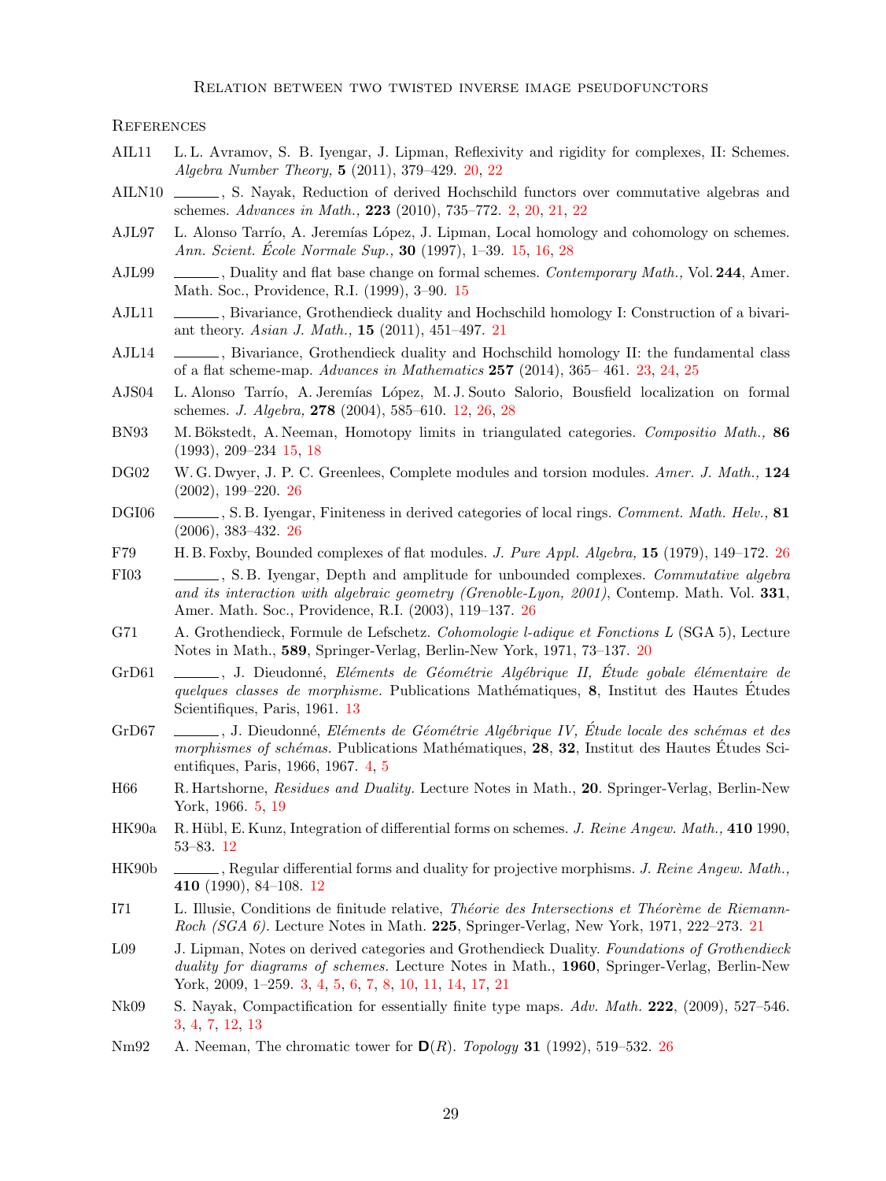## References

AIL11 L. L. Avramov, S. B. Iyengar, J. Lipman, Reflexivity and rigidity for complexes, II: Schemes. *Algebra Number Theory,* **5** (2011), 379–429. 20, 22

AILN10 ———, S. Nayak, Reduction of derived Hochschild functors over commutative algebras and schemes. *Advances in Math.,* **223** (2010), 735–772. 2, 20, 21, 22

AJL97 L. Alonso Tarrío, A. Jeremías López, J. Lipman, Local homology and cohomology on schemes. *Ann. Scient. École Normale Sup.,* **30** (1997), 1–39. 15, 16, 28

AJL99 ———, Duality and flat base change on formal schemes. *Contemporary Math.,* Vol. **244**, Amer. Math. Soc., Providence, R.I. (1999), 3–90. 15

AJL11 ———, Bivariance, Grothendieck duality and Hochschild homology I: Construction of a bivariant theory. *Asian J. Math.,* **15** (2011), 451–497. 21

AJL14 ———, Bivariance, Grothendieck duality and Hochschild homology II: the fundamental class of a flat scheme-map. *Advances in Mathematics* **257** (2014), 365– 461. 23, 24, 25

AJS04 L. Alonso Tarrío, A. Jeremías López, M. J. Souto Salorio, Bousfield localization on formal schemes. *J. Algebra,* **278** (2004), 585–610. 12, 26, 28

BN93 M. Bökstedt, A. Neeman, Homotopy limits in triangulated categories. *Compositio Math.,* **86** (1993), 209–234 15, 18

DG02 W. G. Dwyer, J. P. C. Greenlees, Complete modules and torsion modules. *Amer. J. Math.,* **124** (2002), 199–220. 26

DGI06 ———, S. B. Iyengar, Finiteness in derived categories of local rings. *Comment. Math. Helv.,* **81** (2006), 383–432. 26

F79 H. B. Foxby, Bounded complexes of flat modules. *J. Pure Appl. Algebra,* **15** (1979), 149–172. 26

FI03 ———, S. B. Iyengar, Depth and amplitude for unbounded complexes. *Commutative algebra and its interaction with algebraic geometry (Grenoble-Lyon, 2001)*, Contemp. Math. Vol. **331**, Amer. Math. Soc., Providence, R.I. (2003), 119–137. 26

G71 A. Grothendieck, Formule de Lefschetz. *Cohomologie l-adique et Fonctions L* (SGA 5), Lecture Notes in Math., **589**, Springer-Verlag, Berlin-New York, 1971, 73–137. 20

GrD61 ———, J. Dieudonné, *Eléments de Géométrie Algébrique II, Étude gobale élémentaire de quelques classes de morphisme.* Publications Mathématiques, **8**, Institut des Hautes Études Scientifiques, Paris, 1961. 13

GrD67 ———, J. Dieudonné, *Eléments de Géométrie Algébrique IV, Étude locale des schémas et des morphismes of schémas.* Publications Mathématiques, **28**, **32**, Institut des Hautes Études Scientifiques, Paris, 1966, 1967. 4, 5

H66 R. Hartshorne, *Residues and Duality.* Lecture Notes in Math., **20**. Springer-Verlag, Berlin-New York, 1966. 5, 19

HK90a R. Hübl, E. Kunz, Integration of differential forms on schemes. *J. Reine Angew. Math.,* **410** 1990, 53–83. 12

HK90b ———, Regular differential forms and duality for projective morphisms. *J. Reine Angew. Math.,* **410** (1990), 84–108. 12

I71 L. Illusie, Conditions de finitude relative, *Théorie des Intersections et Théorème de Riemann-Roch (SGA 6).* Lecture Notes in Math. **225**, Springer-Verlag, New York, 1971, 222–273. 21

L09 J. Lipman, Notes on derived categories and Grothendieck Duality. *Foundations of Grothendieck duality for diagrams of schemes.* Lecture Notes in Math., **1960**, Springer-Verlag, Berlin-New York, 2009, 1–259. 3, 4, 5, 6, 7, 8, 10, 11, 14, 17, 21

Nk09 S. Nayak, Compactification for essentially finite type maps. *Adv. Math.* **222**, (2009), 527–546. 3, 4, 7, 12, 13

Nm92 A. Neeman, The chromatic tower for $\mathbf{D}(R)$. *Topology* **31** (1992), 519–532. 26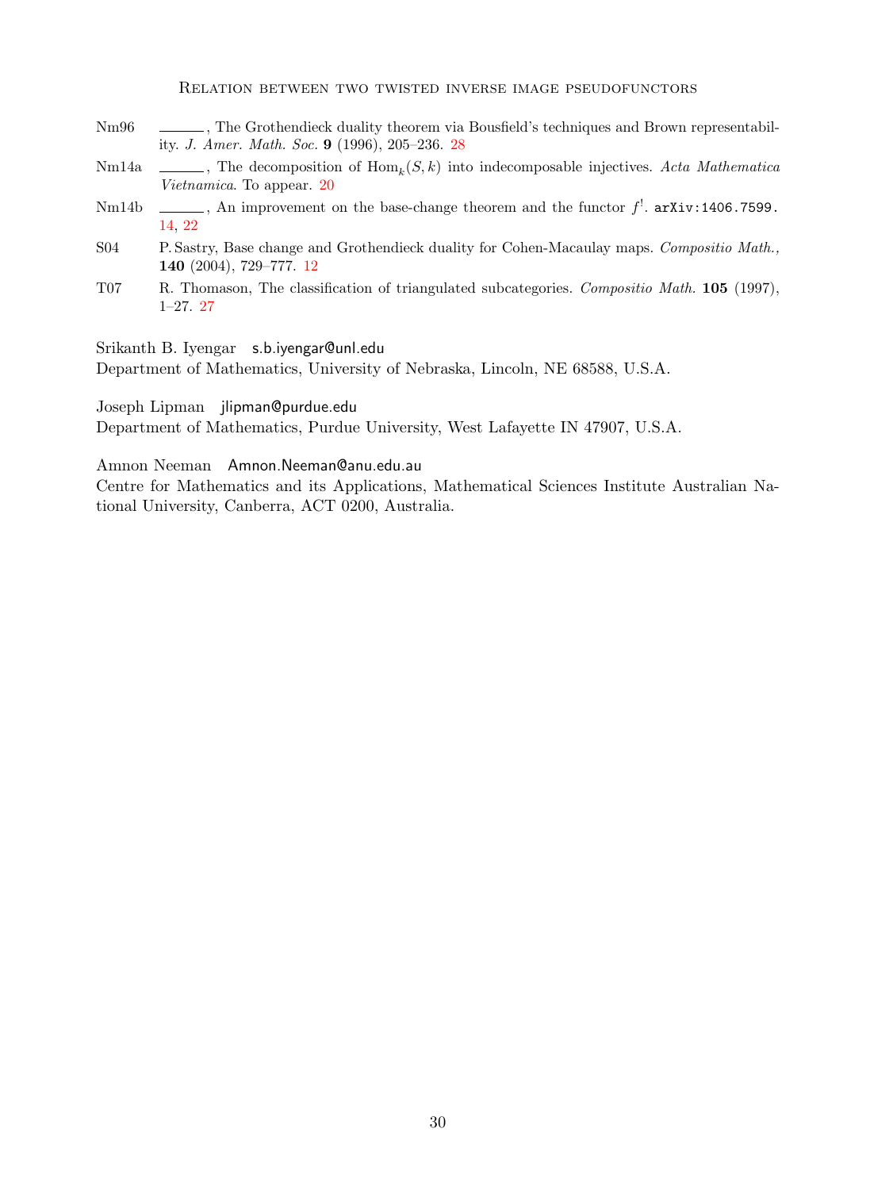Nm96 ______, The Grothendieck duality theorem via Bousfield's techniques and Brown representability. *J. Amer. Math. Soc.* **9** (1996), 205–236. 28

Nm14a ______, The decomposition of $\mathrm{Hom}_k(S,k)$ into indecomposable injectives. *Acta Mathematica Vietnamica*. To appear. 20

Nm14b ______, An improvement on the base-change theorem and the functor $f^!$. `arXiv:1406.7599.` 14, 22

S04 P. Sastry, Base change and Grothendieck duality for Cohen-Macaulay maps. *Compositio Math.,* **140** (2004), 729–777. 12

T07 R. Thomason, The classification of triangulated subcategories. *Compositio Math.* **105** (1997), 1–27. 27

Srikanth B. Iyengar s.b.iyengar@unl.edu
Department of Mathematics, University of Nebraska, Lincoln, NE 68588, U.S.A.

Joseph Lipman jlipman@purdue.edu
Department of Mathematics, Purdue University, West Lafayette IN 47907, U.S.A.

Amnon Neeman Amnon.Neeman@anu.edu.au
Centre for Mathematics and its Applications, Mathematical Sciences Institute Australian National University, Canberra, ACT 0200, Australia.